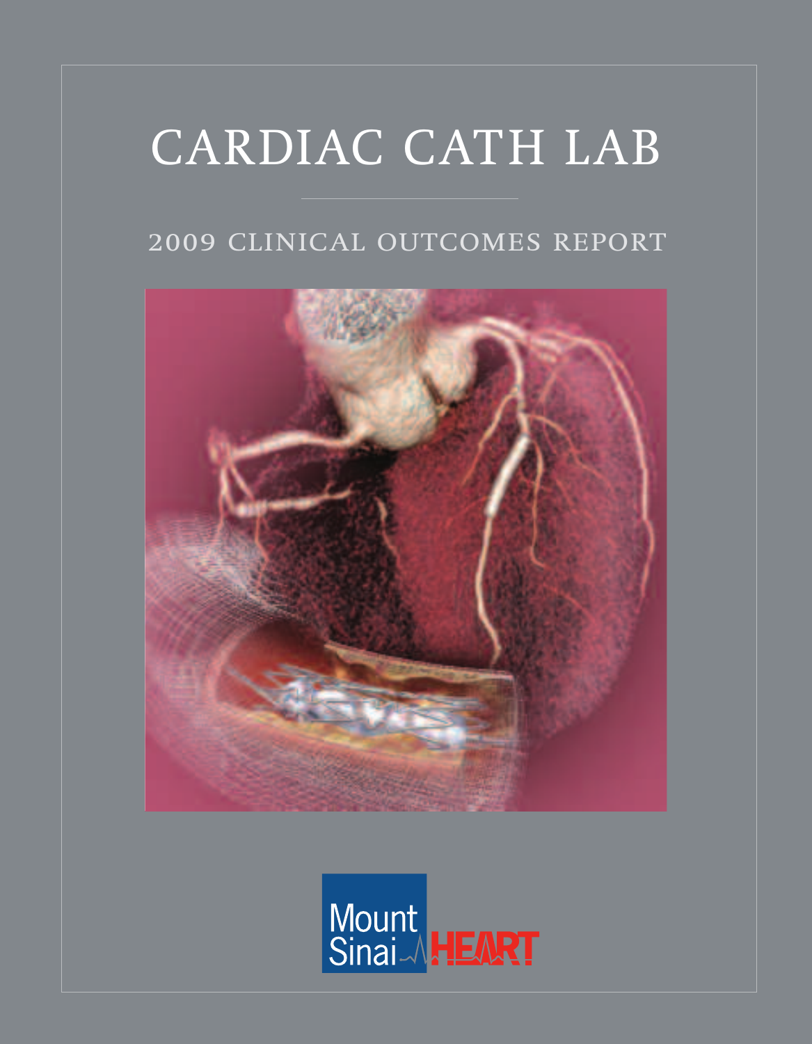# CARDIAC CATH LAB

## 2009 CLINICAL OUTCOMES REPORT

Mount Sinai HEART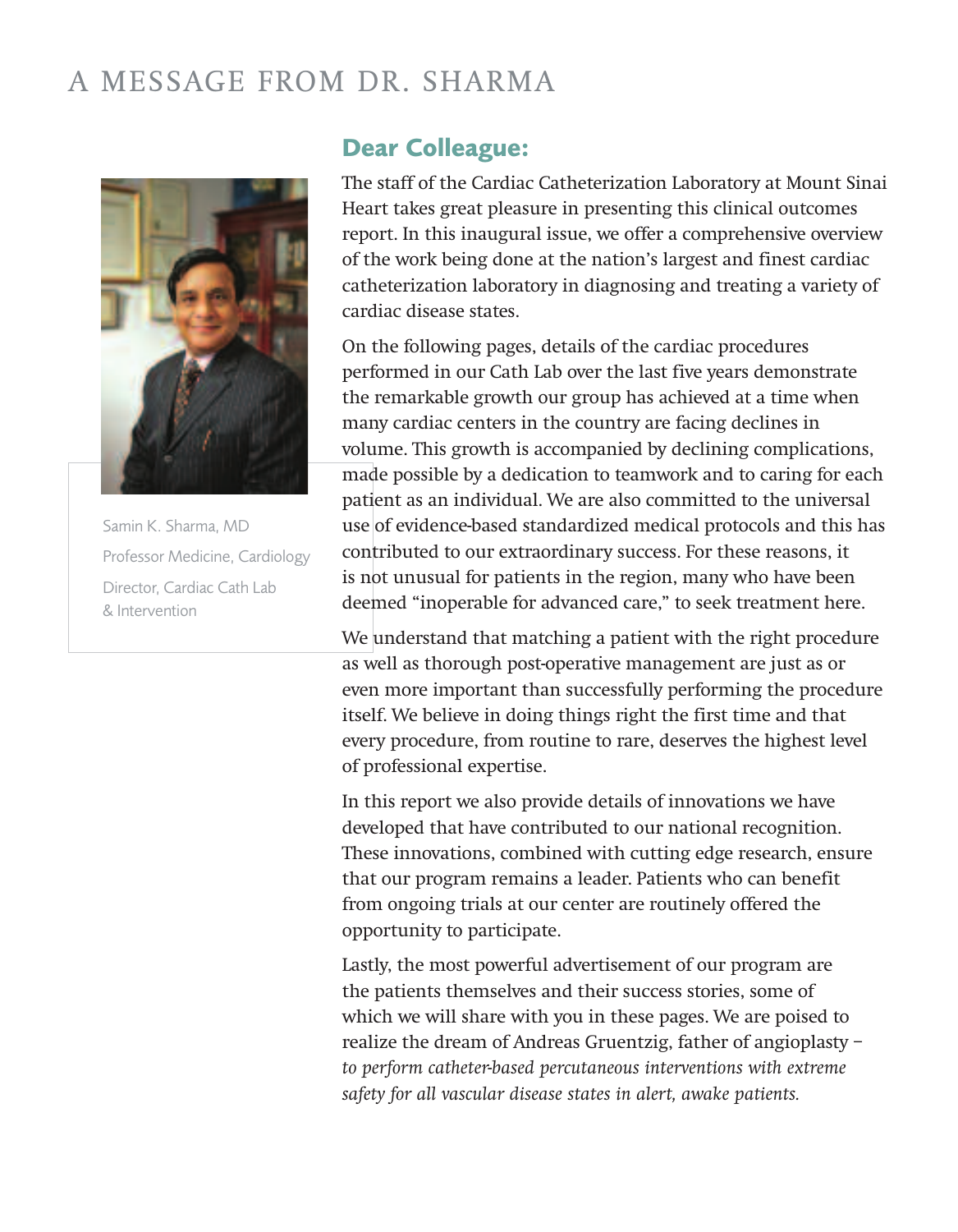# A MESSAGE FROM DR. SHARMA

Samin K. Sharma, MD

Professor Medicine, Cardiology

Director, Cardiac Cath Lab & Intervention

## Dear Colleague:

The staff of the Cardiac Catheterization Laboratory at Mount Sinai Heart takes great pleasure in presenting this clinical outcomes report. In this inaugural issue, we offer a comprehensive overview of the work being done at the nation's largest and finest cardiac catheterization laboratory in diagnosing and treating a variety of cardiac disease states.

On the following pages, details of the cardiac procedures performed in our Cath Lab over the last five years demonstrate the remarkable growth our group has achieved at a time when many cardiac centers in the country are facing declines in volume. This growth is accompanied by declining complications, made possible by a dedication to teamwork and to caring for each patient as an individual. We are also committed to the universal use of evidence-based standardized medical protocols and this has contributed to our extraordinary success. For these reasons, it is not unusual for patients in the region, many who have been deemed "inoperable for advanced care," to seek treatment here.

We understand that matching a patient with the right procedure as well as thorough post-operative management are just as or even more important than successfully performing the procedure itself. We believe in doing things right the first time and that every procedure, from routine to rare, deserves the highest level of professional expertise.

In this report we also provide details of innovations we have developed that have contributed to our national recognition. These innovations, combined with cutting edge research, ensure that our program remains a leader. Patients who can benefit from ongoing trials at our center are routinely offered the opportunity to participate.

Lastly, the most powerful advertisement of our program are the patients themselves and their success stories, some of which we will share with you in these pages. We are poised to realize the dream of Andreas Gruentzig, father of angioplasty – *to perform catheter-based percutaneous interventions with extreme safety for all vascular disease states in alert, awake patients.*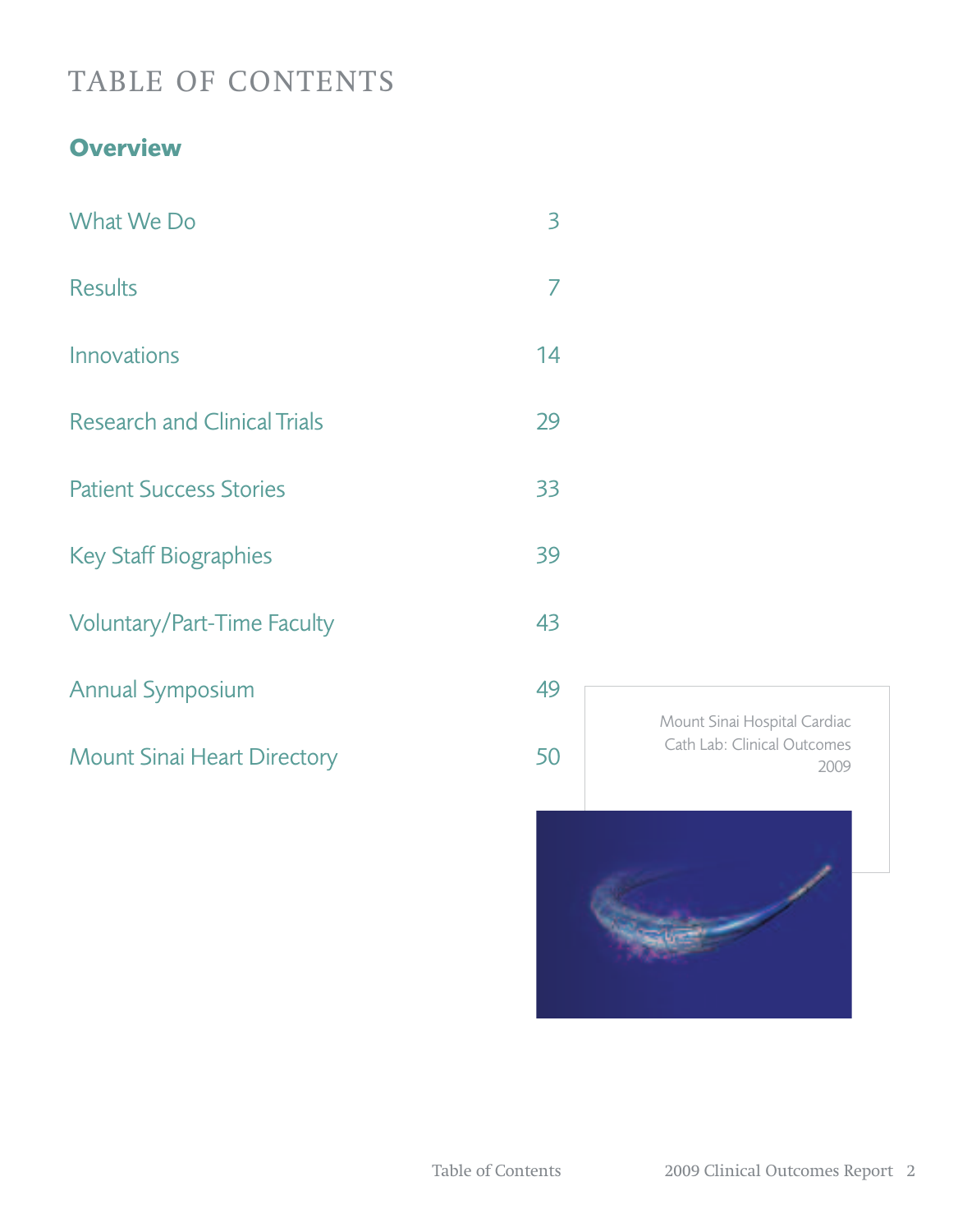# TABLE OF CONTENTS

## Overview

| | |
|---|---|
| What We Do | 3 |
| Results | 7 |
| Innovations | 14 |
| Research and Clinical Trials | 29 |
| Patient Success Stories | 33 |
| Key Staff Biographies | 39 |
| Voluntary/Part-Time Faculty | 43 |
| Annual Symposium | 49 |
| Mount Sinai Heart Directory | 50 |

Mount Sinai Hospital Cardiac Cath Lab: Clinical Outcomes 2009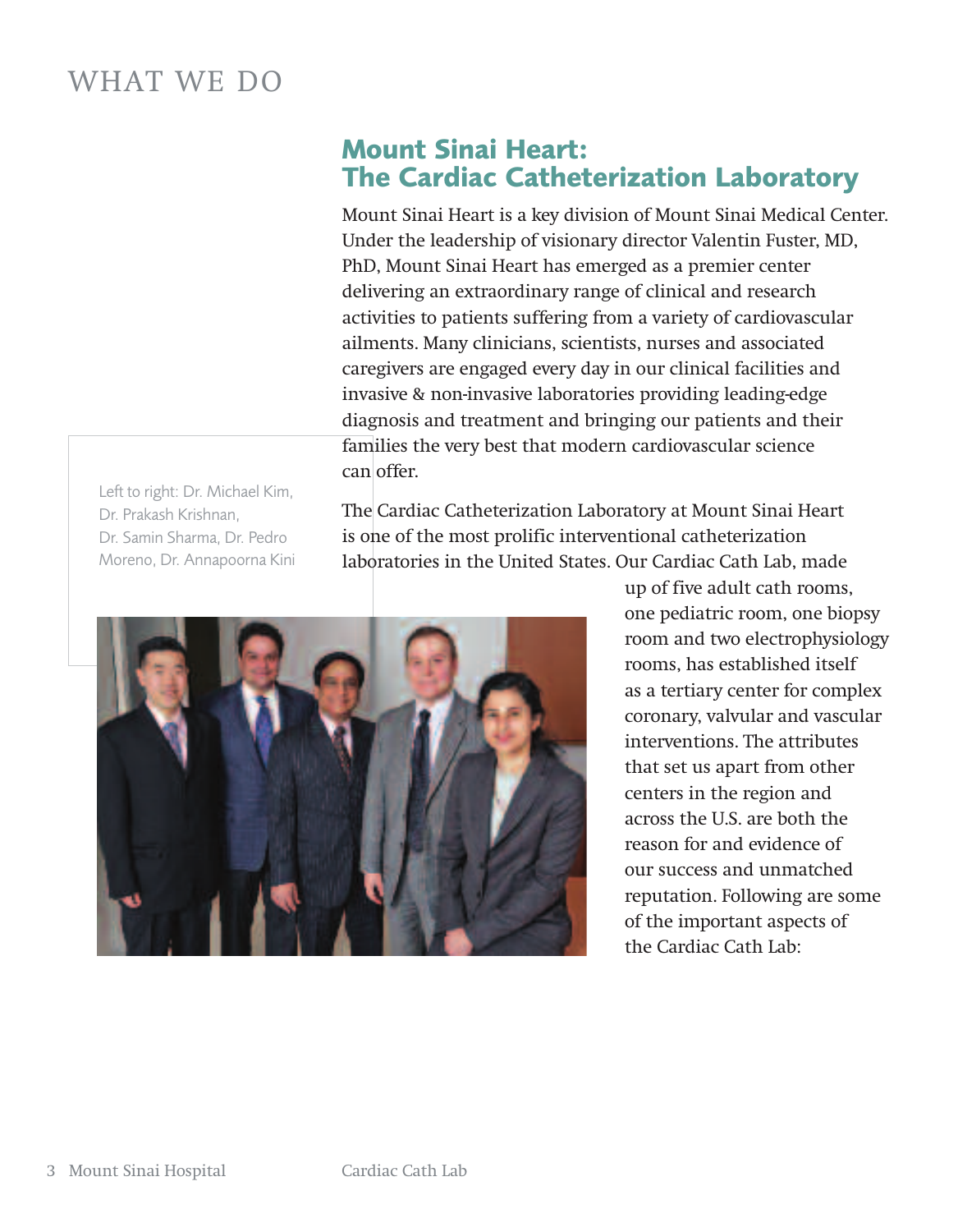# WHAT WE DO

## Mount Sinai Heart: The Cardiac Catheterization Laboratory

Mount Sinai Heart is a key division of Mount Sinai Medical Center. Under the leadership of visionary director Valentin Fuster, MD, PhD, Mount Sinai Heart has emerged as a premier center delivering an extraordinary range of clinical and research activities to patients suffering from a variety of cardiovascular ailments. Many clinicians, scientists, nurses and associated caregivers are engaged every day in our clinical facilities and invasive & non-invasive laboratories providing leading-edge diagnosis and treatment and bringing our patients and their families the very best that modern cardiovascular science can offer.

Left to right: Dr. Michael Kim, Dr. Prakash Krishnan, Dr. Samin Sharma, Dr. Pedro Moreno, Dr. Annapoorna Kini

The Cardiac Catheterization Laboratory at Mount Sinai Heart is one of the most prolific interventional catheterization laboratories in the United States. Our Cardiac Cath Lab, made up of five adult cath rooms, one pediatric room, one biopsy room and two electrophysiology rooms, has established itself as a tertiary center for complex coronary, valvular and vascular interventions. The attributes that set us apart from other centers in the region and across the U.S. are both the reason for and evidence of our success and unmatched reputation. Following are some of the important aspects of the Cardiac Cath Lab: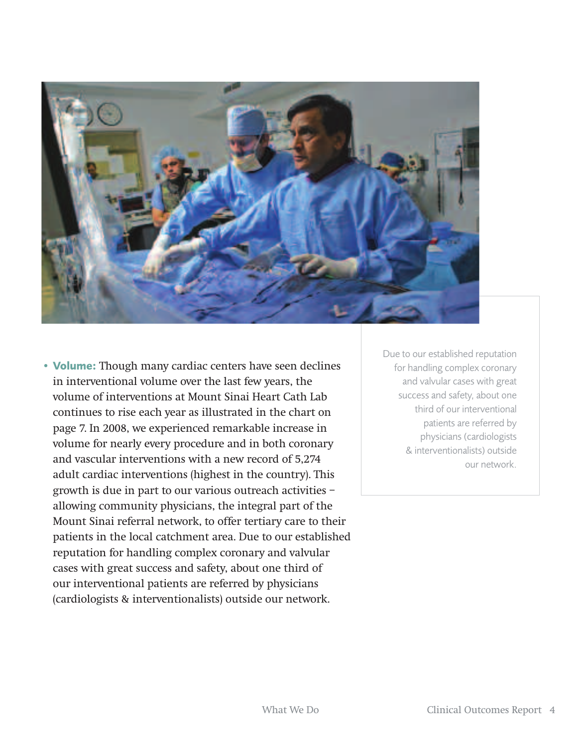- **Volume:** Though many cardiac centers have seen declines in interventional volume over the last few years, the volume of interventions at Mount Sinai Heart Cath Lab continues to rise each year as illustrated in the chart on page 7. In 2008, we experienced remarkable increase in volume for nearly every procedure and in both coronary and vascular interventions with a new record of 5,274 adult cardiac interventions (highest in the country). This growth is due in part to our various outreach activities – allowing community physicians, the integral part of the Mount Sinai referral network, to offer tertiary care to their patients in the local catchment area. Due to our established reputation for handling complex coronary and valvular cases with great success and safety, about one third of our interventional patients are referred by physicians (cardiologists & interventionalists) outside our network.

Due to our established reputation for handling complex coronary and valvular cases with great success and safety, about one third of our interventional patients are referred by physicians (cardiologists & interventionalists) outside our network.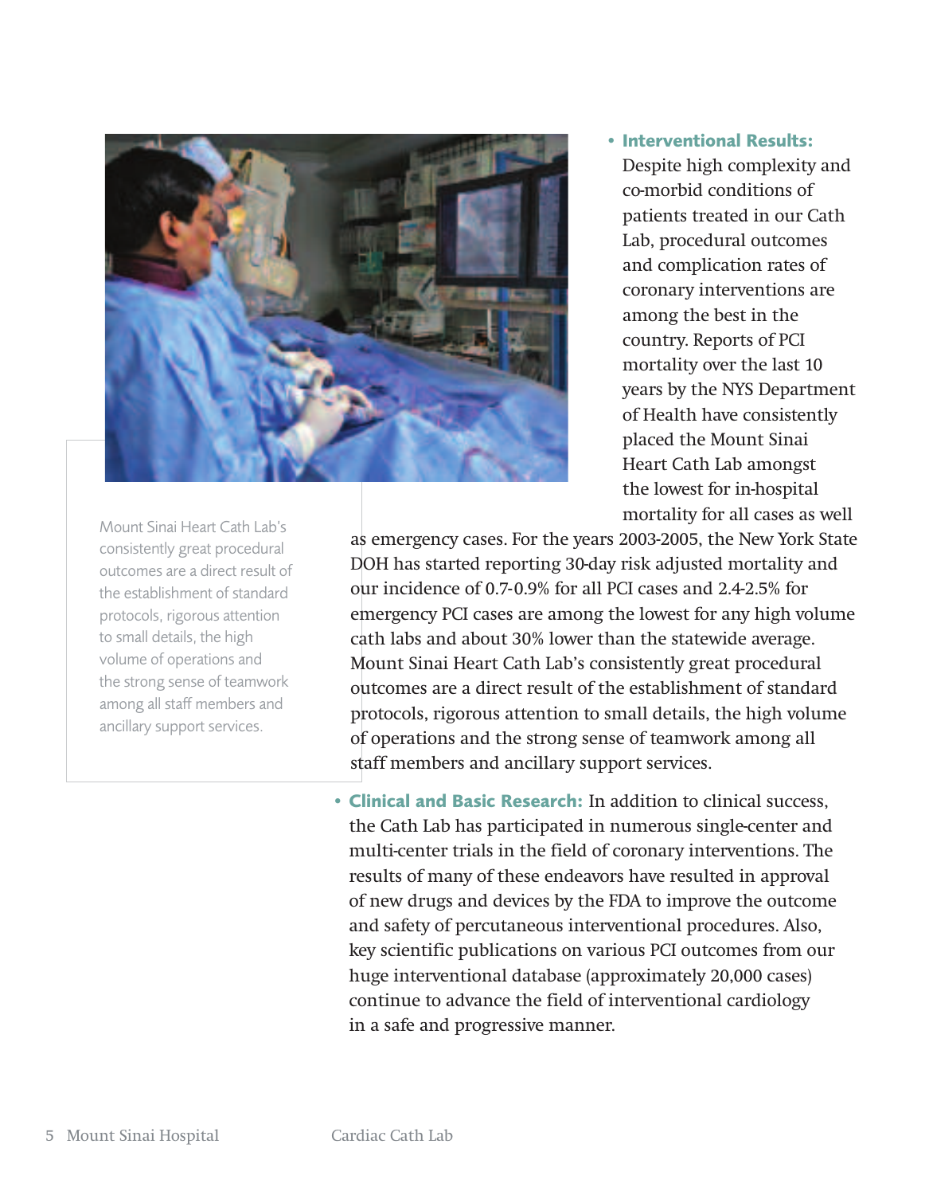- **Interventional Results:** Despite high complexity and co-morbid conditions of patients treated in our Cath Lab, procedural outcomes and complication rates of coronary interventions are among the best in the country. Reports of PCI mortality over the last 10 years by the NYS Department of Health have consistently placed the Mount Sinai Heart Cath Lab amongst the lowest for in-hospital mortality for all cases as well as emergency cases. For the years 2003-2005, the New York State DOH has started reporting 30-day risk adjusted mortality and our incidence of 0.7-0.9% for all PCI cases and 2.4-2.5% for emergency PCI cases are among the lowest for any high volume cath labs and about 30% lower than the statewide average. Mount Sinai Heart Cath Lab's consistently great procedural outcomes are a direct result of the establishment of standard protocols, rigorous attention to small details, the high volume of operations and the strong sense of teamwork among all staff members and ancillary support services.

Mount Sinai Heart Cath Lab's consistently great procedural outcomes are a direct result of the establishment of standard protocols, rigorous attention to small details, the high volume of operations and the strong sense of teamwork among all staff members and ancillary support services.

- **Clinical and Basic Research:** In addition to clinical success, the Cath Lab has participated in numerous single-center and multi-center trials in the field of coronary interventions. The results of many of these endeavors have resulted in approval of new drugs and devices by the FDA to improve the outcome and safety of percutaneous interventional procedures. Also, key scientific publications on various PCI outcomes from our huge interventional database (approximately 20,000 cases) continue to advance the field of interventional cardiology in a safe and progressive manner.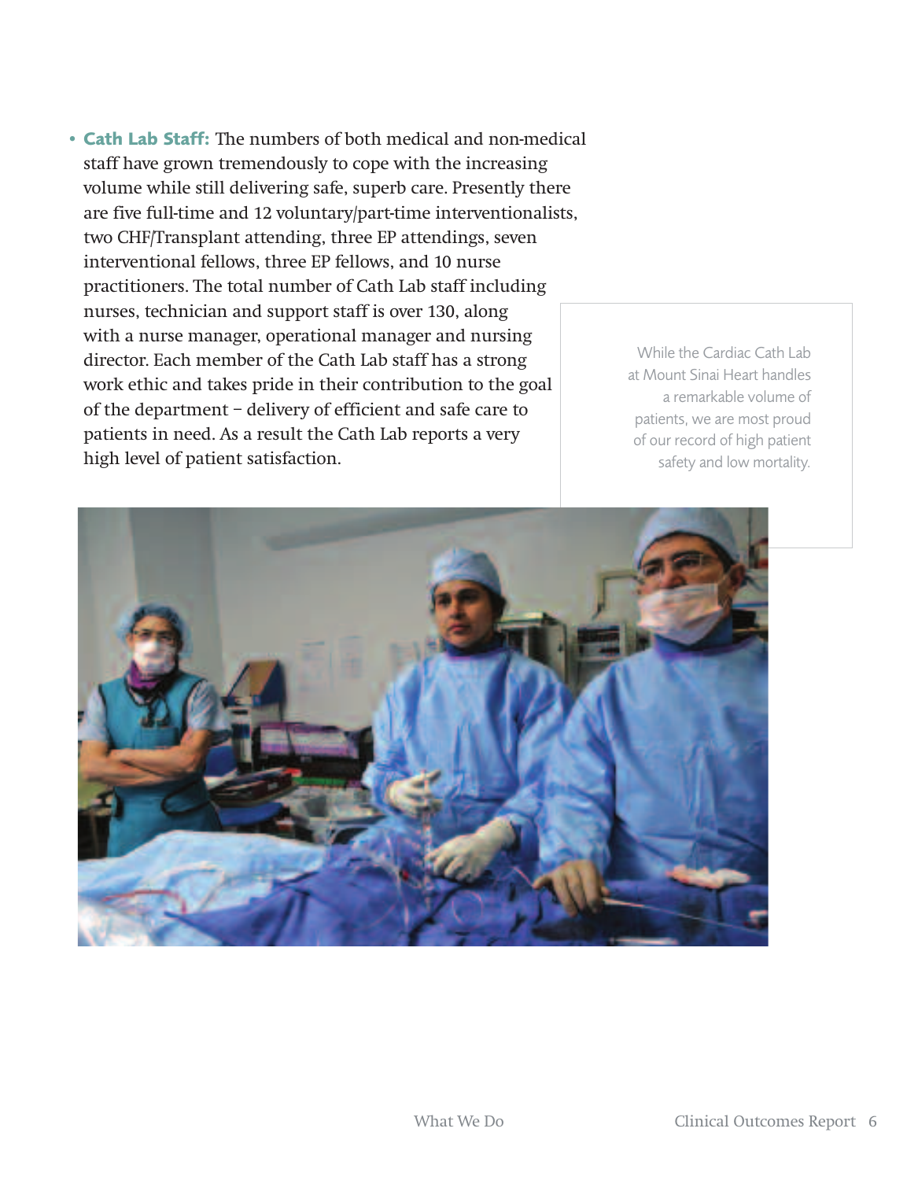- **Cath Lab Staff:** The numbers of both medical and non-medical staff have grown tremendously to cope with the increasing volume while still delivering safe, superb care. Presently there are five full-time and 12 voluntary/part-time interventionalists, two CHF/Transplant attending, three EP attendings, seven interventional fellows, three EP fellows, and 10 nurse practitioners. The total number of Cath Lab staff including nurses, technician and support staff is over 130, along with a nurse manager, operational manager and nursing director. Each member of the Cath Lab staff has a strong work ethic and takes pride in their contribution to the goal of the department – delivery of efficient and safe care to patients in need. As a result the Cath Lab reports a very high level of patient satisfaction.

While the Cardiac Cath Lab at Mount Sinai Heart handles a remarkable volume of patients, we are most proud of our record of high patient safety and low mortality.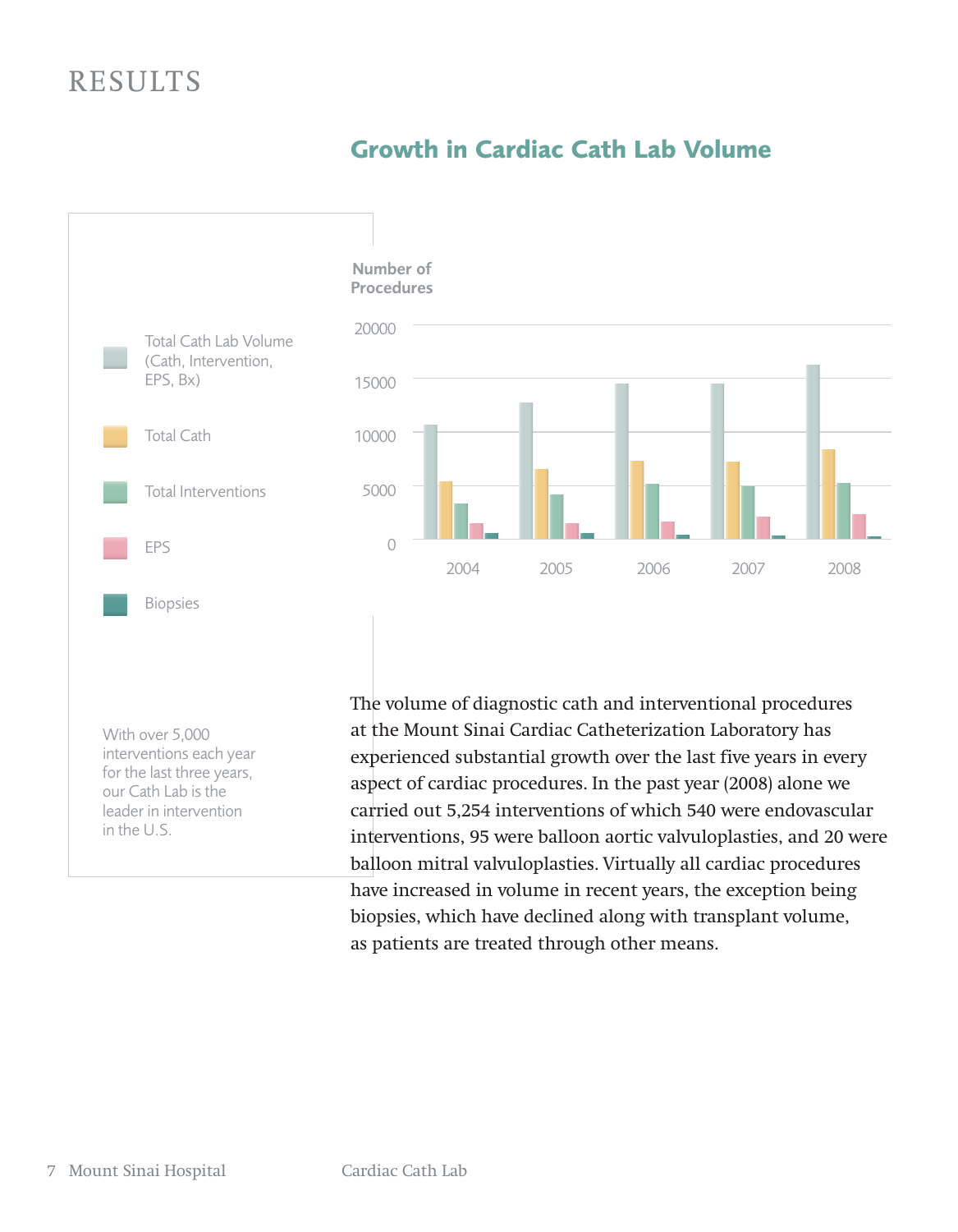# RESULTS

## Growth in Cardiac Cath Lab Volume

Number of Procedures

20000
15000
10000
5000
0

2004
2005
2006
2007
2008

Total Cath Lab Volume (Cath, Intervention, EPS, Bx)

Total Cath

Total Interventions

EPS

Biopsies

With over 5,000 interventions each year for the last three years, our Cath Lab is the leader in intervention in the U.S.

The volume of diagnostic cath and interventional procedures at the Mount Sinai Cardiac Catheterization Laboratory has experienced substantial growth over the last five years in every aspect of cardiac procedures. In the past year (2008) alone we carried out 5,254 interventions of which 540 were endovascular interventions, 95 were balloon aortic valvuloplasties, and 20 were balloon mitral valvuloplasties. Virtually all cardiac procedures have increased in volume in recent years, the exception being biopsies, which have declined along with transplant volume, as patients are treated through other means.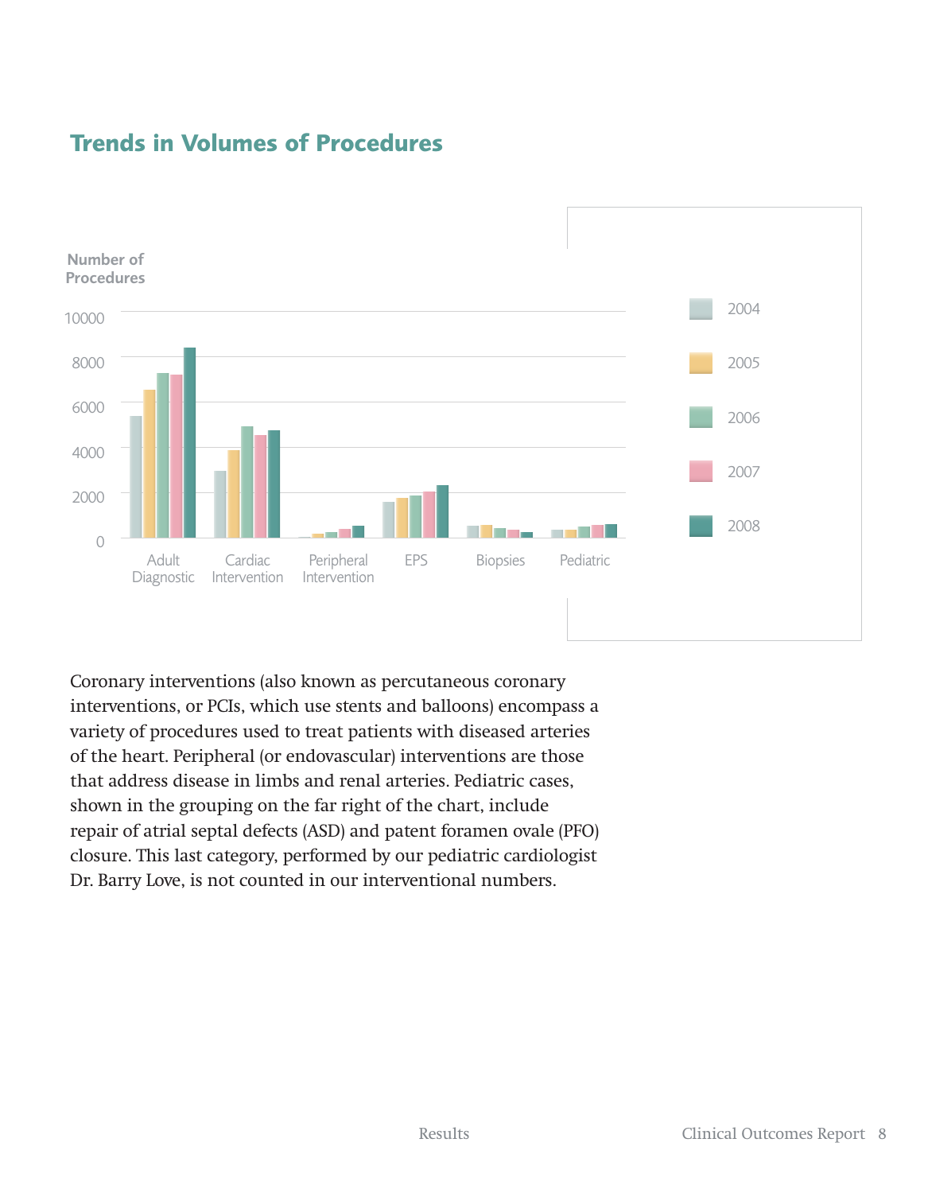## Trends in Volumes of Procedures

Number of Procedures

10000
8000
6000
4000
2000
0

Adult Diagnostic
Cardiac Intervention
Peripheral Intervention
EPS
Biopsies
Pediatric

2004
2005
2006
2007
2008

Coronary interventions (also known as percutaneous coronary interventions, or PCIs, which use stents and balloons) encompass a variety of procedures used to treat patients with diseased arteries of the heart. Peripheral (or endovascular) interventions are those that address disease in limbs and renal arteries. Pediatric cases, shown in the grouping on the far right of the chart, include repair of atrial septal defects (ASD) and patent foramen ovale (PFO) closure. This last category, performed by our pediatric cardiologist Dr. Barry Love, is not counted in our interventional numbers.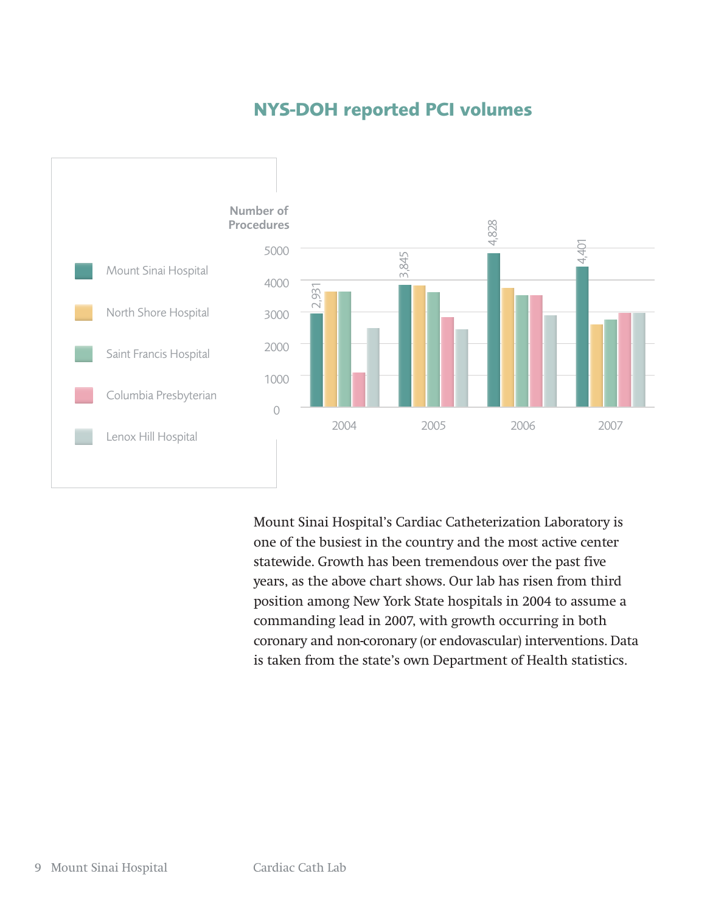## NYS-DOH reported PCI volumes

Number of Procedures

5000
4000
3000
2000
1000
0

2004
2005
2006
2007

2,931
3,845
4,828
4,401

Mount Sinai Hospital
North Shore Hospital
Saint Francis Hospital
Columbia Presbyterian
Lenox Hill Hospital

Mount Sinai Hospital's Cardiac Catheterization Laboratory is one of the busiest in the country and the most active center statewide. Growth has been tremendous over the past five years, as the above chart shows. Our lab has risen from third position among New York State hospitals in 2004 to assume a commanding lead in 2007, with growth occurring in both coronary and non-coronary (or endovascular) interventions. Data is taken from the state's own Department of Health statistics.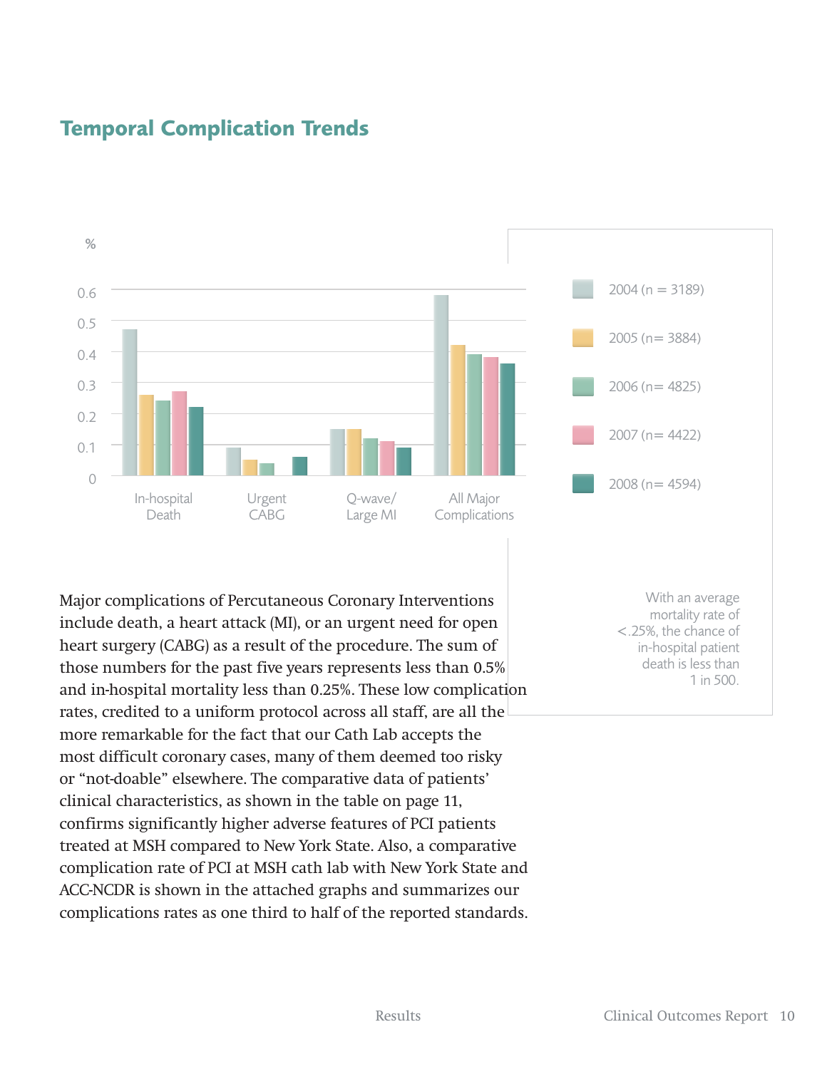## Temporal Complication Trends

%

0.6
0.5
0.4
0.3
0.2
0.1
0

In-hospital Death
Urgent CABG
Q-wave/ Large MI
All Major Complications

2004 (n = 3189)
2005 (n= 3884)
2006 (n= 4825)
2007 (n= 4422)
2008 (n= 4594)

Major complications of Percutaneous Coronary Interventions include death, a heart attack (MI), or an urgent need for open heart surgery (CABG) as a result of the procedure. The sum of those numbers for the past five years represents less than 0.5% and in-hospital mortality less than 0.25%. These low complication rates, credited to a uniform protocol across all staff, are all the more remarkable for the fact that our Cath Lab accepts the most difficult coronary cases, many of them deemed too risky or "not-doable" elsewhere. The comparative data of patients' clinical characteristics, as shown in the table on page 11, confirms significantly higher adverse features of PCI patients treated at MSH compared to New York State. Also, a comparative complication rate of PCI at MSH cath lab with New York State and ACC-NCDR is shown in the attached graphs and summarizes our complications rates as one third to half of the reported standards.

With an average mortality rate of <.25%, the chance of in-hospital patient death is less than 1 in 500.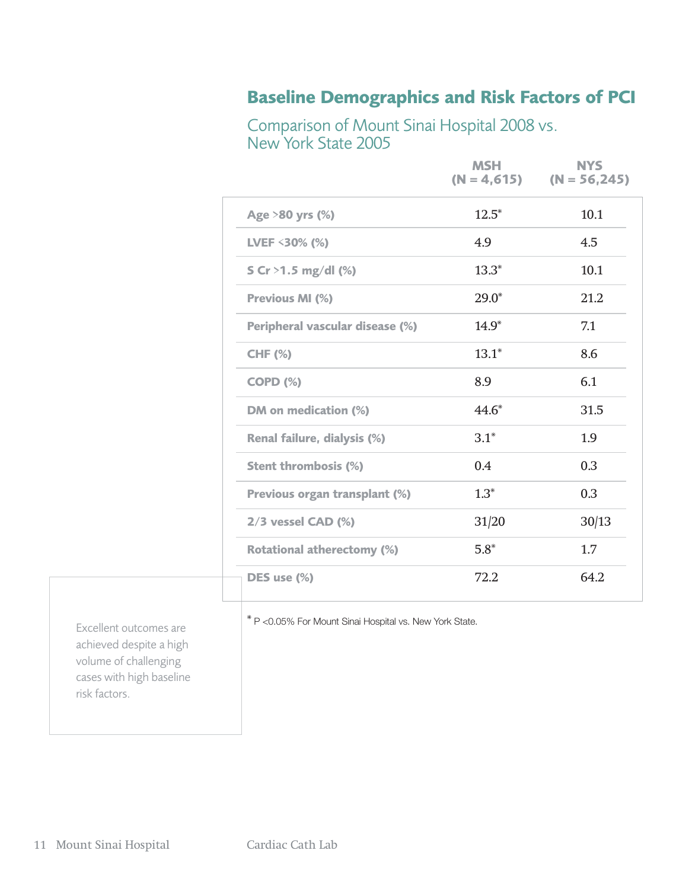## Baseline Demographics and Risk Factors of PCI

### Comparison of Mount Sinai Hospital 2008 vs. New York State 2005

| | MSH (N = 4,615) | NYS (N = 56,245) |
|---|---|---|
| Age >80 yrs (%) | 12.5* | 10.1 |
| LVEF <30% (%) | 4.9 | 4.5 |
| S Cr >1.5 mg/dl (%) | 13.3* | 10.1 |
| Previous MI (%) | 29.0* | 21.2 |
| Peripheral vascular disease (%) | 14.9* | 7.1 |
| CHF (%) | 13.1* | 8.6 |
| COPD (%) | 8.9 | 6.1 |
| DM on medication (%) | 44.6* | 31.5 |
| Renal failure, dialysis (%) | 3.1* | 1.9 |
| Stent thrombosis (%) | 0.4 | 0.3 |
| Previous organ transplant (%) | 1.3* | 0.3 |
| 2/3 vessel CAD (%) | 31/20 | 30/13 |
| Rotational atherectomy (%) | 5.8* | 1.7 |
| DES use (%) | 72.2 | 64.2 |

* P <0.05% For Mount Sinai Hospital vs. New York State.

Excellent outcomes are achieved despite a high volume of challenging cases with high baseline risk factors.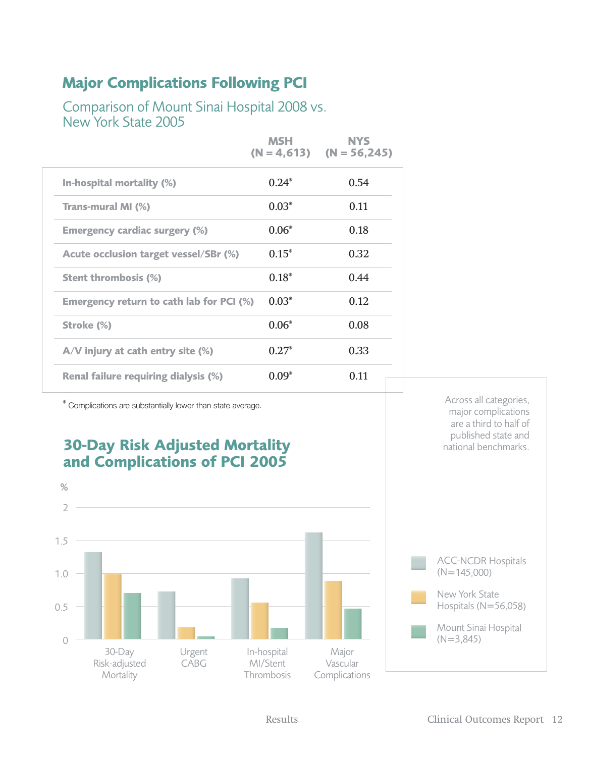## Major Complications Following PCI

### Comparison of Mount Sinai Hospital 2008 vs. New York State 2005

| | MSH (N = 4,613) | NYS (N = 56,245) |
|---|---|---|
| In-hospital mortality (%) | 0.24* | 0.54 |
| Trans-mural MI (%) | 0.03* | 0.11 |
| Emergency cardiac surgery (%) | 0.06* | 0.18 |
| Acute occlusion target vessel/SBr (%) | 0.15* | 0.32 |
| Stent thrombosis (%) | 0.18* | 0.44 |
| Emergency return to cath lab for PCI (%) | 0.03* | 0.12 |
| Stroke (%) | 0.06* | 0.08 |
| A/V injury at cath entry site (%) | 0.27* | 0.33 |
| Renal failure requiring dialysis (%) | 0.09* | 0.11 |

* Complications are substantially lower than state average.

Across all categories, major complications are a third to half of published state and national benchmarks.

## 30-Day Risk Adjusted Mortality and Complications of PCI 2005

%

2
1.5
1.0
0.5
0

30-Day Risk-adjusted Mortality
Urgent CABG
In-hospital MI/Stent Thrombosis
Major Vascular Complications

ACC-NCDR Hospitals (N=145,000)
New York State Hospitals (N=56,058)
Mount Sinai Hospital (N=3,845)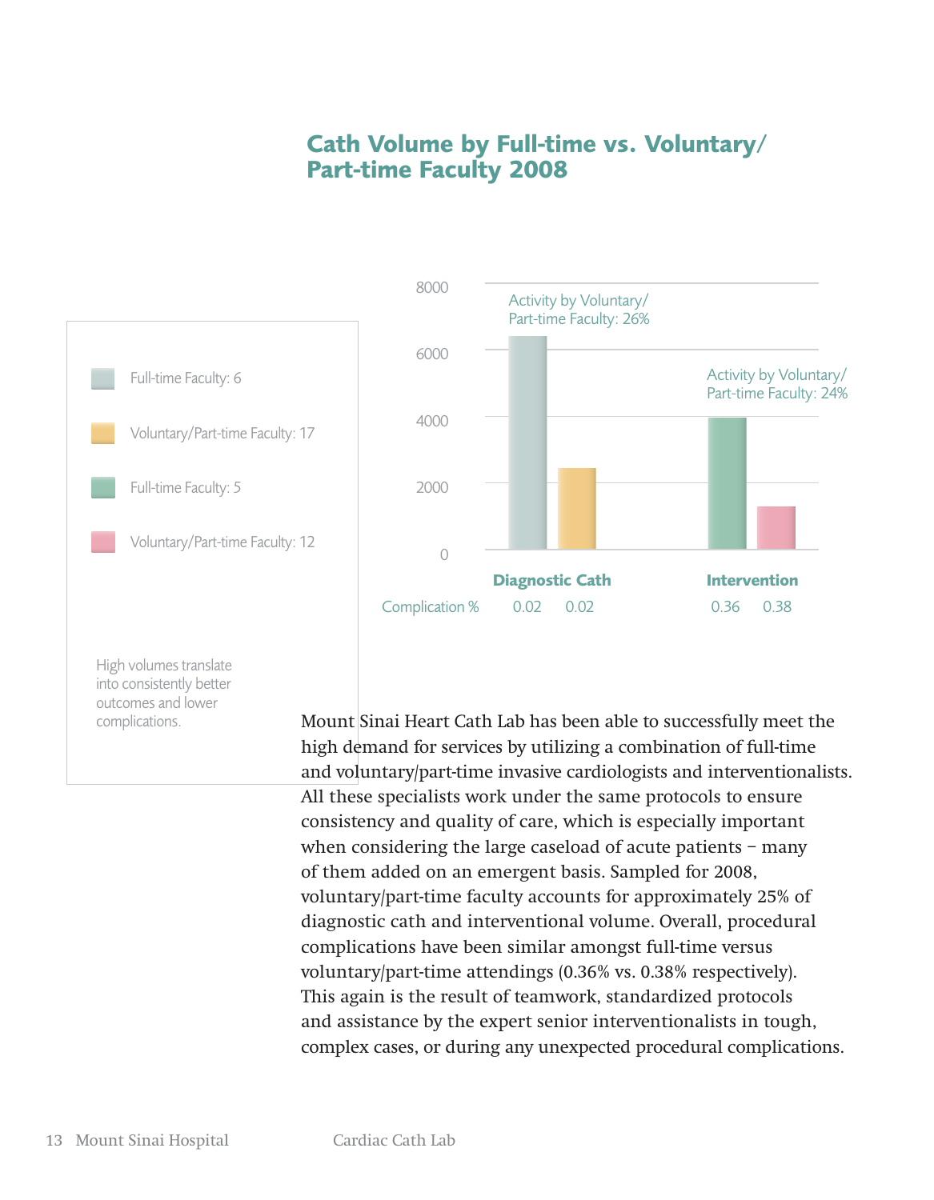## Cath Volume by Full-time vs. Voluntary/ Part-time Faculty 2008

Full-time Faculty: 6

Voluntary/Part-time Faculty: 17

Full-time Faculty: 5

Voluntary/Part-time Faculty: 12

8000
6000
4000
2000
0

Activity by Voluntary/ Part-time Faculty: 26%

Activity by Voluntary/ Part-time Faculty: 24%

Diagnostic Cath

Intervention

Complication %

0.02 0.02

0.36 0.38

High volumes translate into consistently better outcomes and lower complications.

Mount Sinai Heart Cath Lab has been able to successfully meet the high demand for services by utilizing a combination of full-time and voluntary/part-time invasive cardiologists and interventionalists. All these specialists work under the same protocols to ensure consistency and quality of care, which is especially important when considering the large caseload of acute patients – many of them added on an emergent basis. Sampled for 2008, voluntary/part-time faculty accounts for approximately 25% of diagnostic cath and interventional volume. Overall, procedural complications have been similar amongst full-time versus voluntary/part-time attendings (0.36% vs. 0.38% respectively). This again is the result of teamwork, standardized protocols and assistance by the expert senior interventionalists in tough, complex cases, or during any unexpected procedural complications.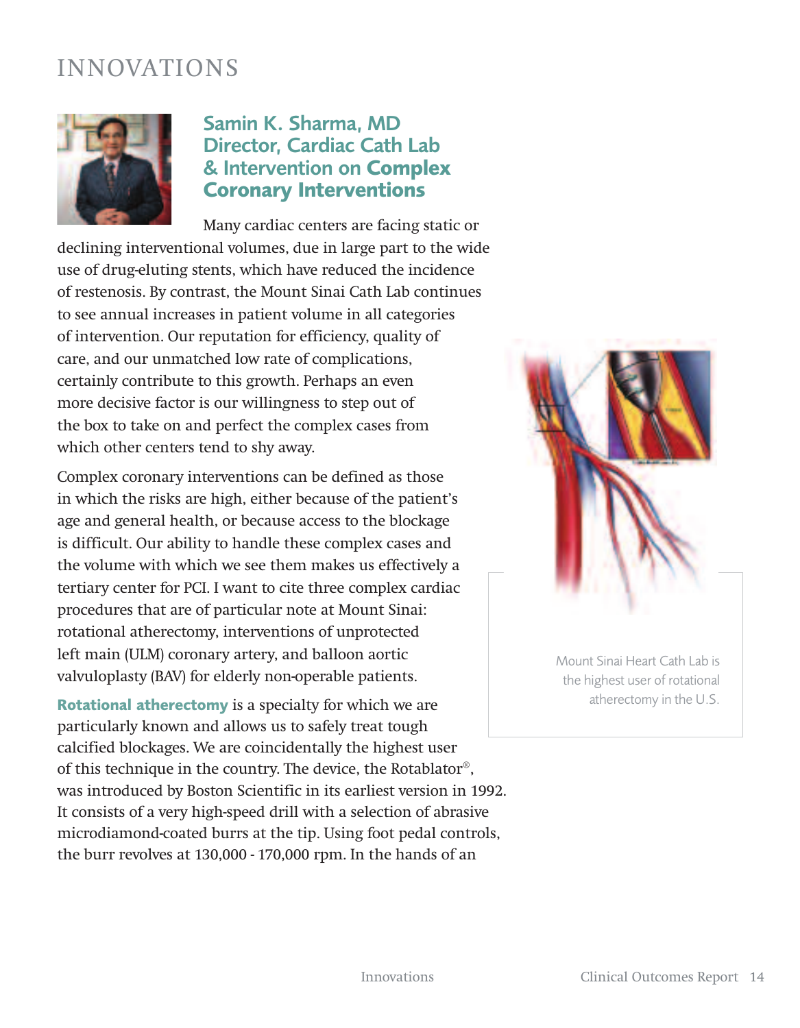# INNOVATIONS

## Samin K. Sharma, MD
## Director, Cardiac Cath Lab & Intervention on **Complex Coronary Interventions**

Many cardiac centers are facing static or declining interventional volumes, due in large part to the wide use of drug-eluting stents, which have reduced the incidence of restenosis. By contrast, the Mount Sinai Cath Lab continues to see annual increases in patient volume in all categories of intervention. Our reputation for efficiency, quality of care, and our unmatched low rate of complications, certainly contribute to this growth. Perhaps an even more decisive factor is our willingness to step out of the box to take on and perfect the complex cases from which other centers tend to shy away.

Complex coronary interventions can be defined as those in which the risks are high, either because of the patient's age and general health, or because access to the blockage is difficult. Our ability to handle these complex cases and the volume with which we see them makes us effectively a tertiary center for PCI. I want to cite three complex cardiac procedures that are of particular note at Mount Sinai: rotational atherectomy, interventions of unprotected left main (ULM) coronary artery, and balloon aortic valvuloplasty (BAV) for elderly non-operable patients.

Mount Sinai Heart Cath Lab is the highest user of rotational atherectomy in the U.S.

**Rotational atherectomy** is a specialty for which we are particularly known and allows us to safely treat tough calcified blockages. We are coincidentally the highest user of this technique in the country. The device, the Rotablator®, was introduced by Boston Scientific in its earliest version in 1992. It consists of a very high-speed drill with a selection of abrasive microdiamond-coated burrs at the tip. Using foot pedal controls, the burr revolves at 130,000 - 170,000 rpm. In the hands of an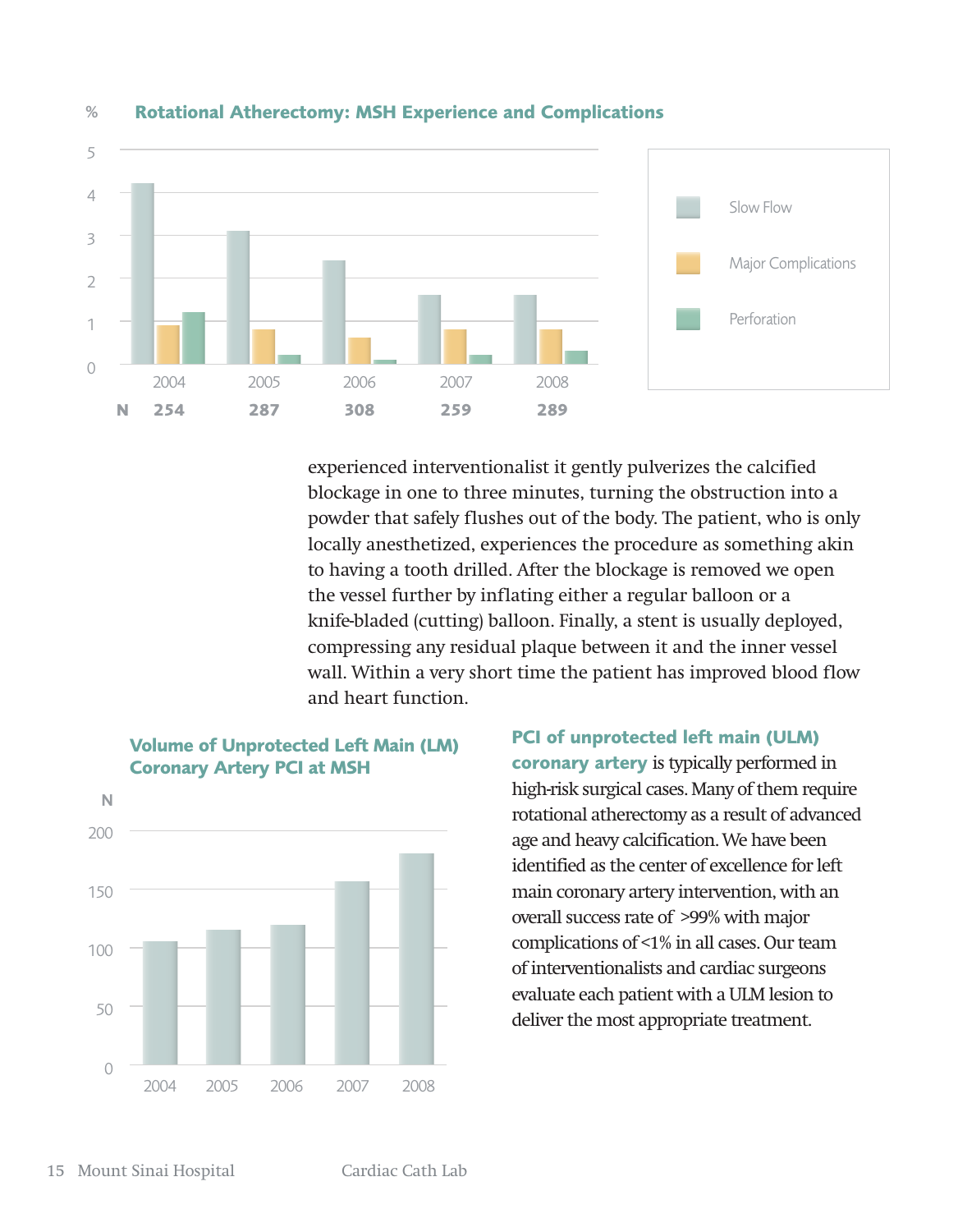## Rotational Atherectomy: MSH Experience and Complications

%

5
4
3
2
1
0

2004 2005 2006 2007 2008

N 254 287 308 259 289

Slow Flow

Major Complications

Perforation

experienced interventionalist it gently pulverizes the calcified blockage in one to three minutes, turning the obstruction into a powder that safely flushes out of the body. The patient, who is only locally anesthetized, experiences the procedure as something akin to having a tooth drilled. After the blockage is removed we open the vessel further by inflating either a regular balloon or a knife-bladed (cutting) balloon. Finally, a stent is usually deployed, compressing any residual plaque between it and the inner vessel wall. Within a very short time the patient has improved blood flow and heart function.

## Volume of Unprotected Left Main (LM) Coronary Artery PCI at MSH

N

200
150
100
50
0

2004 2005 2006 2007 2008

**PCI of unprotected left main (ULM) coronary artery** is typically performed in high-risk surgical cases. Many of them require rotational atherectomy as a result of advanced age and heavy calcification. We have been identified as the center of excellence for left main coronary artery intervention, with an overall success rate of >99% with major complications of <1% in all cases. Our team of interventionalists and cardiac surgeons evaluate each patient with a ULM lesion to deliver the most appropriate treatment.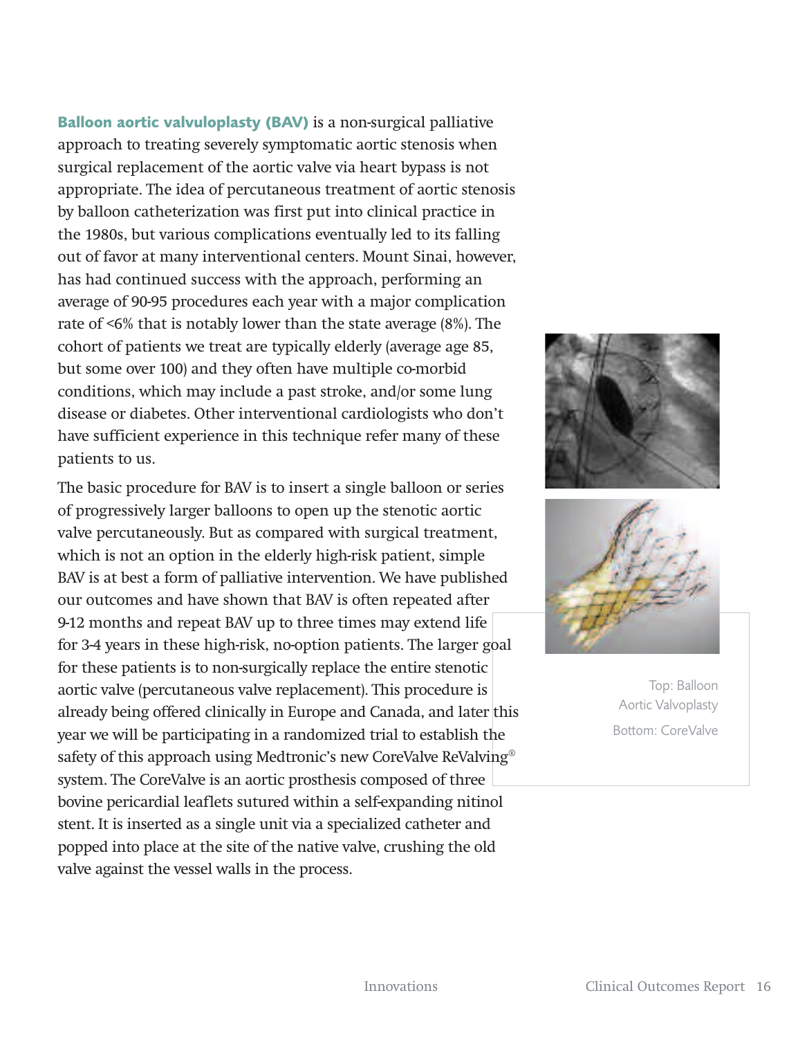**Balloon aortic valvuloplasty (BAV)** is a non-surgical palliative approach to treating severely symptomatic aortic stenosis when surgical replacement of the aortic valve via heart bypass is not appropriate. The idea of percutaneous treatment of aortic stenosis by balloon catheterization was first put into clinical practice in the 1980s, but various complications eventually led to its falling out of favor at many interventional centers. Mount Sinai, however, has had continued success with the approach, performing an average of 90-95 procedures each year with a major complication rate of <6% that is notably lower than the state average (8%). The cohort of patients we treat are typically elderly (average age 85, but some over 100) and they often have multiple co-morbid conditions, which may include a past stroke, and/or some lung disease or diabetes. Other interventional cardiologists who don't have sufficient experience in this technique refer many of these patients to us.

The basic procedure for BAV is to insert a single balloon or series of progressively larger balloons to open up the stenotic aortic valve percutaneously. But as compared with surgical treatment, which is not an option in the elderly high-risk patient, simple BAV is at best a form of palliative intervention. We have published our outcomes and have shown that BAV is often repeated after 9-12 months and repeat BAV up to three times may extend life for 3-4 years in these high-risk, no-option patients. The larger goal for these patients is to non-surgically replace the entire stenotic aortic valve (percutaneous valve replacement). This procedure is already being offered clinically in Europe and Canada, and later this year we will be participating in a randomized trial to establish the safety of this approach using Medtronic's new CoreValve ReValving® system. The CoreValve is an aortic prosthesis composed of three bovine pericardial leaflets sutured within a self-expanding nitinol stent. It is inserted as a single unit via a specialized catheter and popped into place at the site of the native valve, crushing the old valve against the vessel walls in the process.

Top: Balloon Aortic Valvoplasty

Bottom: CoreValve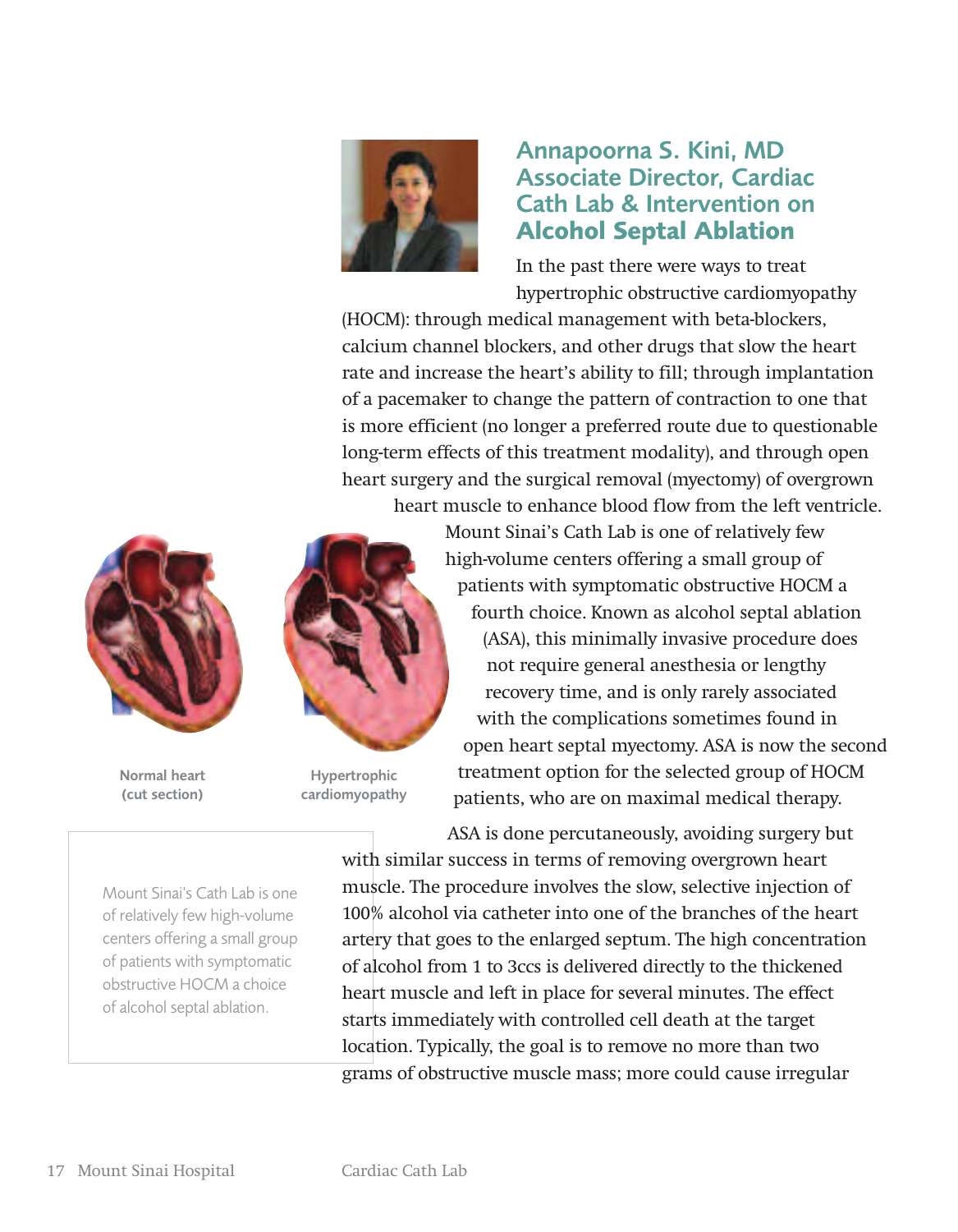## Annapoorna S. Kini, MD Associate Director, Cardiac Cath Lab & Intervention on Alcohol Septal Ablation

In the past there were ways to treat hypertrophic obstructive cardiomyopathy (HOCM): through medical management with beta-blockers, calcium channel blockers, and other drugs that slow the heart rate and increase the heart's ability to fill; through implantation of a pacemaker to change the pattern of contraction to one that is more efficient (no longer a preferred route due to questionable long-term effects of this treatment modality), and through open heart surgery and the surgical removal (myectomy) of overgrown heart muscle to enhance blood flow from the left ventricle. Mount Sinai's Cath Lab is one of relatively few high-volume centers offering a small group of patients with symptomatic obstructive HOCM a fourth choice. Known as alcohol septal ablation (ASA), this minimally invasive procedure does not require general anesthesia or lengthy recovery time, and is only rarely associated with the complications sometimes found in open heart septal myectomy. ASA is now the second treatment option for the selected group of HOCM patients, who are on maximal medical therapy.

Normal heart (cut section)

Hypertrophic cardiomyopathy

ASA is done percutaneously, avoiding surgery but with similar success in terms of removing overgrown heart muscle. The procedure involves the slow, selective injection of 100% alcohol via catheter into one of the branches of the heart artery that goes to the enlarged septum. The high concentration of alcohol from 1 to 3ccs is delivered directly to the thickened heart muscle and left in place for several minutes. The effect starts immediately with controlled cell death at the target location. Typically, the goal is to remove no more than two grams of obstructive muscle mass; more could cause irregular

> Mount Sinai's Cath Lab is one of relatively few high-volume centers offering a small group of patients with symptomatic obstructive HOCM a choice of alcohol septal ablation.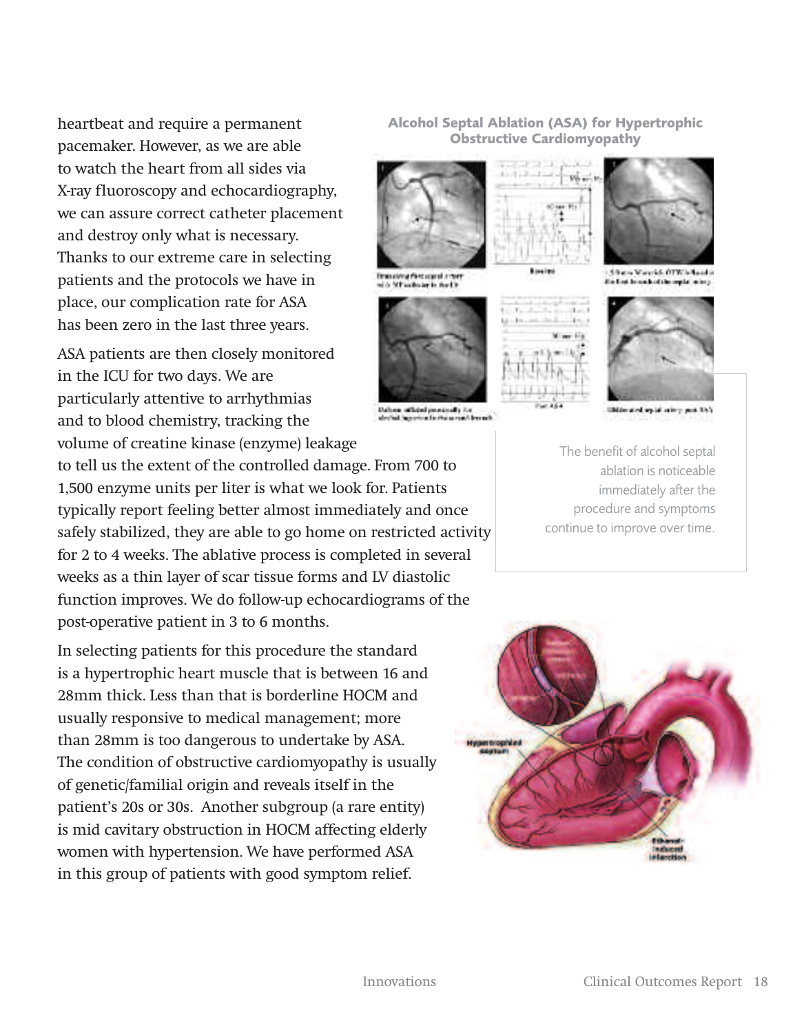heartbeat and require a permanent pacemaker. However, as we are able to watch the heart from all sides via X-ray fluoroscopy and echocardiography, we can assure correct catheter placement and destroy only what is necessary. Thanks to our extreme care in selecting patients and the protocols we have in place, our complication rate for ASA has been zero in the last three years.

ASA patients are then closely monitored in the ICU for two days. We are particularly attentive to arrhythmias and to blood chemistry, tracking the volume of creatine kinase (enzyme) leakage to tell us the extent of the controlled damage. From 700 to 1,500 enzyme units per liter is what we look for. Patients typically report feeling better almost immediately and once safely stabilized, they are able to go home on restricted activity for 2 to 4 weeks. The ablative process is completed in several weeks as a thin layer of scar tissue forms and LV diastolic function improves. We do follow-up echocardiograms of the post-operative patient in 3 to 6 months.

In selecting patients for this procedure the standard is a hypertrophic heart muscle that is between 16 and 28mm thick. Less than that is borderline HOCM and usually responsive to medical management; more than 28mm is too dangerous to undertake by ASA. The condition of obstructive cardiomyopathy is usually of genetic/familial origin and reveals itself in the patient's 20s or 30s. Another subgroup (a rare entity) is mid cavitary obstruction in HOCM affecting elderly women with hypertension. We have performed ASA in this group of patients with good symptom relief.

**Alcohol Septal Ablation (ASA) for Hypertrophic Obstructive Cardiomyopathy**

The benefit of alcohol septal ablation is noticeable immediately after the procedure and symptoms continue to improve over time.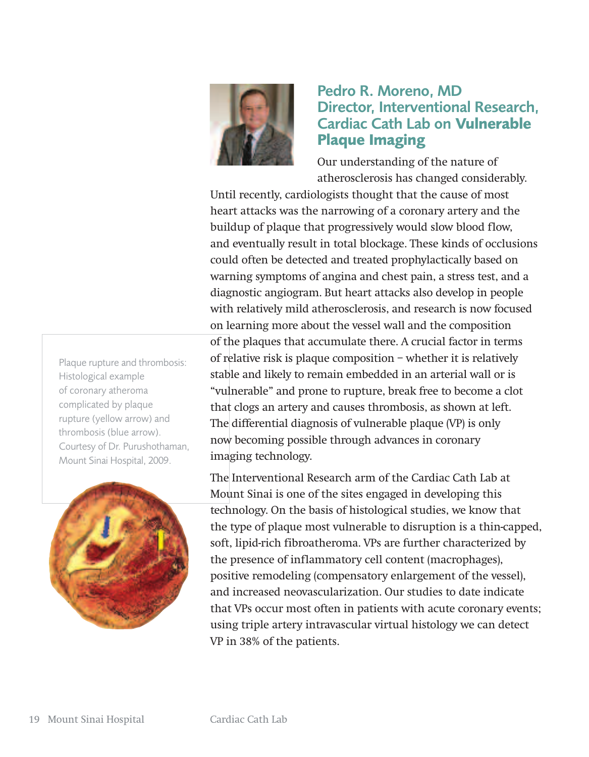## Pedro R. Moreno, MD
## Director, Interventional Research, Cardiac Cath Lab on **Vulnerable Plaque Imaging**

Our understanding of the nature of atherosclerosis has changed considerably. Until recently, cardiologists thought that the cause of most heart attacks was the narrowing of a coronary artery and the buildup of plaque that progressively would slow blood flow, and eventually result in total blockage. These kinds of occlusions could often be detected and treated prophylactically based on warning symptoms of angina and chest pain, a stress test, and a diagnostic angiogram. But heart attacks also develop in people with relatively mild atherosclerosis, and research is now focused on learning more about the vessel wall and the composition of the plaques that accumulate there. A crucial factor in terms of relative risk is plaque composition – whether it is relatively stable and likely to remain embedded in an arterial wall or is "vulnerable" and prone to rupture, break free to become a clot that clogs an artery and causes thrombosis, as shown at left. The differential diagnosis of vulnerable plaque (VP) is only now becoming possible through advances in coronary imaging technology.

Plaque rupture and thrombosis: Histological example of coronary atheroma complicated by plaque rupture (yellow arrow) and thrombosis (blue arrow). Courtesy of Dr. Purushothaman, Mount Sinai Hospital, 2009.

The Interventional Research arm of the Cardiac Cath Lab at Mount Sinai is one of the sites engaged in developing this technology. On the basis of histological studies, we know that the type of plaque most vulnerable to disruption is a thin-capped, soft, lipid-rich fibroatheroma. VPs are further characterized by the presence of inflammatory cell content (macrophages), positive remodeling (compensatory enlargement of the vessel), and increased neovascularization. Our studies to date indicate that VPs occur most often in patients with acute coronary events; using triple artery intravascular virtual histology we can detect VP in 38% of the patients.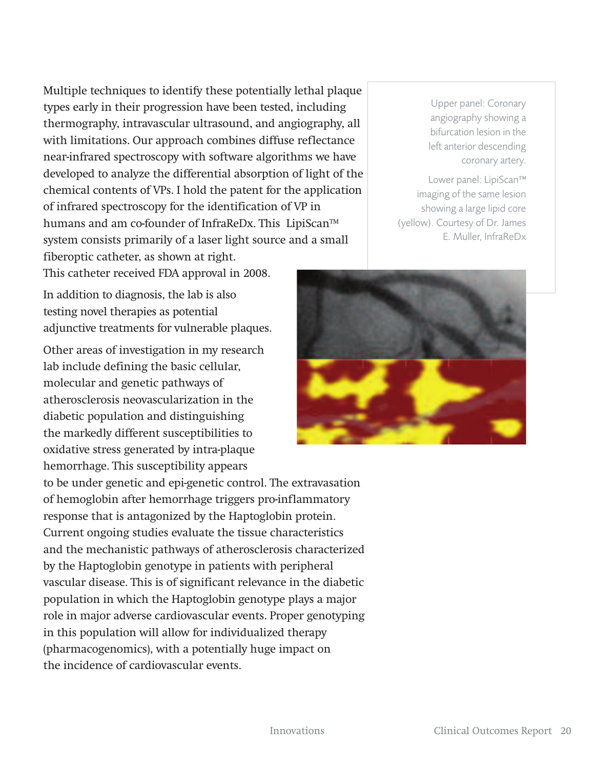Multiple techniques to identify these potentially lethal plaque types early in their progression have been tested, including thermography, intravascular ultrasound, and angiography, all with limitations. Our approach combines diffuse reflectance near-infrared spectroscopy with software algorithms we have developed to analyze the differential absorption of light of the chemical contents of VPs. I hold the patent for the application of infrared spectroscopy for the identification of VP in humans and am co-founder of InfraReDx. This LipiScan™ system consists primarily of a laser light source and a small fiberoptic catheter, as shown at right. This catheter received FDA approval in 2008.

In addition to diagnosis, the lab is also testing novel therapies as potential adjunctive treatments for vulnerable plaques.

Other areas of investigation in my research lab include defining the basic cellular, molecular and genetic pathways of atherosclerosis neovascularization in the diabetic population and distinguishing the markedly different susceptibilities to oxidative stress generated by intra-plaque hemorrhage. This susceptibility appears to be under genetic and epi-genetic control. The extravasation of hemoglobin after hemorrhage triggers pro-inflammatory response that is antagonized by the Haptoglobin protein. Current ongoing studies evaluate the tissue characteristics and the mechanistic pathways of atherosclerosis characterized by the Haptoglobin genotype in patients with peripheral vascular disease. This is of significant relevance in the diabetic population in which the Haptoglobin genotype plays a major role in major adverse cardiovascular events. Proper genotyping in this population will allow for individualized therapy (pharmacogenomics), with a potentially huge impact on the incidence of cardiovascular events.

Upper panel: Coronary angiography showing a bifurcation lesion in the left anterior descending coronary artery.

Lower panel: LipiScan™ imaging of the same lesion showing a large lipid core (yellow). Courtesy of Dr. James E. Muller, InfraReDx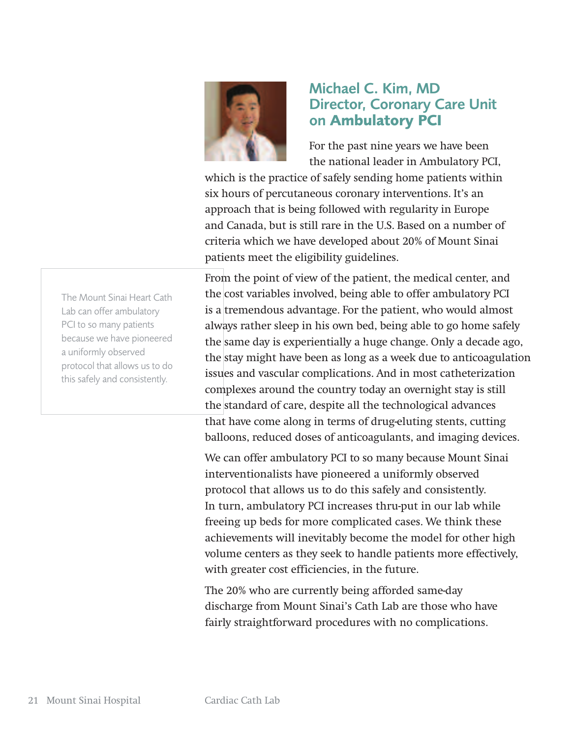## Michael C. Kim, MD
## Director, Coronary Care Unit
## on **Ambulatory PCI**

For the past nine years we have been the national leader in Ambulatory PCI, which is the practice of safely sending home patients within six hours of percutaneous coronary interventions. It's an approach that is being followed with regularity in Europe and Canada, but is still rare in the U.S. Based on a number of criteria which we have developed about 20% of Mount Sinai patients meet the eligibility guidelines.

> The Mount Sinai Heart Cath Lab can offer ambulatory PCI to so many patients because we have pioneered a uniformly observed protocol that allows us to do this safely and consistently.

From the point of view of the patient, the medical center, and the cost variables involved, being able to offer ambulatory PCI is a tremendous advantage. For the patient, who would almost always rather sleep in his own bed, being able to go home safely the same day is experientially a huge change. Only a decade ago, the stay might have been as long as a week due to anticoagulation issues and vascular complications. And in most catheterization complexes around the country today an overnight stay is still the standard of care, despite all the technological advances that have come along in terms of drug-eluting stents, cutting balloons, reduced doses of anticoagulants, and imaging devices.

We can offer ambulatory PCI to so many because Mount Sinai interventionalists have pioneered a uniformly observed protocol that allows us to do this safely and consistently. In turn, ambulatory PCI increases thru-put in our lab while freeing up beds for more complicated cases. We think these achievements will inevitably become the model for other high volume centers as they seek to handle patients more effectively, with greater cost efficiencies, in the future.

The 20% who are currently being afforded same-day discharge from Mount Sinai's Cath Lab are those who have fairly straightforward procedures with no complications.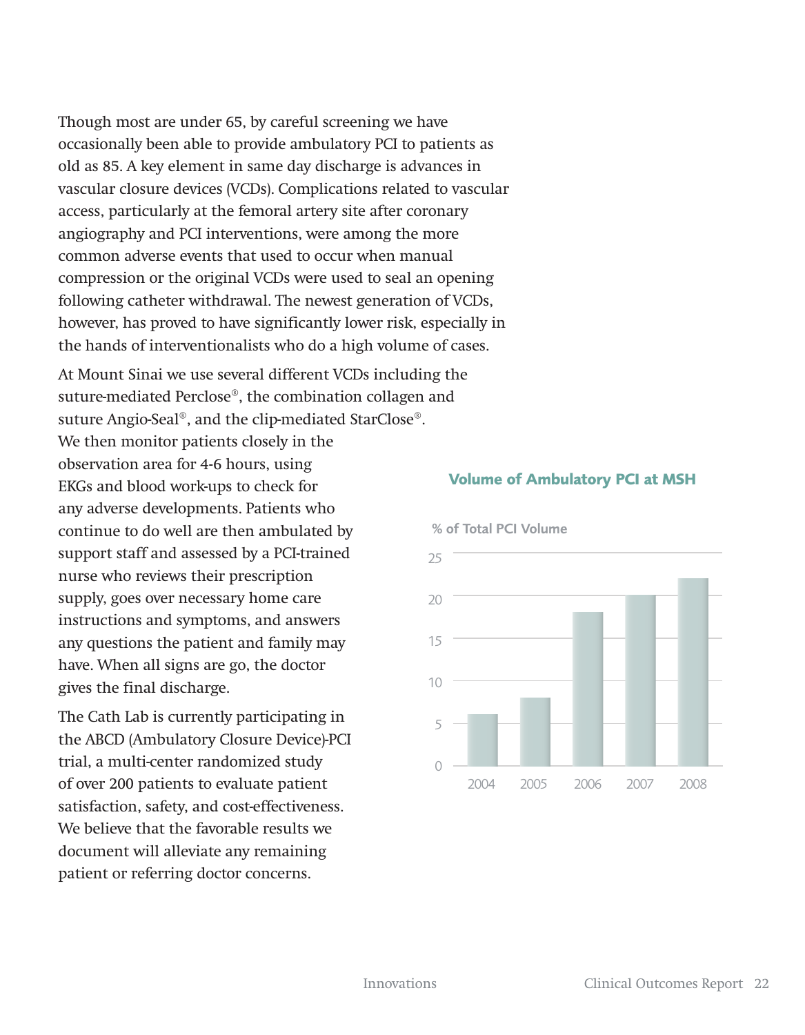Though most are under 65, by careful screening we have occasionally been able to provide ambulatory PCI to patients as old as 85. A key element in same day discharge is advances in vascular closure devices (VCDs). Complications related to vascular access, particularly at the femoral artery site after coronary angiography and PCI interventions, were among the more common adverse events that used to occur when manual compression or the original VCDs were used to seal an opening following catheter withdrawal. The newest generation of VCDs, however, has proved to have significantly lower risk, especially in the hands of interventionalists who do a high volume of cases.

At Mount Sinai we use several different VCDs including the suture-mediated Perclose®, the combination collagen and suture Angio-Seal®, and the clip-mediated StarClose®. We then monitor patients closely in the observation area for 4-6 hours, using EKGs and blood work-ups to check for any adverse developments. Patients who continue to do well are then ambulated by support staff and assessed by a PCI-trained nurse who reviews their prescription supply, goes over necessary home care instructions and symptoms, and answers any questions the patient and family may have. When all signs are go, the doctor gives the final discharge.

The Cath Lab is currently participating in the ABCD (Ambulatory Closure Device)-PCI trial, a multi-center randomized study of over 200 patients to evaluate patient satisfaction, safety, and cost-effectiveness. We believe that the favorable results we document will alleviate any remaining patient or referring doctor concerns.

**Volume of Ambulatory PCI at MSH**

% of Total PCI Volume

25
20
15
10
5
0

2004 2005 2006 2007 2008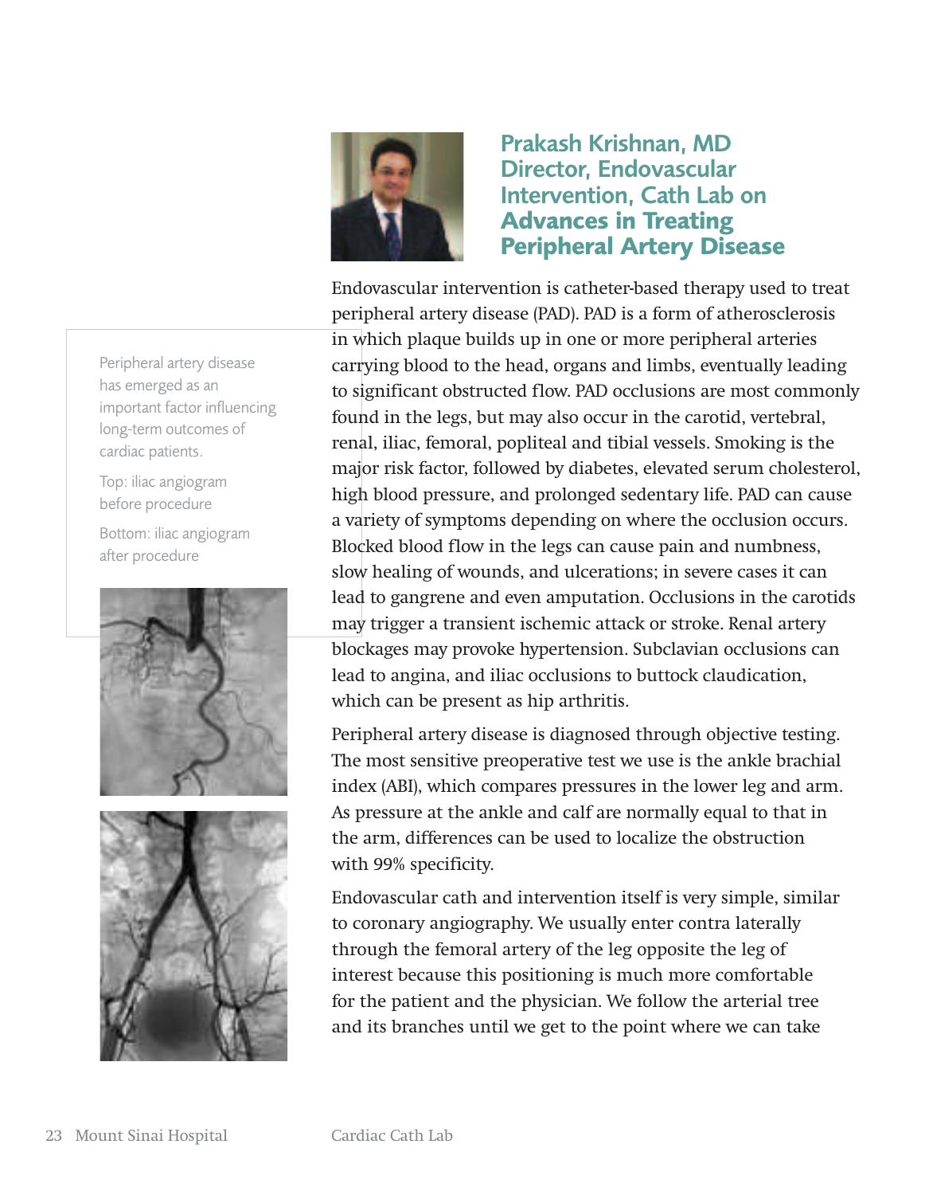## Prakash Krishnan, MD
## Director, Endovascular Intervention, Cath Lab on Advances in Treating Peripheral Artery Disease

Peripheral artery disease has emerged as an important factor influencing long-term outcomes of cardiac patients.

Top: iliac angiogram before procedure

Bottom: iliac angiogram after procedure

Endovascular intervention is catheter-based therapy used to treat peripheral artery disease (PAD). PAD is a form of atherosclerosis in which plaque builds up in one or more peripheral arteries carrying blood to the head, organs and limbs, eventually leading to significant obstructed flow. PAD occlusions are most commonly found in the legs, but may also occur in the carotid, vertebral, renal, iliac, femoral, popliteal and tibial vessels. Smoking is the major risk factor, followed by diabetes, elevated serum cholesterol, high blood pressure, and prolonged sedentary life. PAD can cause a variety of symptoms depending on where the occlusion occurs. Blocked blood flow in the legs can cause pain and numbness, slow healing of wounds, and ulcerations; in severe cases it can lead to gangrene and even amputation. Occlusions in the carotids may trigger a transient ischemic attack or stroke. Renal artery blockages may provoke hypertension. Subclavian occlusions can lead to angina, and iliac occlusions to buttock claudication, which can be present as hip arthritis.

Peripheral artery disease is diagnosed through objective testing. The most sensitive preoperative test we use is the ankle brachial index (ABI), which compares pressures in the lower leg and arm. As pressure at the ankle and calf are normally equal to that in the arm, differences can be used to localize the obstruction with 99% specificity.

Endovascular cath and intervention itself is very simple, similar to coronary angiography. We usually enter contra laterally through the femoral artery of the leg opposite the leg of interest because this positioning is much more comfortable for the patient and the physician. We follow the arterial tree and its branches until we get to the point where we can take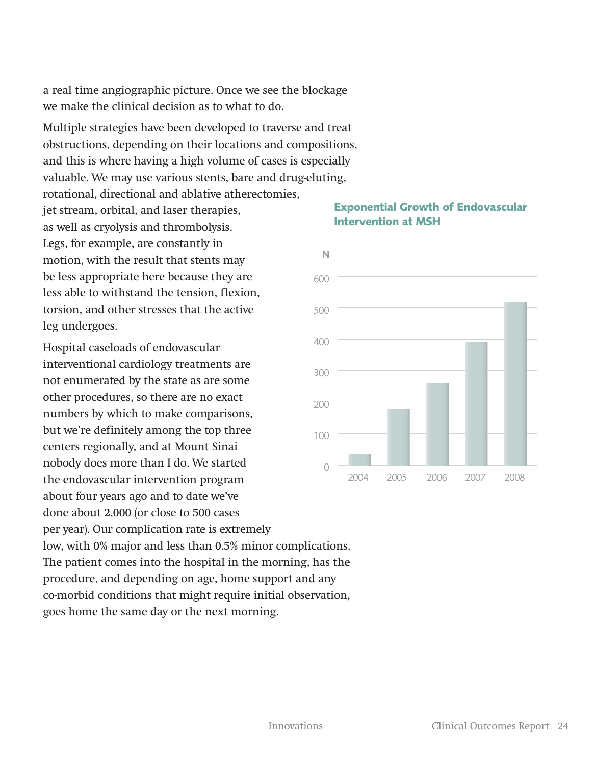a real time angiographic picture. Once we see the blockage we make the clinical decision as to what to do.

Multiple strategies have been developed to traverse and treat obstructions, depending on their locations and compositions, and this is where having a high volume of cases is especially valuable. We may use various stents, bare and drug-eluting, rotational, directional and ablative atherectomies, jet stream, orbital, and laser therapies, as well as cryolysis and thrombolysis. Legs, for example, are constantly in motion, with the result that stents may be less appropriate here because they are less able to withstand the tension, flexion, torsion, and other stresses that the active leg undergoes.

Hospital caseloads of endovascular interventional cardiology treatments are not enumerated by the state as are some other procedures, so there are no exact numbers by which to make comparisons, but we're definitely among the top three centers regionally, and at Mount Sinai nobody does more than I do. We started the endovascular intervention program about four years ago and to date we've done about 2,000 (or close to 500 cases per year). Our complication rate is extremely low, with 0% major and less than 0.5% minor complications. The patient comes into the hospital in the morning, has the procedure, and depending on age, home support and any co-morbid conditions that might require initial observation, goes home the same day or the next morning.

**Exponential Growth of Endovascular Intervention at MSH**

N

600
500
400
300
200
100
0

2004 2005 2006 2007 2008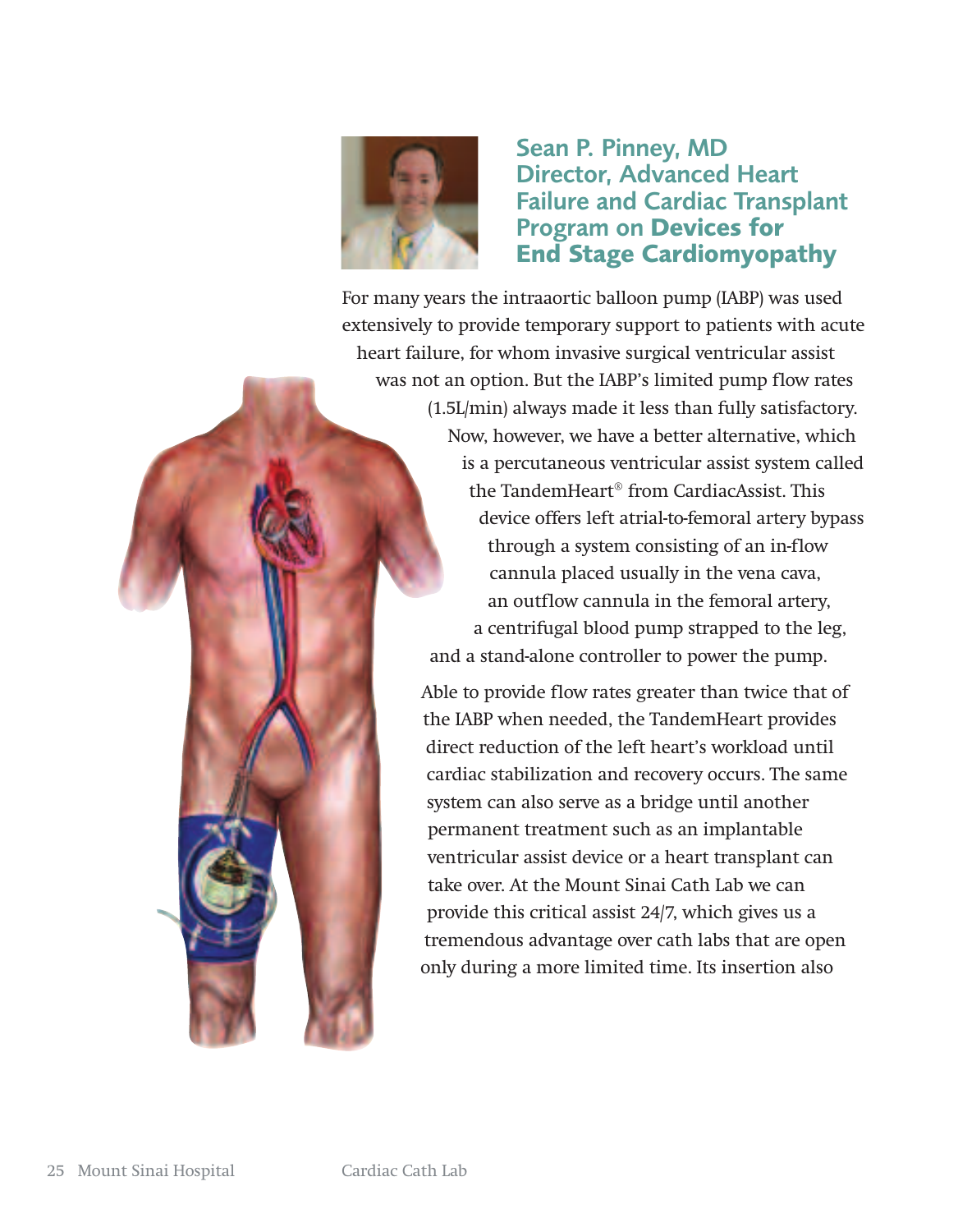## Sean P. Pinney, MD Director, Advanced Heart Failure and Cardiac Transplant Program on **Devices for End Stage Cardiomyopathy**

For many years the intraaortic balloon pump (IABP) was used extensively to provide temporary support to patients with acute heart failure, for whom invasive surgical ventricular assist was not an option. But the IABP's limited pump flow rates (1.5L/min) always made it less than fully satisfactory. Now, however, we have a better alternative, which is a percutaneous ventricular assist system called the TandemHeart® from CardiacAssist. This device offers left atrial-to-femoral artery bypass through a system consisting of an in-flow cannula placed usually in the vena cava, an outflow cannula in the femoral artery, a centrifugal blood pump strapped to the leg, and a stand-alone controller to power the pump.

Able to provide flow rates greater than twice that of the IABP when needed, the TandemHeart provides direct reduction of the left heart's workload until cardiac stabilization and recovery occurs. The same system can also serve as a bridge until another permanent treatment such as an implantable ventricular assist device or a heart transplant can take over. At the Mount Sinai Cath Lab we can provide this critical assist 24/7, which gives us a tremendous advantage over cath labs that are open only during a more limited time. Its insertion also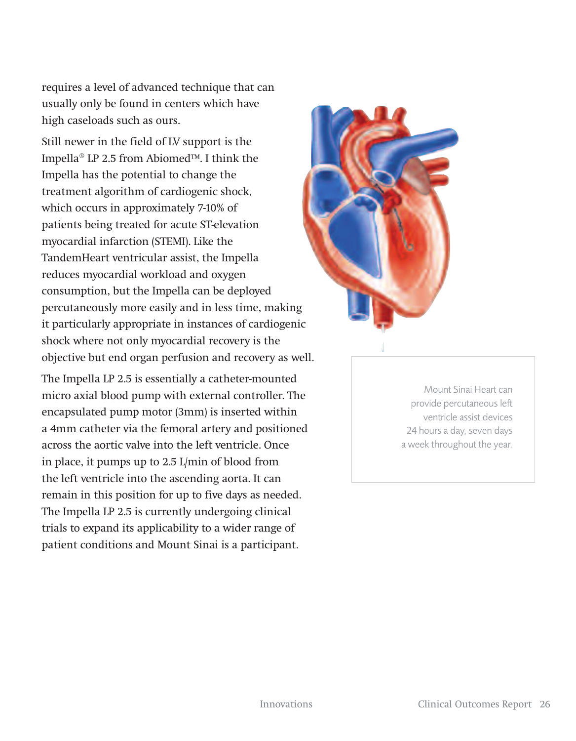requires a level of advanced technique that can usually only be found in centers which have high caseloads such as ours.

Still newer in the field of LV support is the Impella® LP 2.5 from Abiomed™. I think the Impella has the potential to change the treatment algorithm of cardiogenic shock, which occurs in approximately 7-10% of patients being treated for acute ST-elevation myocardial infarction (STEMI). Like the TandemHeart ventricular assist, the Impella reduces myocardial workload and oxygen consumption, but the Impella can be deployed percutaneously more easily and in less time, making it particularly appropriate in instances of cardiogenic shock where not only myocardial recovery is the objective but end organ perfusion and recovery as well.

The Impella LP 2.5 is essentially a catheter-mounted micro axial blood pump with external controller. The encapsulated pump motor (3mm) is inserted within a 4mm catheter via the femoral artery and positioned across the aortic valve into the left ventricle. Once in place, it pumps up to 2.5 L/min of blood from the left ventricle into the ascending aorta. It can remain in this position for up to five days as needed. The Impella LP 2.5 is currently undergoing clinical trials to expand its applicability to a wider range of patient conditions and Mount Sinai is a participant.

Mount Sinai Heart can provide percutaneous left ventricle assist devices 24 hours a day, seven days a week throughout the year.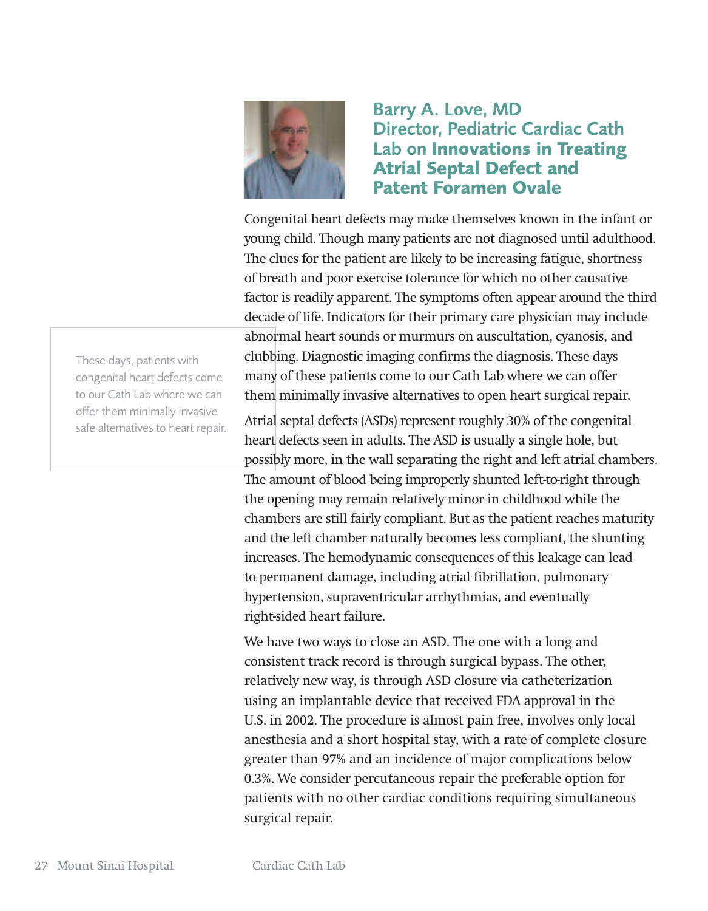## Barry A. Love, MD
## Director, Pediatric Cardiac Cath Lab on **Innovations in Treating Atrial Septal Defect and Patent Foramen Ovale**

Congenital heart defects may make themselves known in the infant or young child. Though many patients are not diagnosed until adulthood. The clues for the patient are likely to be increasing fatigue, shortness of breath and poor exercise tolerance for which no other causative factor is readily apparent. The symptoms often appear around the third decade of life. Indicators for their primary care physician may include abnormal heart sounds or murmurs on auscultation, cyanosis, and clubbing. Diagnostic imaging confirms the diagnosis. These days many of these patients come to our Cath Lab where we can offer them minimally invasive alternatives to open heart surgical repair.

> These days, patients with congenital heart defects come to our Cath Lab where we can offer them minimally invasive safe alternatives to heart repair.

Atrial septal defects (ASDs) represent roughly 30% of the congenital heart defects seen in adults. The ASD is usually a single hole, but possibly more, in the wall separating the right and left atrial chambers. The amount of blood being improperly shunted left-to-right through the opening may remain relatively minor in childhood while the chambers are still fairly compliant. But as the patient reaches maturity and the left chamber naturally becomes less compliant, the shunting increases. The hemodynamic consequences of this leakage can lead to permanent damage, including atrial fibrillation, pulmonary hypertension, supraventricular arrhythmias, and eventually right-sided heart failure.

We have two ways to close an ASD. The one with a long and consistent track record is through surgical bypass. The other, relatively new way, is through ASD closure via catheterization using an implantable device that received FDA approval in the U.S. in 2002. The procedure is almost pain free, involves only local anesthesia and a short hospital stay, with a rate of complete closure greater than 97% and an incidence of major complications below 0.3%. We consider percutaneous repair the preferable option for patients with no other cardiac conditions requiring simultaneous surgical repair.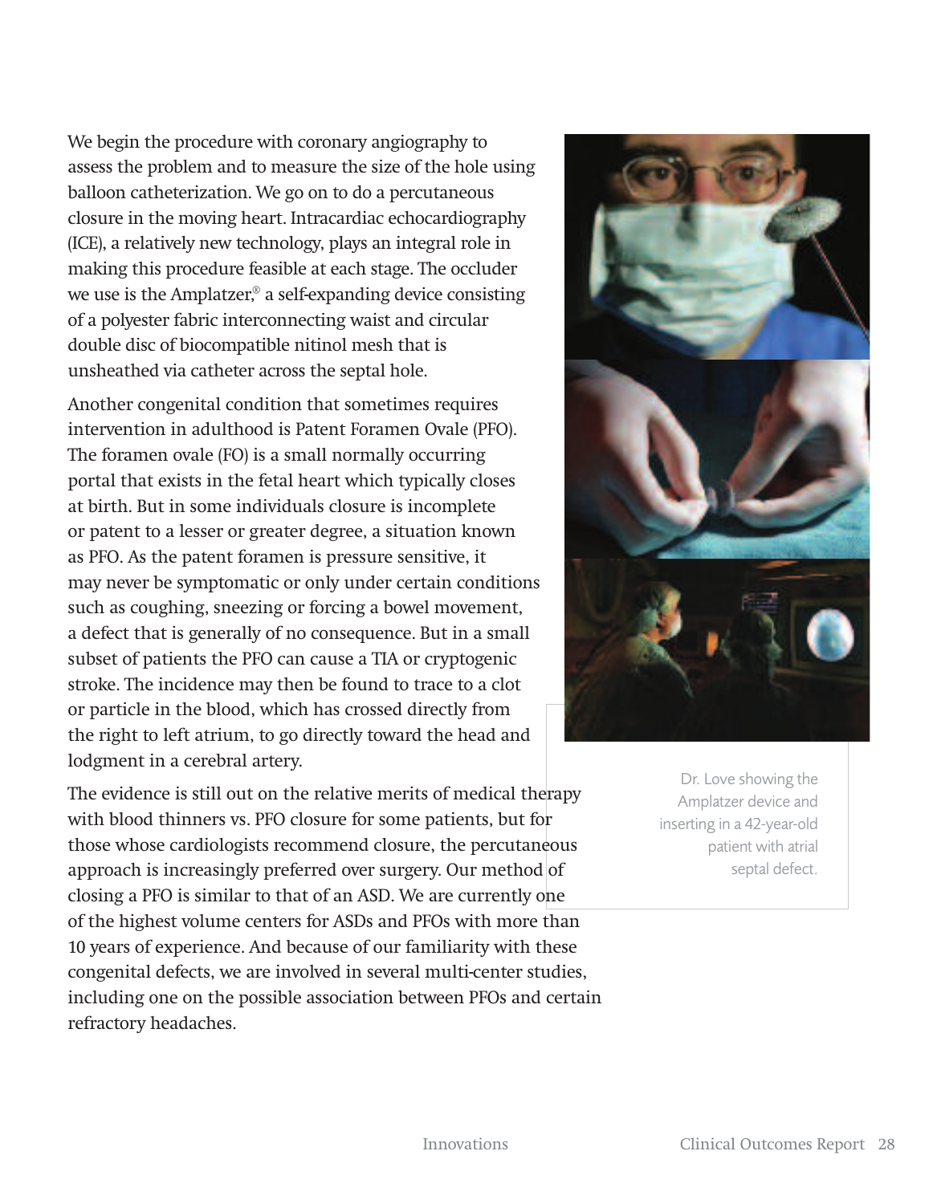We begin the procedure with coronary angiography to assess the problem and to measure the size of the hole using balloon catheterization. We go on to do a percutaneous closure in the moving heart. Intracardiac echocardiography (ICE), a relatively new technology, plays an integral role in making this procedure feasible at each stage. The occluder we use is the Amplatzer,® a self-expanding device consisting of a polyester fabric interconnecting waist and circular double disc of biocompatible nitinol mesh that is unsheathed via catheter across the septal hole.

Another congenital condition that sometimes requires intervention in adulthood is Patent Foramen Ovale (PFO). The foramen ovale (FO) is a small normally occurring portal that exists in the fetal heart which typically closes at birth. But in some individuals closure is incomplete or patent to a lesser or greater degree, a situation known as PFO. As the patent foramen is pressure sensitive, it may never be symptomatic or only under certain conditions such as coughing, sneezing or forcing a bowel movement, a defect that is generally of no consequence. But in a small subset of patients the PFO can cause a TIA or cryptogenic stroke. The incidence may then be found to trace to a clot or particle in the blood, which has crossed directly from the right to left atrium, to go directly toward the head and lodgment in a cerebral artery.

The evidence is still out on the relative merits of medical therapy with blood thinners vs. PFO closure for some patients, but for those whose cardiologists recommend closure, the percutaneous approach is increasingly preferred over surgery. Our method of closing a PFO is similar to that of an ASD. We are currently one of the highest volume centers for ASDs and PFOs with more than 10 years of experience. And because of our familiarity with these congenital defects, we are involved in several multi-center studies, including one on the possible association between PFOs and certain refractory headaches.

Dr. Love showing the Amplatzer device and inserting in a 42-year-old patient with atrial septal defect.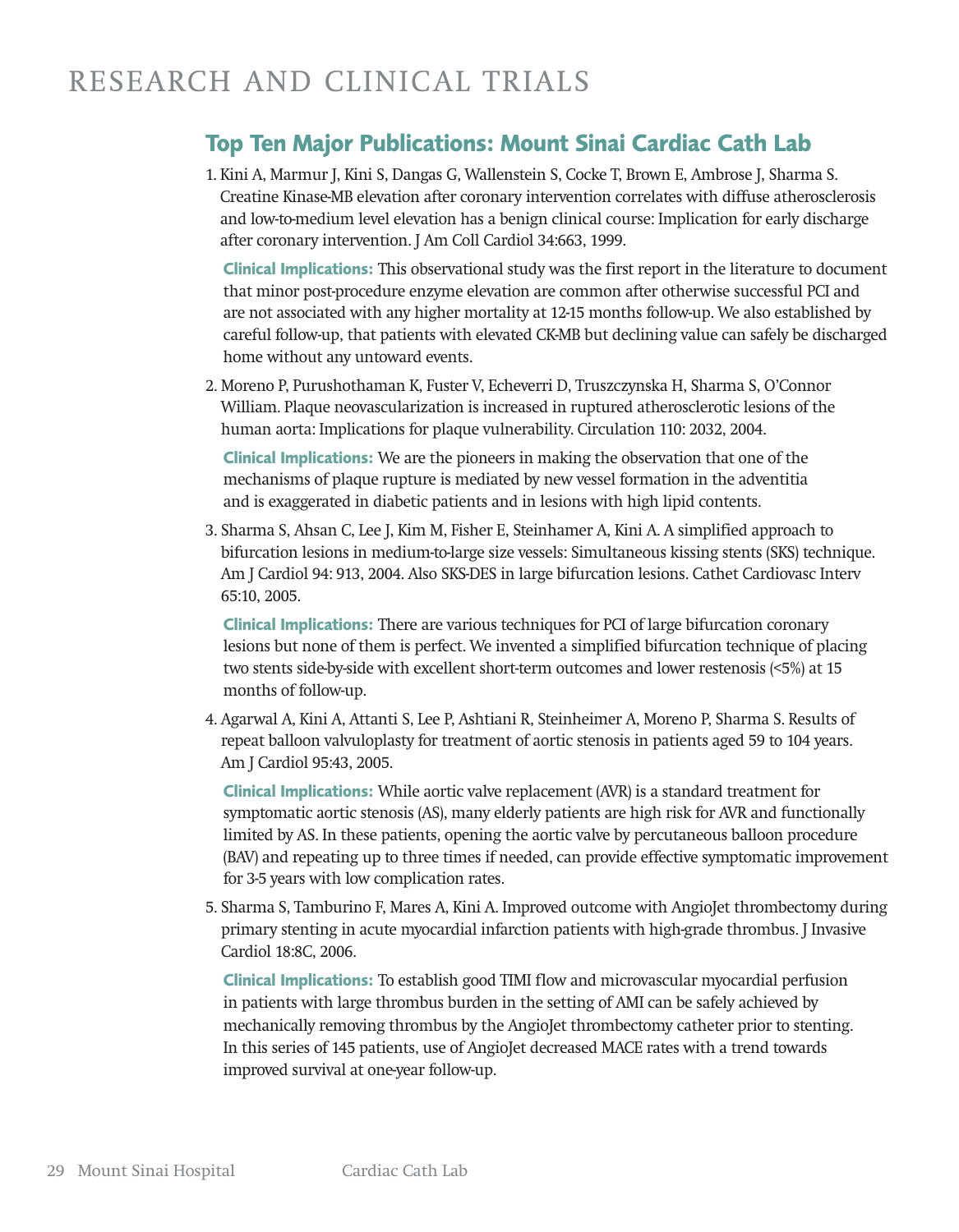# RESEARCH AND CLINICAL TRIALS

## Top Ten Major Publications: Mount Sinai Cardiac Cath Lab

1. Kini A, Marmur J, Kini S, Dangas G, Wallenstein S, Cocke T, Brown E, Ambrose J, Sharma S. Creatine Kinase-MB elevation after coronary intervention correlates with diffuse atherosclerosis and low-to-medium level elevation has a benign clinical course: Implication for early discharge after coronary intervention. J Am Coll Cardiol 34:663, 1999.

   **Clinical Implications:** This observational study was the first report in the literature to document that minor post-procedure enzyme elevation are common after otherwise successful PCI and are not associated with any higher mortality at 12-15 months follow-up. We also established by careful follow-up, that patients with elevated CK-MB but declining value can safely be discharged home without any untoward events.

2. Moreno P, Purushothaman K, Fuster V, Echeverri D, Truszczynska H, Sharma S, O'Connor William. Plaque neovascularization is increased in ruptured atherosclerotic lesions of the human aorta: Implications for plaque vulnerability. Circulation 110: 2032, 2004.

   **Clinical Implications:** We are the pioneers in making the observation that one of the mechanisms of plaque rupture is mediated by new vessel formation in the adventitia and is exaggerated in diabetic patients and in lesions with high lipid contents.

3. Sharma S, Ahsan C, Lee J, Kim M, Fisher E, Steinhamer A, Kini A. A simplified approach to bifurcation lesions in medium-to-large size vessels: Simultaneous kissing stents (SKS) technique. Am J Cardiol 94: 913, 2004. Also SKS-DES in large bifurcation lesions. Cathet Cardiovasc Interv 65:10, 2005.

   **Clinical Implications:** There are various techniques for PCI of large bifurcation coronary lesions but none of them is perfect. We invented a simplified bifurcation technique of placing two stents side-by-side with excellent short-term outcomes and lower restenosis (<5%) at 15 months of follow-up.

4. Agarwal A, Kini A, Attanti S, Lee P, Ashtiani R, Steinheimer A, Moreno P, Sharma S. Results of repeat balloon valvuloplasty for treatment of aortic stenosis in patients aged 59 to 104 years. Am J Cardiol 95:43, 2005.

   **Clinical Implications:** While aortic valve replacement (AVR) is a standard treatment for symptomatic aortic stenosis (AS), many elderly patients are high risk for AVR and functionally limited by AS. In these patients, opening the aortic valve by percutaneous balloon procedure (BAV) and repeating up to three times if needed, can provide effective symptomatic improvement for 3-5 years with low complication rates.

5. Sharma S, Tamburino F, Mares A, Kini A. Improved outcome with AngioJet thrombectomy during primary stenting in acute myocardial infarction patients with high-grade thrombus. J Invasive Cardiol 18:8C, 2006.

   **Clinical Implications:** To establish good TIMI flow and microvascular myocardial perfusion in patients with large thrombus burden in the setting of AMI can be safely achieved by mechanically removing thrombus by the AngioJet thrombectomy catheter prior to stenting. In this series of 145 patients, use of AngioJet decreased MACE rates with a trend towards improved survival at one-year follow-up.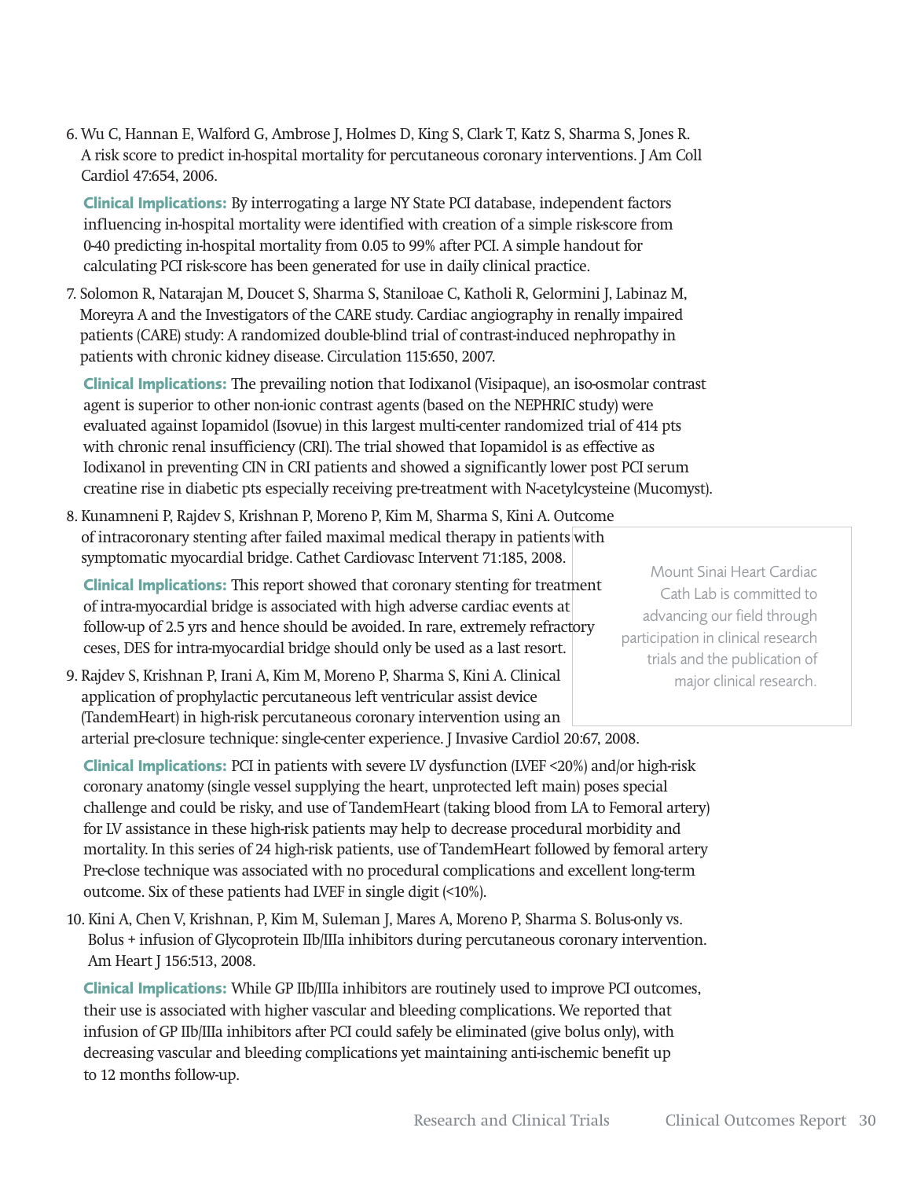6. Wu C, Hannan E, Walford G, Ambrose J, Holmes D, King S, Clark T, Katz S, Sharma S, Jones R. A risk score to predict in-hospital mortality for percutaneous coronary interventions. J Am Coll Cardiol 47:654, 2006.

   **Clinical Implications:** By interrogating a large NY State PCI database, independent factors influencing in-hospital mortality were identified with creation of a simple risk-score from 0-40 predicting in-hospital mortality from 0.05 to 99% after PCI. A simple handout for calculating PCI risk-score has been generated for use in daily clinical practice.

7. Solomon R, Natarajan M, Doucet S, Sharma S, Staniloae C, Katholi R, Gelormini J, Labinaz M, Moreyra A and the Investigators of the CARE study. Cardiac angiography in renally impaired patients (CARE) study: A randomized double-blind trial of contrast-induced nephropathy in patients with chronic kidney disease. Circulation 115:650, 2007.

   **Clinical Implications:** The prevailing notion that Iodixanol (Visipaque), an iso-osmolar contrast agent is superior to other non-ionic contrast agents (based on the NEPHRIC study) were evaluated against Iopamidol (Isovue) in this largest multi-center randomized trial of 414 pts with chronic renal insufficiency (CRI). The trial showed that Iopamidol is as effective as Iodixanol in preventing CIN in CRI patients and showed a significantly lower post PCI serum creatine rise in diabetic pts especially receiving pre-treatment with N-acetylcysteine (Mucomyst).

8. Kunamneni P, Rajdev S, Krishnan P, Moreno P, Kim M, Sharma S, Kini A. Outcome of intracoronary stenting after failed maximal medical therapy in patients with symptomatic myocardial bridge. Cathet Cardiovasc Intervent 71:185, 2008.

   **Clinical Implications:** This report showed that coronary stenting for treatment of intra-myocardial bridge is associated with high adverse cardiac events at follow-up of 2.5 yrs and hence should be avoided. In rare, extremely refractory ceses, DES for intra-myocardial bridge should only be used as a last resort.

Mount Sinai Heart Cardiac Cath Lab is committed to advancing our field through participation in clinical research trials and the publication of major clinical research.

9. Rajdev S, Krishnan P, Irani A, Kim M, Moreno P, Sharma S, Kini A. Clinical application of prophylactic percutaneous left ventricular assist device (TandemHeart) in high-risk percutaneous coronary intervention using an arterial pre-closure technique: single-center experience. J Invasive Cardiol 20:67, 2008.

   **Clinical Implications:** PCI in patients with severe LV dysfunction (LVEF <20%) and/or high-risk coronary anatomy (single vessel supplying the heart, unprotected left main) poses special challenge and could be risky, and use of TandemHeart (taking blood from LA to Femoral artery) for LV assistance in these high-risk patients may help to decrease procedural morbidity and mortality. In this series of 24 high-risk patients, use of TandemHeart followed by femoral artery Pre-close technique was associated with no procedural complications and excellent long-term outcome. Six of these patients had LVEF in single digit (<10%).

10. Kini A, Chen V, Krishnan, P, Kim M, Suleman J, Mares A, Moreno P, Sharma S. Bolus-only vs. Bolus + infusion of Glycoprotein IIb/IIIa inhibitors during percutaneous coronary intervention. Am Heart J 156:513, 2008.

    **Clinical Implications:** While GP IIb/IIIa inhibitors are routinely used to improve PCI outcomes, their use is associated with higher vascular and bleeding complications. We reported that infusion of GP IIb/IIIa inhibitors after PCI could safely be eliminated (give bolus only), with decreasing vascular and bleeding complications yet maintaining anti-ischemic benefit up to 12 months follow-up.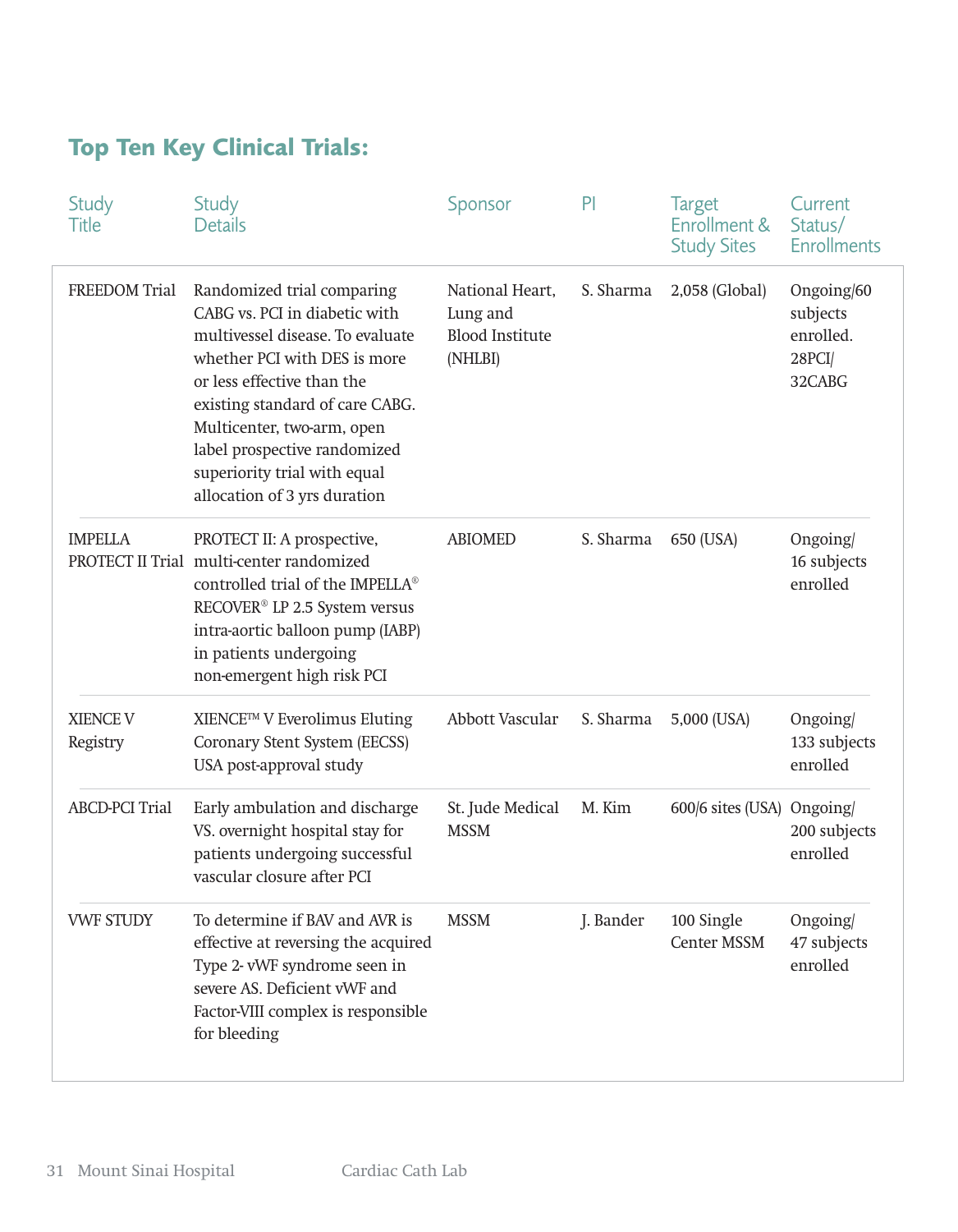## Top Ten Key Clinical Trials:

| Study Title | Study Details | Sponsor | PI | Target Enrollment & Study Sites | Current Status/ Enrollments |
|---|---|---|---|---|---|
| FREEDOM Trial | Randomized trial comparing CABG vs. PCI in diabetic with multivessel disease. To evaluate whether PCI with DES is more or less effective than the existing standard of care CABG. Multicenter, two-arm, open label prospective randomized superiority trial with equal allocation of 3 yrs duration | National Heart, Lung and Blood Institute (NHLBI) | S. Sharma | 2,058 (Global) | Ongoing/60 subjects enrolled. 28PCI/ 32CABG |
| IMPELLA PROTECT II Trial | PROTECT II: A prospective, multi-center randomized controlled trial of the IMPELLA® RECOVER® LP 2.5 System versus intra-aortic balloon pump (IABP) in patients undergoing non-emergent high risk PCI | ABIOMED | S. Sharma | 650 (USA) | Ongoing/ 16 subjects enrolled |
| XIENCE V Registry | XIENCE™ V Everolimus Eluting Coronary Stent System (EECSS) USA post-approval study | Abbott Vascular | S. Sharma | 5,000 (USA) | Ongoing/ 133 subjects enrolled |
| ABCD-PCI Trial | Early ambulation and discharge VS. overnight hospital stay for patients undergoing successful vascular closure after PCI | St. Jude Medical MSSM | M. Kim | 600/6 sites (USA) | Ongoing/ 200 subjects enrolled |
| VWF STUDY | To determine if BAV and AVR is effective at reversing the acquired Type 2- vWF syndrome seen in severe AS. Deficient vWF and Factor-VIII complex is responsible for bleeding | MSSM | J. Bander | 100 Single Center MSSM | Ongoing/ 47 subjects enrolled |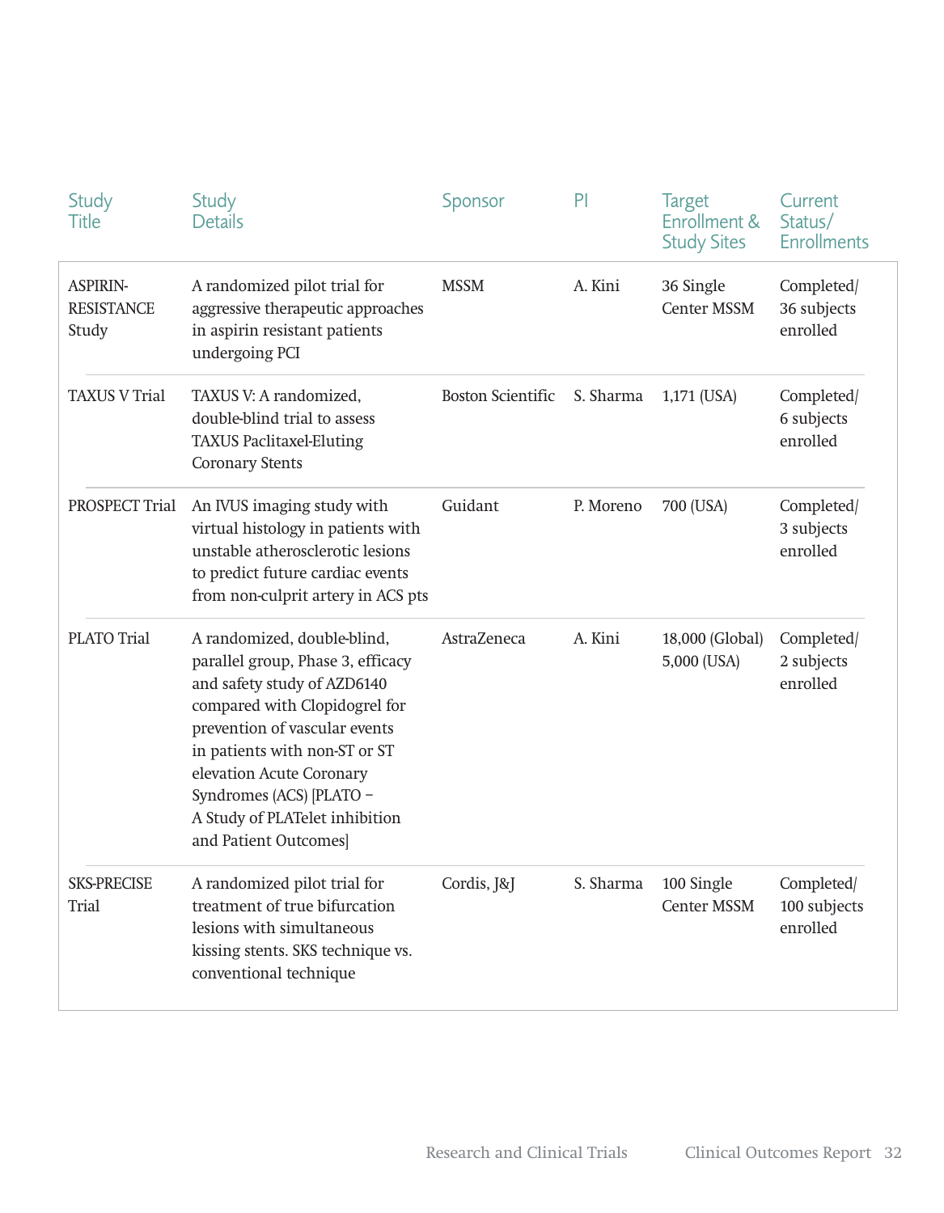| Study Title | Study Details | Sponsor | PI | Target Enrollment & Study Sites | Current Status/ Enrollments |
|---|---|---|---|---|---|
| ASPIRIN-RESISTANCE Study | A randomized pilot trial for aggressive therapeutic approaches in aspirin resistant patients undergoing PCI | MSSM | A. Kini | 36 Single Center MSSM | Completed/ 36 subjects enrolled |
| TAXUS V Trial | TAXUS V: A randomized, double-blind trial to assess TAXUS Paclitaxel-Eluting Coronary Stents | Boston Scientific | S. Sharma | 1,171 (USA) | Completed/ 6 subjects enrolled |
| PROSPECT Trial | An IVUS imaging study with virtual histology in patients with unstable atherosclerotic lesions to predict future cardiac events from non-culprit artery in ACS pts | Guidant | P. Moreno | 700 (USA) | Completed/ 3 subjects enrolled |
| PLATO Trial | A randomized, double-blind, parallel group, Phase 3, efficacy and safety study of AZD6140 compared with Clopidogrel for prevention of vascular events in patients with non-ST or ST elevation Acute Coronary Syndromes (ACS) [PLATO – A Study of PLATelet inhibition and Patient Outcomes] | AstraZeneca | A. Kini | 18,000 (Global) 5,000 (USA) | Completed/ 2 subjects enrolled |
| SKS-PRECISE Trial | A randomized pilot trial for treatment of true bifurcation lesions with simultaneous kissing stents. SKS technique vs. conventional technique | Cordis, J&J | S. Sharma | 100 Single Center MSSM | Completed/ 100 subjects enrolled |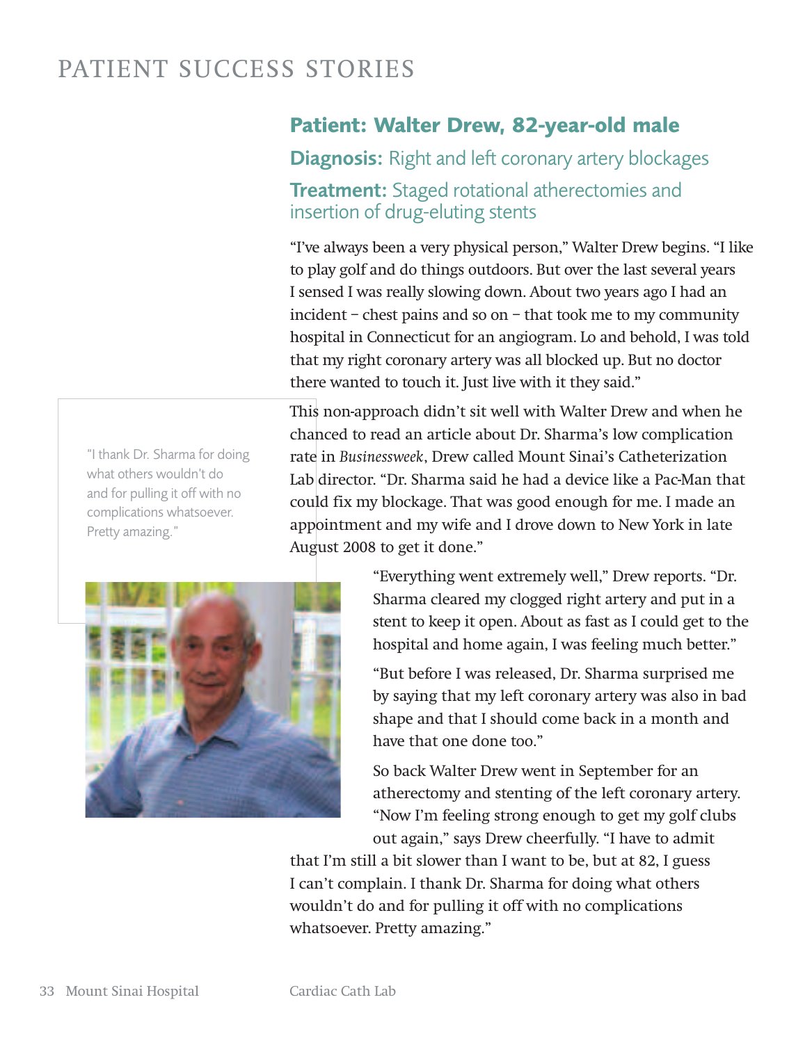# PATIENT SUCCESS STORIES

## Patient: Walter Drew, 82-year-old male

### Diagnosis: Right and left coronary artery blockages

### Treatment: Staged rotational atherectomies and insertion of drug-eluting stents

"I've always been a very physical person," Walter Drew begins. "I like to play golf and do things outdoors. But over the last several years I sensed I was really slowing down. About two years ago I had an incident – chest pains and so on – that took me to my community hospital in Connecticut for an angiogram. Lo and behold, I was told that my right coronary artery was all blocked up. But no doctor there wanted to touch it. Just live with it they said."

> "I thank Dr. Sharma for doing what others wouldn't do and for pulling it off with no complications whatsoever. Pretty amazing."

This non-approach didn't sit well with Walter Drew and when he chanced to read an article about Dr. Sharma's low complication rate in *Businessweek*, Drew called Mount Sinai's Catheterization Lab director. "Dr. Sharma said he had a device like a Pac-Man that could fix my blockage. That was good enough for me. I made an appointment and my wife and I drove down to New York in late August 2008 to get it done."

"Everything went extremely well," Drew reports. "Dr. Sharma cleared my clogged right artery and put in a stent to keep it open. About as fast as I could get to the hospital and home again, I was feeling much better."

"But before I was released, Dr. Sharma surprised me by saying that my left coronary artery was also in bad shape and that I should come back in a month and have that one done too."

So back Walter Drew went in September for an atherectomy and stenting of the left coronary artery. "Now I'm feeling strong enough to get my golf clubs out again," says Drew cheerfully. "I have to admit that I'm still a bit slower than I want to be, but at 82, I guess I can't complain. I thank Dr. Sharma for doing what others wouldn't do and for pulling it off with no complications whatsoever. Pretty amazing."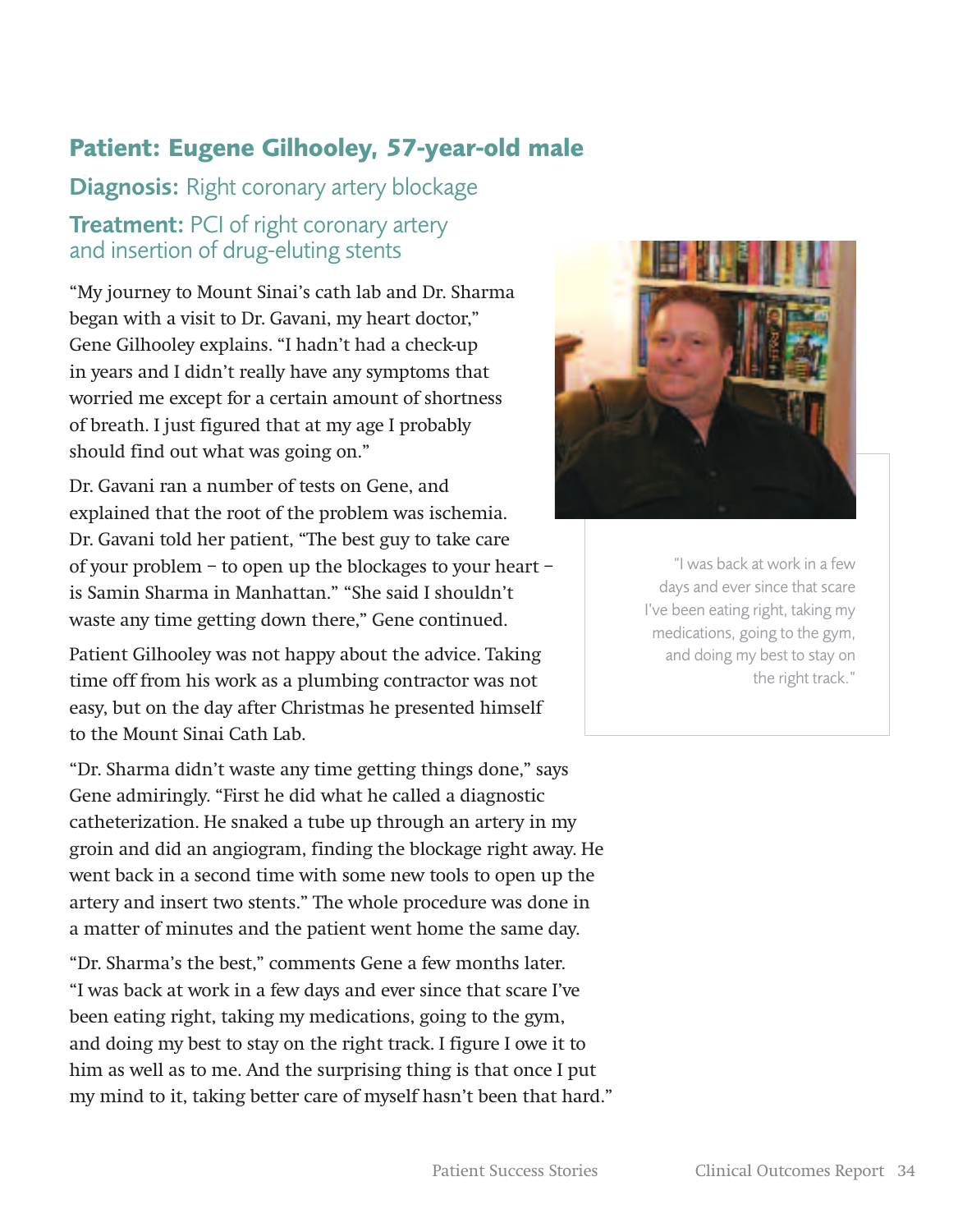## Patient: Eugene Gilhooley, 57-year-old male

### Diagnosis: Right coronary artery blockage

### Treatment: PCI of right coronary artery and insertion of drug-eluting stents

"My journey to Mount Sinai's cath lab and Dr. Sharma began with a visit to Dr. Gavani, my heart doctor," Gene Gilhooley explains. "I hadn't had a check-up in years and I didn't really have any symptoms that worried me except for a certain amount of shortness of breath. I just figured that at my age I probably should find out what was going on."

Dr. Gavani ran a number of tests on Gene, and explained that the root of the problem was ischemia. Dr. Gavani told her patient, "The best guy to take care of your problem – to open up the blockages to your heart – is Samin Sharma in Manhattan." "She said I shouldn't waste any time getting down there," Gene continued.

Patient Gilhooley was not happy about the advice. Taking time off from his work as a plumbing contractor was not easy, but on the day after Christmas he presented himself to the Mount Sinai Cath Lab.

"Dr. Sharma didn't waste any time getting things done," says Gene admiringly. "First he did what he called a diagnostic catheterization. He snaked a tube up through an artery in my groin and did an angiogram, finding the blockage right away. He went back in a second time with some new tools to open up the artery and insert two stents." The whole procedure was done in a matter of minutes and the patient went home the same day.

"Dr. Sharma's the best," comments Gene a few months later. "I was back at work in a few days and ever since that scare I've been eating right, taking my medications, going to the gym, and doing my best to stay on the right track. I figure I owe it to him as well as to me. And the surprising thing is that once I put my mind to it, taking better care of myself hasn't been that hard."

"I was back at work in a few days and ever since that scare I've been eating right, taking my medications, going to the gym, and doing my best to stay on the right track."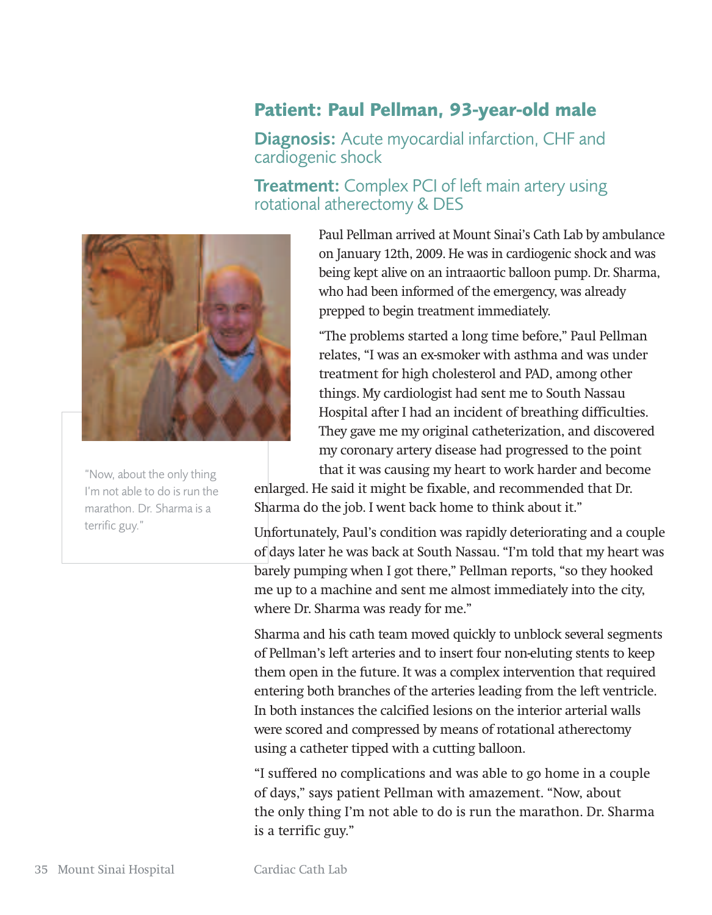## Patient: Paul Pellman, 93-year-old male

### **Diagnosis:** Acute myocardial infarction, CHF and cardiogenic shock

### **Treatment:** Complex PCI of left main artery using rotational atherectomy & DES

"Now, about the only thing I'm not able to do is run the marathon. Dr. Sharma is a terrific guy."

Paul Pellman arrived at Mount Sinai's Cath Lab by ambulance on January 12th, 2009. He was in cardiogenic shock and was being kept alive on an intraaortic balloon pump. Dr. Sharma, who had been informed of the emergency, was already prepped to begin treatment immediately.

"The problems started a long time before," Paul Pellman relates, "I was an ex-smoker with asthma and was under treatment for high cholesterol and PAD, among other things. My cardiologist had sent me to South Nassau Hospital after I had an incident of breathing difficulties. They gave me my original catheterization, and discovered my coronary artery disease had progressed to the point that it was causing my heart to work harder and become enlarged. He said it might be fixable, and recommended that Dr. Sharma do the job. I went back home to think about it."

Unfortunately, Paul's condition was rapidly deteriorating and a couple of days later he was back at South Nassau. "I'm told that my heart was barely pumping when I got there," Pellman reports, "so they hooked me up to a machine and sent me almost immediately into the city, where Dr. Sharma was ready for me."

Sharma and his cath team moved quickly to unblock several segments of Pellman's left arteries and to insert four non-eluting stents to keep them open in the future. It was a complex intervention that required entering both branches of the arteries leading from the left ventricle. In both instances the calcified lesions on the interior arterial walls were scored and compressed by means of rotational atherectomy using a catheter tipped with a cutting balloon.

"I suffered no complications and was able to go home in a couple of days," says patient Pellman with amazement. "Now, about the only thing I'm not able to do is run the marathon. Dr. Sharma is a terrific guy."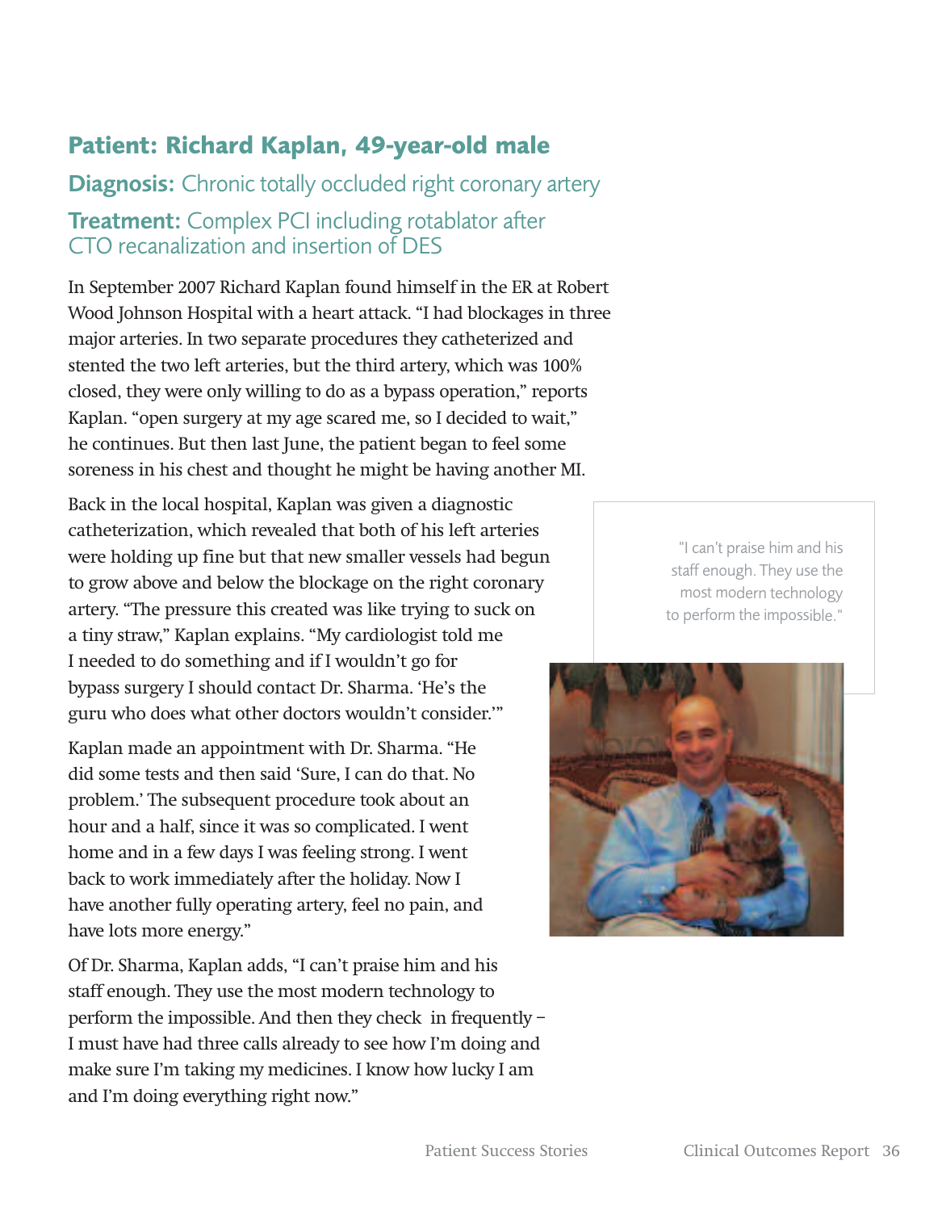## Patient: Richard Kaplan, 49-year-old male

### Diagnosis: Chronic totally occluded right coronary artery

### Treatment: Complex PCI including rotablator after CTO recanalization and insertion of DES

In September 2007 Richard Kaplan found himself in the ER at Robert Wood Johnson Hospital with a heart attack. "I had blockages in three major arteries. In two separate procedures they catheterized and stented the two left arteries, but the third artery, which was 100% closed, they were only willing to do as a bypass operation," reports Kaplan. "open surgery at my age scared me, so I decided to wait," he continues. But then last June, the patient began to feel some soreness in his chest and thought he might be having another MI.

Back in the local hospital, Kaplan was given a diagnostic catheterization, which revealed that both of his left arteries were holding up fine but that new smaller vessels had begun to grow above and below the blockage on the right coronary artery. "The pressure this created was like trying to suck on a tiny straw," Kaplan explains. "My cardiologist told me I needed to do something and if I wouldn't go for bypass surgery I should contact Dr. Sharma. 'He's the guru who does what other doctors wouldn't consider.'"

Kaplan made an appointment with Dr. Sharma. "He did some tests and then said 'Sure, I can do that. No problem.' The subsequent procedure took about an hour and a half, since it was so complicated. I went home and in a few days I was feeling strong. I went back to work immediately after the holiday. Now I have another fully operating artery, feel no pain, and have lots more energy."

Of Dr. Sharma, Kaplan adds, "I can't praise him and his staff enough. They use the most modern technology to perform the impossible. And then they check in frequently – I must have had three calls already to see how I'm doing and make sure I'm taking my medicines. I know how lucky I am and I'm doing everything right now."

"I can't praise him and his staff enough. They use the most modern technology to perform the impossible."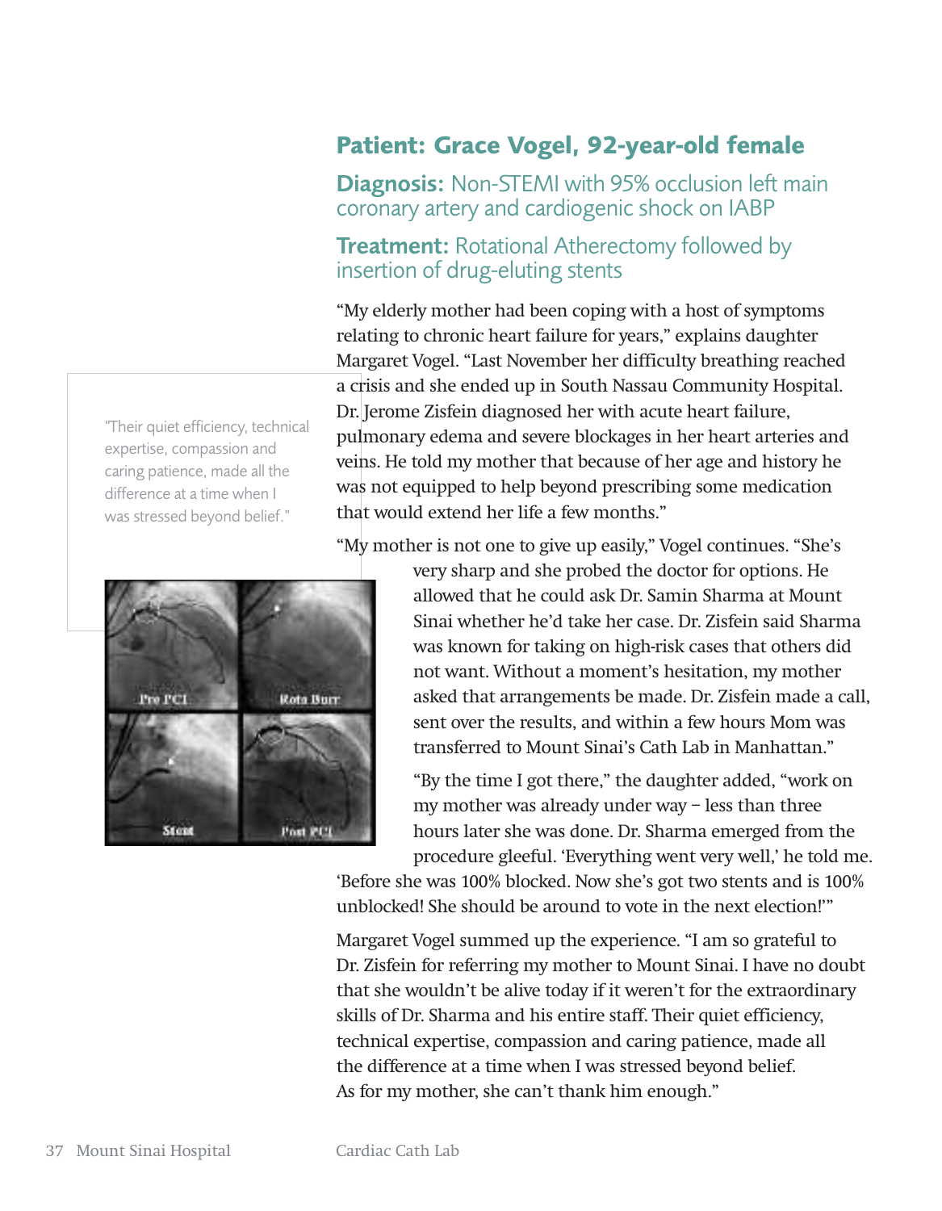## Patient: Grace Vogel, 92-year-old female

**Diagnosis:** Non-STEMI with 95% occlusion left main coronary artery and cardiogenic shock on IABP

**Treatment:** Rotational Atherectomy followed by insertion of drug-eluting stents

"My elderly mother had been coping with a host of symptoms relating to chronic heart failure for years," explains daughter Margaret Vogel. "Last November her difficulty breathing reached a crisis and she ended up in South Nassau Community Hospital. Dr. Jerome Zisfein diagnosed her with acute heart failure, pulmonary edema and severe blockages in her heart arteries and veins. He told my mother that because of her age and history he was not equipped to help beyond prescribing some medication that would extend her life a few months."

> "Their quiet efficiency, technical expertise, compassion and caring patience, made all the difference at a time when I was stressed beyond belief."

"My mother is not one to give up easily," Vogel continues. "She's very sharp and she probed the doctor for options. He allowed that he could ask Dr. Samin Sharma at Mount Sinai whether he'd take her case. Dr. Zisfein said Sharma was known for taking on high-risk cases that others did not want. Without a moment's hesitation, my mother asked that arrangements be made. Dr. Zisfein made a call, sent over the results, and within a few hours Mom was transferred to Mount Sinai's Cath Lab in Manhattan."

Pre PCI | Rota Burr | Stent | Post PCI

"By the time I got there," the daughter added, "work on my mother was already under way – less than three hours later she was done. Dr. Sharma emerged from the procedure gleeful. 'Everything went very well,' he told me. 'Before she was 100% blocked. Now she's got two stents and is 100% unblocked! She should be around to vote in the next election!'"

Margaret Vogel summed up the experience. "I am so grateful to Dr. Zisfein for referring my mother to Mount Sinai. I have no doubt that she wouldn't be alive today if it weren't for the extraordinary skills of Dr. Sharma and his entire staff. Their quiet efficiency, technical expertise, compassion and caring patience, made all the difference at a time when I was stressed beyond belief. As for my mother, she can't thank him enough."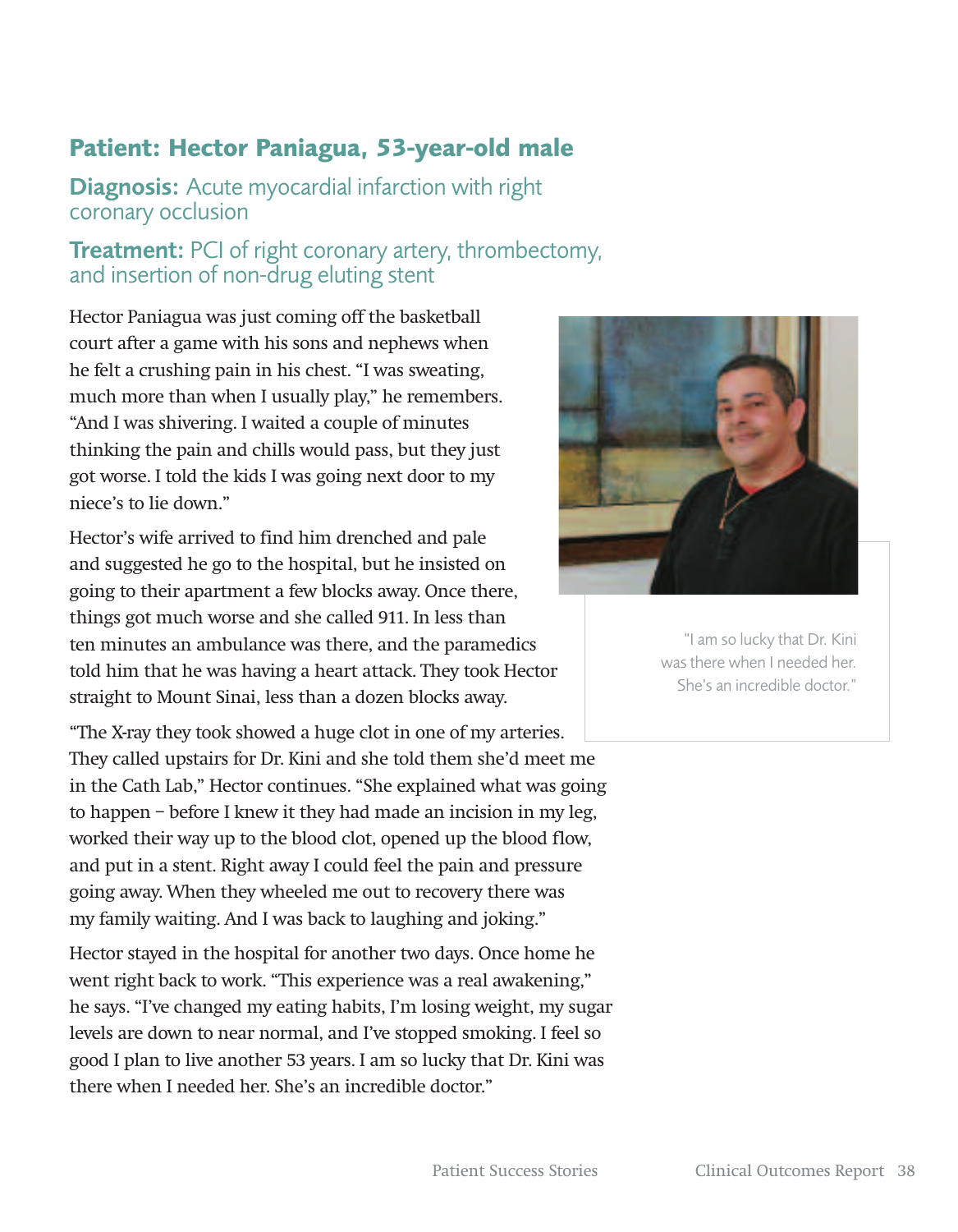## Patient: Hector Paniagua, 53-year-old male

### Diagnosis: Acute myocardial infarction with right coronary occlusion

### Treatment: PCI of right coronary artery, thrombectomy, and insertion of non-drug eluting stent

Hector Paniagua was just coming off the basketball court after a game with his sons and nephews when he felt a crushing pain in his chest. "I was sweating, much more than when I usually play," he remembers. "And I was shivering. I waited a couple of minutes thinking the pain and chills would pass, but they just got worse. I told the kids I was going next door to my niece's to lie down."

Hector's wife arrived to find him drenched and pale and suggested he go to the hospital, but he insisted on going to their apartment a few blocks away. Once there, things got much worse and she called 911. In less than ten minutes an ambulance was there, and the paramedics told him that he was having a heart attack. They took Hector straight to Mount Sinai, less than a dozen blocks away.

"The X-ray they took showed a huge clot in one of my arteries. They called upstairs for Dr. Kini and she told them she'd meet me in the Cath Lab," Hector continues. "She explained what was going to happen – before I knew it they had made an incision in my leg, worked their way up to the blood clot, opened up the blood flow, and put in a stent. Right away I could feel the pain and pressure going away. When they wheeled me out to recovery there was my family waiting. And I was back to laughing and joking."

Hector stayed in the hospital for another two days. Once home he went right back to work. "This experience was a real awakening," he says. "I've changed my eating habits, I'm losing weight, my sugar levels are down to near normal, and I've stopped smoking. I feel so good I plan to live another 53 years. I am so lucky that Dr. Kini was there when I needed her. She's an incredible doctor."

"I am so lucky that Dr. Kini was there when I needed her. She's an incredible doctor."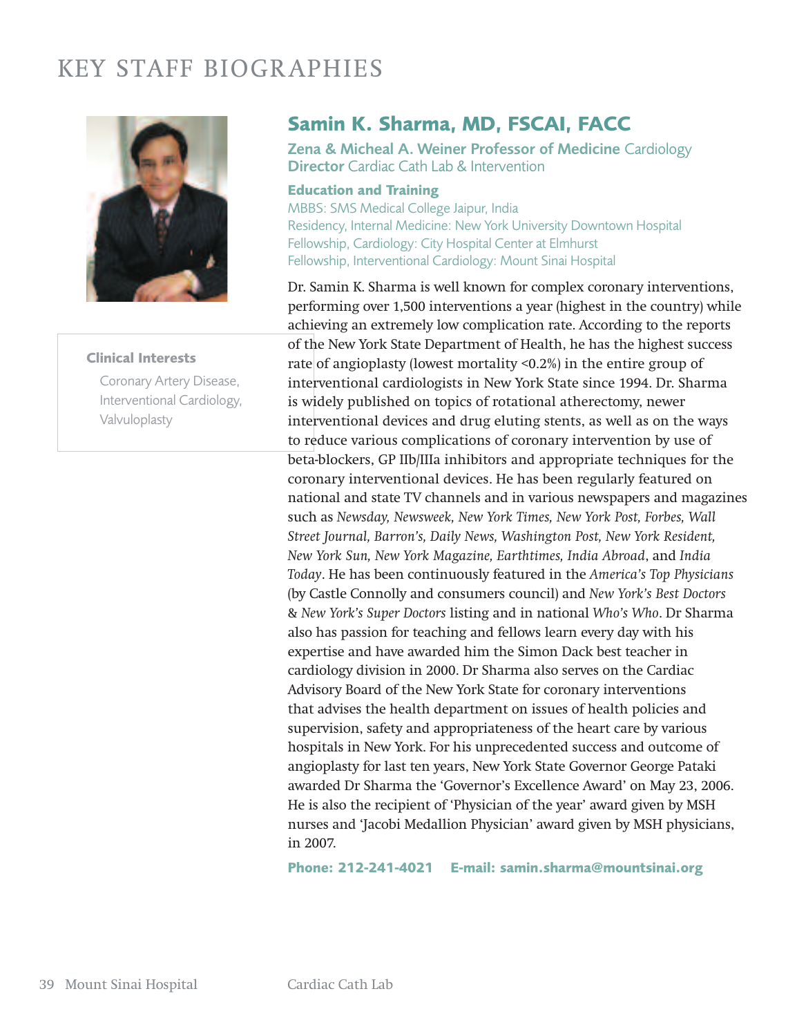# KEY STAFF BIOGRAPHIES

## Samin K. Sharma, MD, FSCAI, FACC

**Zena & Micheal A. Weiner Professor of Medicine** Cardiology
**Director** Cardiac Cath Lab & Intervention

**Education and Training**
MBBS: SMS Medical College Jaipur, India
Residency, Internal Medicine: New York University Downtown Hospital
Fellowship, Cardiology: City Hospital Center at Elmhurst
Fellowship, Interventional Cardiology: Mount Sinai Hospital

**Clinical Interests**
Coronary Artery Disease,
Interventional Cardiology,
Valvuloplasty

Dr. Samin K. Sharma is well known for complex coronary interventions, performing over 1,500 interventions a year (highest in the country) while achieving an extremely low complication rate. According to the reports of the New York State Department of Health, he has the highest success rate of angioplasty (lowest mortality <0.2%) in the entire group of interventional cardiologists in New York State since 1994. Dr. Sharma is widely published on topics of rotational atherectomy, newer interventional devices and drug eluting stents, as well as on the ways to reduce various complications of coronary intervention by use of beta-blockers, GP IIb/IIIa inhibitors and appropriate techniques for the coronary interventional devices. He has been regularly featured on national and state TV channels and in various newspapers and magazines such as *Newsday, Newsweek, New York Times, New York Post, Forbes, Wall Street Journal, Barron's, Daily News, Washington Post, New York Resident, New York Sun, New York Magazine, Earthtimes, India Abroad*, and *India Today*. He has been continuously featured in the *America's Top Physicians* (by Castle Connolly and consumers council) and *New York's Best Doctors* & *New York's Super Doctors* listing and in national *Who's Who*. Dr Sharma also has passion for teaching and fellows learn every day with his expertise and have awarded him the Simon Dack best teacher in cardiology division in 2000. Dr Sharma also serves on the Cardiac Advisory Board of the New York State for coronary interventions that advises the health department on issues of health policies and supervision, safety and appropriateness of the heart care by various hospitals in New York. For his unprecedented success and outcome of angioplasty for last ten years, New York State Governor George Pataki awarded Dr Sharma the 'Governor's Excellence Award' on May 23, 2006. He is also the recipient of 'Physician of the year' award given by MSH nurses and 'Jacobi Medallion Physician' award given by MSH physicians, in 2007.

**Phone: 212-241-4021  E-mail: samin.sharma@mountsinai.org**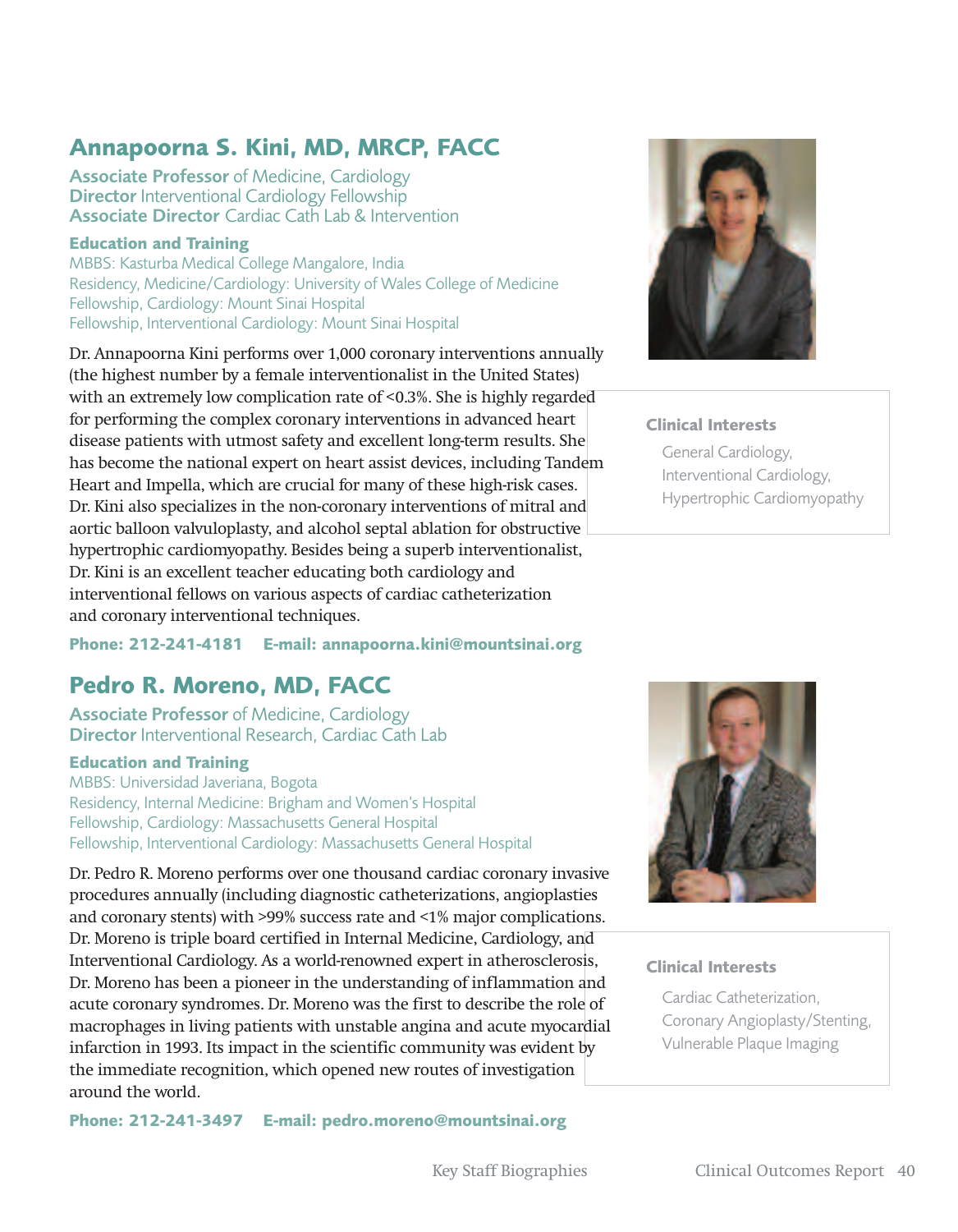## Annapoorna S. Kini, MD, MRCP, FACC

**Associate Professor** of Medicine, Cardiology
**Director** Interventional Cardiology Fellowship
**Associate Director** Cardiac Cath Lab & Intervention

**Education and Training**
MBBS: Kasturba Medical College Mangalore, India
Residency, Medicine/Cardiology: University of Wales College of Medicine
Fellowship, Cardiology: Mount Sinai Hospital
Fellowship, Interventional Cardiology: Mount Sinai Hospital

Dr. Annapoorna Kini performs over 1,000 coronary interventions annually (the highest number by a female interventionalist in the United States) with an extremely low complication rate of <0.3%. She is highly regarded for performing the complex coronary interventions in advanced heart disease patients with utmost safety and excellent long-term results. She has become the national expert on heart assist devices, including Tandem Heart and Impella, which are crucial for many of these high-risk cases. Dr. Kini also specializes in the non-coronary interventions of mitral and aortic balloon valvuloplasty, and alcohol septal ablation for obstructive hypertrophic cardiomyopathy. Besides being a superb interventionalist, Dr. Kini is an excellent teacher educating both cardiology and interventional fellows on various aspects of cardiac catheterization and coronary interventional techniques.

**Phone: 212-241-4181 E-mail: annapoorna.kini@mountsinai.org**

**Clinical Interests**

General Cardiology,
Interventional Cardiology,
Hypertrophic Cardiomyopathy

## Pedro R. Moreno, MD, FACC

**Associate Professor** of Medicine, Cardiology
**Director** Interventional Research, Cardiac Cath Lab

**Education and Training**
MBBS: Universidad Javeriana, Bogota
Residency, Internal Medicine: Brigham and Women's Hospital
Fellowship, Cardiology: Massachusetts General Hospital
Fellowship, Interventional Cardiology: Massachusetts General Hospital

Dr. Pedro R. Moreno performs over one thousand cardiac coronary invasive procedures annually (including diagnostic catheterizations, angioplasties and coronary stents) with >99% success rate and <1% major complications. Dr. Moreno is triple board certified in Internal Medicine, Cardiology, and Interventional Cardiology. As a world-renowned expert in atherosclerosis, Dr. Moreno has been a pioneer in the understanding of inflammation and acute coronary syndromes. Dr. Moreno was the first to describe the role of macrophages in living patients with unstable angina and acute myocardial infarction in 1993. Its impact in the scientific community was evident by the immediate recognition, which opened new routes of investigation around the world.

**Phone: 212-241-3497 E-mail: pedro.moreno@mountsinai.org**

**Clinical Interests**

Cardiac Catheterization,
Coronary Angioplasty/Stenting,
Vulnerable Plaque Imaging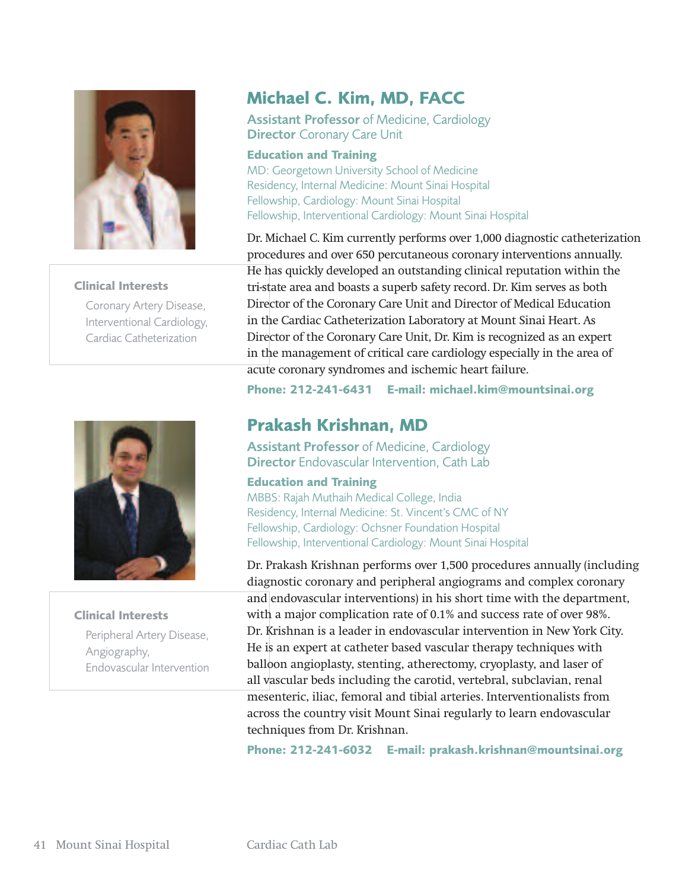## Michael C. Kim, MD, FACC

**Assistant Professor** of Medicine, Cardiology
**Director** Coronary Care Unit

**Education and Training**

MD: Georgetown University School of Medicine
Residency, Internal Medicine: Mount Sinai Hospital
Fellowship, Cardiology: Mount Sinai Hospital
Fellowship, Interventional Cardiology: Mount Sinai Hospital

**Clinical Interests**

Coronary Artery Disease,
Interventional Cardiology,
Cardiac Catheterization

Dr. Michael C. Kim currently performs over 1,000 diagnostic catheterization procedures and over 650 percutaneous coronary interventions annually. He has quickly developed an outstanding clinical reputation within the tri-state area and boasts a superb safety record. Dr. Kim serves as both Director of the Coronary Care Unit and Director of Medical Education in the Cardiac Catheterization Laboratory at Mount Sinai Heart. As Director of the Coronary Care Unit, Dr. Kim is recognized as an expert in the management of critical care cardiology especially in the area of acute coronary syndromes and ischemic heart failure.

**Phone: 212-241-6431 E-mail: michael.kim@mountsinai.org**

## Prakash Krishnan, MD

**Assistant Professor** of Medicine, Cardiology
**Director** Endovascular Intervention, Cath Lab

**Education and Training**

MBBS: Rajah Muthaih Medical College, India
Residency, Internal Medicine: St. Vincent's CMC of NY
Fellowship, Cardiology: Ochsner Foundation Hospital
Fellowship, Interventional Cardiology: Mount Sinai Hospital

**Clinical Interests**

Peripheral Artery Disease,
Angiography,
Endovascular Intervention

Dr. Prakash Krishnan performs over 1,500 procedures annually (including diagnostic coronary and peripheral angiograms and complex coronary and endovascular interventions) in his short time with the department, with a major complication rate of 0.1% and success rate of over 98%. Dr. Krishnan is a leader in endovascular intervention in New York City. He is an expert at catheter based vascular therapy techniques with balloon angioplasty, stenting, atherectomy, cryoplasty, and laser of all vascular beds including the carotid, vertebral, subclavian, renal mesenteric, iliac, femoral and tibial arteries. Interventionalists from across the country visit Mount Sinai regularly to learn endovascular techniques from Dr. Krishnan.

**Phone: 212-241-6032 E-mail: prakash.krishnan@mountsinai.org**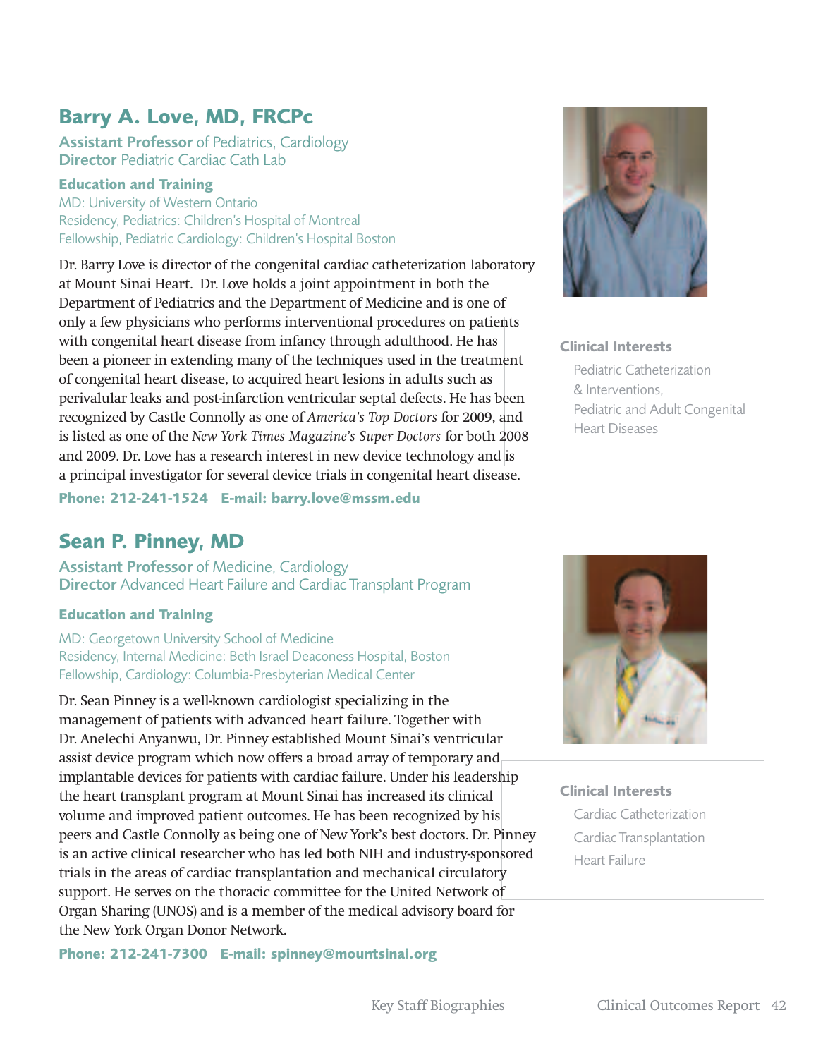## Barry A. Love, MD, FRCPc

**Assistant Professor** of Pediatrics, Cardiology
**Director** Pediatric Cardiac Cath Lab

### Education and Training

MD: University of Western Ontario
Residency, Pediatrics: Children's Hospital of Montreal
Fellowship, Pediatric Cardiology: Children's Hospital Boston

Dr. Barry Love is director of the congenital cardiac catheterization laboratory at Mount Sinai Heart. Dr. Love holds a joint appointment in both the Department of Pediatrics and the Department of Medicine and is one of only a few physicians who performs interventional procedures on patients with congenital heart disease from infancy through adulthood. He has been a pioneer in extending many of the techniques used in the treatment of congenital heart disease, to acquired heart lesions in adults such as perivalular leaks and post-infarction ventricular septal defects. He has been recognized by Castle Connolly as one of *America's Top Doctors* for 2009, and is listed as one of the *New York Times Magazine's Super Doctors* for both 2008 and 2009. Dr. Love has a research interest in new device technology and is a principal investigator for several device trials in congenital heart disease.

**Phone: 212-241-1524 E-mail: barry.love@mssm.edu**

### Clinical Interests

Pediatric Catheterization & Interventions,
Pediatric and Adult Congenital Heart Diseases

## Sean P. Pinney, MD

**Assistant Professor** of Medicine, Cardiology
**Director** Advanced Heart Failure and Cardiac Transplant Program

### Education and Training

MD: Georgetown University School of Medicine
Residency, Internal Medicine: Beth Israel Deaconess Hospital, Boston
Fellowship, Cardiology: Columbia-Presbyterian Medical Center

Dr. Sean Pinney is a well-known cardiologist specializing in the management of patients with advanced heart failure. Together with Dr. Anelechi Anyanwu, Dr. Pinney established Mount Sinai's ventricular assist device program which now offers a broad array of temporary and implantable devices for patients with cardiac failure. Under his leadership the heart transplant program at Mount Sinai has increased its clinical volume and improved patient outcomes. He has been recognized by his peers and Castle Connolly as being one of New York's best doctors. Dr. Pinney is an active clinical researcher who has led both NIH and industry-sponsored trials in the areas of cardiac transplantation and mechanical circulatory support. He serves on the thoracic committee for the United Network of Organ Sharing (UNOS) and is a member of the medical advisory board for the New York Organ Donor Network.

**Phone: 212-241-7300 E-mail: spinney@mountsinai.org**

### Clinical Interests

Cardiac Catheterization
Cardiac Transplantation
Heart Failure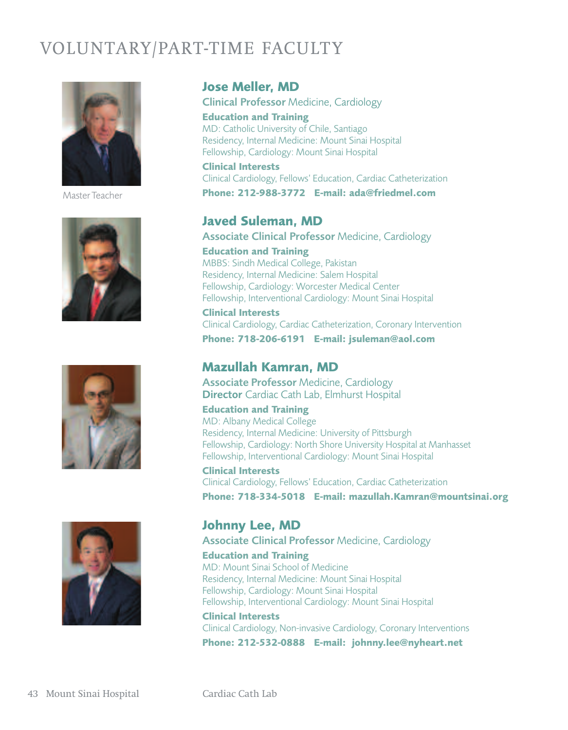# VOLUNTARY/PART-TIME FACULTY

Master Teacher

## Jose Meller, MD

**Clinical Professor** Medicine, Cardiology

**Education and Training**
MD: Catholic University of Chile, Santiago
Residency, Internal Medicine: Mount Sinai Hospital
Fellowship, Cardiology: Mount Sinai Hospital

**Clinical Interests**
Clinical Cardiology, Fellows' Education, Cardiac Catheterization

**Phone: 212-988-3772 E-mail: ada@friedmel.com**

## Javed Suleman, MD

**Associate Clinical Professor** Medicine, Cardiology

**Education and Training**
MBBS: Sindh Medical College, Pakistan
Residency, Internal Medicine: Salem Hospital
Fellowship, Cardiology: Worcester Medical Center
Fellowship, Interventional Cardiology: Mount Sinai Hospital

**Clinical Interests**
Clinical Cardiology, Cardiac Catheterization, Coronary Intervention

**Phone: 718-206-6191 E-mail: jsuleman@aol.com**

## Mazullah Kamran, MD

**Associate Professor** Medicine, Cardiology
**Director** Cardiac Cath Lab, Elmhurst Hospital

**Education and Training**
MD: Albany Medical College
Residency, Internal Medicine: University of Pittsburgh
Fellowship, Cardiology: North Shore University Hospital at Manhasset
Fellowship, Interventional Cardiology: Mount Sinai Hospital

**Clinical Interests**
Clinical Cardiology, Fellows' Education, Cardiac Catheterization

**Phone: 718-334-5018 E-mail: mazullah.Kamran@mountsinai.org**

## Johnny Lee, MD

**Associate Clinical Professor** Medicine, Cardiology

**Education and Training**
MD: Mount Sinai School of Medicine
Residency, Internal Medicine: Mount Sinai Hospital
Fellowship, Cardiology: Mount Sinai Hospital
Fellowship, Interventional Cardiology: Mount Sinai Hospital

**Clinical Interests**
Clinical Cardiology, Non-invasive Cardiology, Coronary Interventions

**Phone: 212-532-0888 E-mail: johnny.lee@nyheart.net**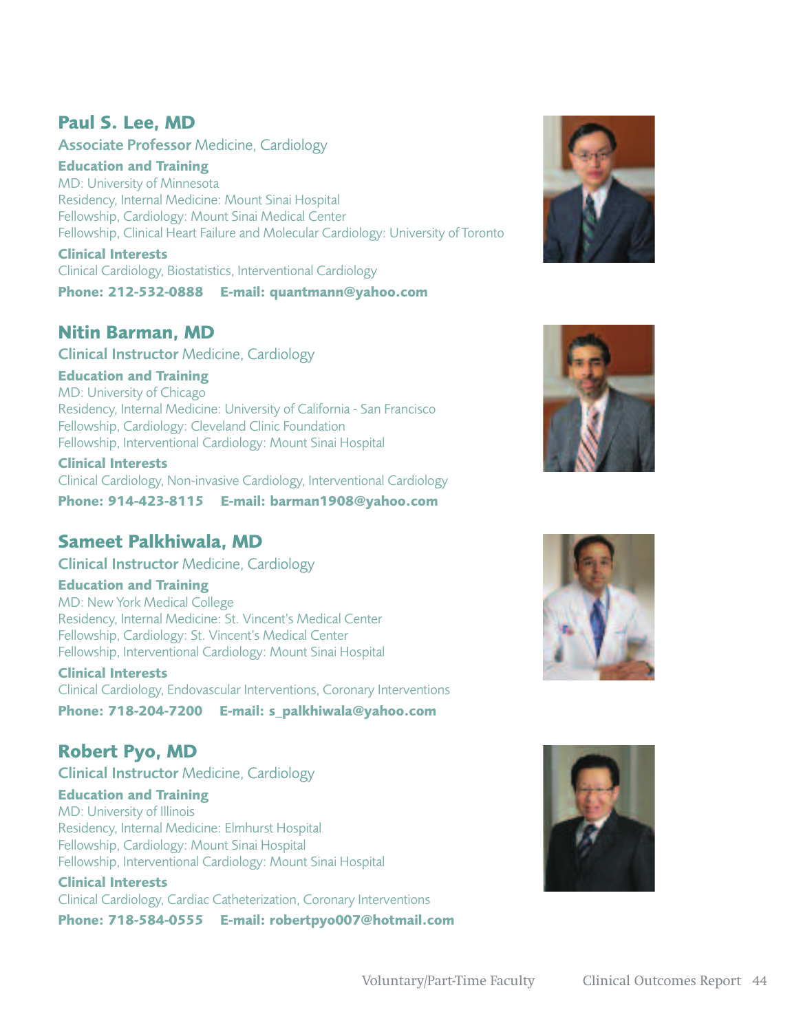## Paul S. Lee, MD

**Associate Professor** Medicine, Cardiology

**Education and Training**
MD: University of Minnesota
Residency, Internal Medicine: Mount Sinai Hospital
Fellowship, Cardiology: Mount Sinai Medical Center
Fellowship, Clinical Heart Failure and Molecular Cardiology: University of Toronto

**Clinical Interests**
Clinical Cardiology, Biostatistics, Interventional Cardiology

**Phone: 212-532-0888 E-mail: quantmann@yahoo.com**

## Nitin Barman, MD

**Clinical Instructor** Medicine, Cardiology

**Education and Training**
MD: University of Chicago
Residency, Internal Medicine: University of California - San Francisco
Fellowship, Cardiology: Cleveland Clinic Foundation
Fellowship, Interventional Cardiology: Mount Sinai Hospital

**Clinical Interests**
Clinical Cardiology, Non-invasive Cardiology, Interventional Cardiology

**Phone: 914-423-8115 E-mail: barman1908@yahoo.com**

## Sameet Palkhiwala, MD

**Clinical Instructor** Medicine, Cardiology

**Education and Training**
MD: New York Medical College
Residency, Internal Medicine: St. Vincent's Medical Center
Fellowship, Cardiology: St. Vincent's Medical Center
Fellowship, Interventional Cardiology: Mount Sinai Hospital

**Clinical Interests**
Clinical Cardiology, Endovascular Interventions, Coronary Interventions

**Phone: 718-204-7200 E-mail: s_palkhiwala@yahoo.com**

## Robert Pyo, MD

**Clinical Instructor** Medicine, Cardiology

**Education and Training**
MD: University of Illinois
Residency, Internal Medicine: Elmhurst Hospital
Fellowship, Cardiology: Mount Sinai Hospital
Fellowship, Interventional Cardiology: Mount Sinai Hospital

**Clinical Interests**
Clinical Cardiology, Cardiac Catheterization, Coronary Interventions

**Phone: 718-584-0555 E-mail: robertpyo007@hotmail.com**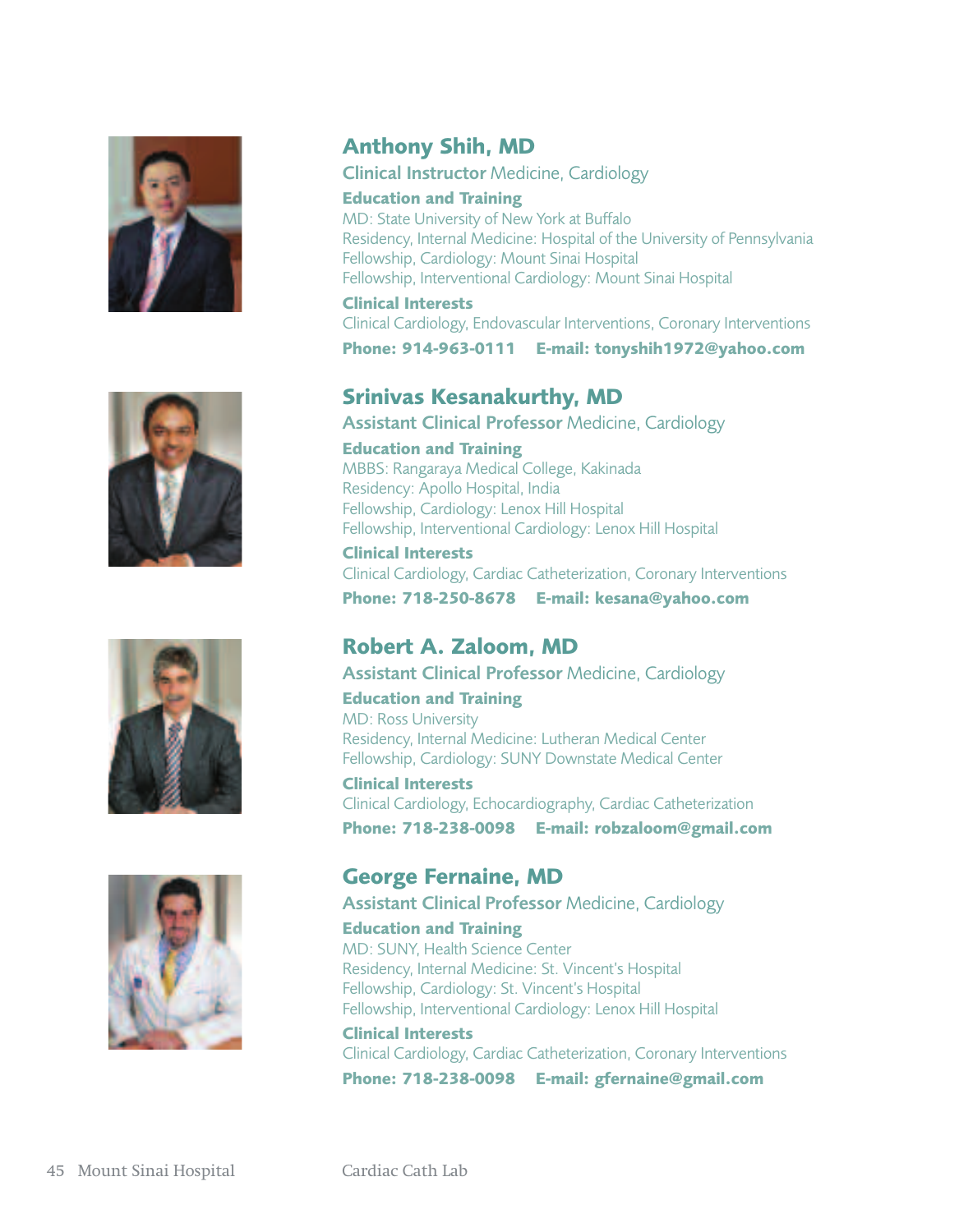## Anthony Shih, MD

**Clinical Instructor** Medicine, Cardiology

**Education and Training**

MD: State University of New York at Buffalo
Residency, Internal Medicine: Hospital of the University of Pennsylvania
Fellowship, Cardiology: Mount Sinai Hospital
Fellowship, Interventional Cardiology: Mount Sinai Hospital

**Clinical Interests**

Clinical Cardiology, Endovascular Interventions, Coronary Interventions

**Phone: 914-963-0111 E-mail: tonyshih1972@yahoo.com**

## Srinivas Kesanakurthy, MD

**Assistant Clinical Professor** Medicine, Cardiology

**Education and Training**

MBBS: Rangaraya Medical College, Kakinada
Residency: Apollo Hospital, India
Fellowship, Cardiology: Lenox Hill Hospital
Fellowship, Interventional Cardiology: Lenox Hill Hospital

**Clinical Interests**

Clinical Cardiology, Cardiac Catheterization, Coronary Interventions

**Phone: 718-250-8678 E-mail: kesana@yahoo.com**

## Robert A. Zaloom, MD

**Assistant Clinical Professor** Medicine, Cardiology

**Education and Training**

MD: Ross University
Residency, Internal Medicine: Lutheran Medical Center
Fellowship, Cardiology: SUNY Downstate Medical Center

**Clinical Interests**

Clinical Cardiology, Echocardiography, Cardiac Catheterization

**Phone: 718-238-0098 E-mail: robzaloom@gmail.com**

## George Fernaine, MD

**Assistant Clinical Professor** Medicine, Cardiology

**Education and Training**

MD: SUNY, Health Science Center
Residency, Internal Medicine: St. Vincent's Hospital
Fellowship, Cardiology: St. Vincent's Hospital
Fellowship, Interventional Cardiology: Lenox Hill Hospital

**Clinical Interests**

Clinical Cardiology, Cardiac Catheterization, Coronary Interventions

**Phone: 718-238-0098 E-mail: gfernaine@gmail.com**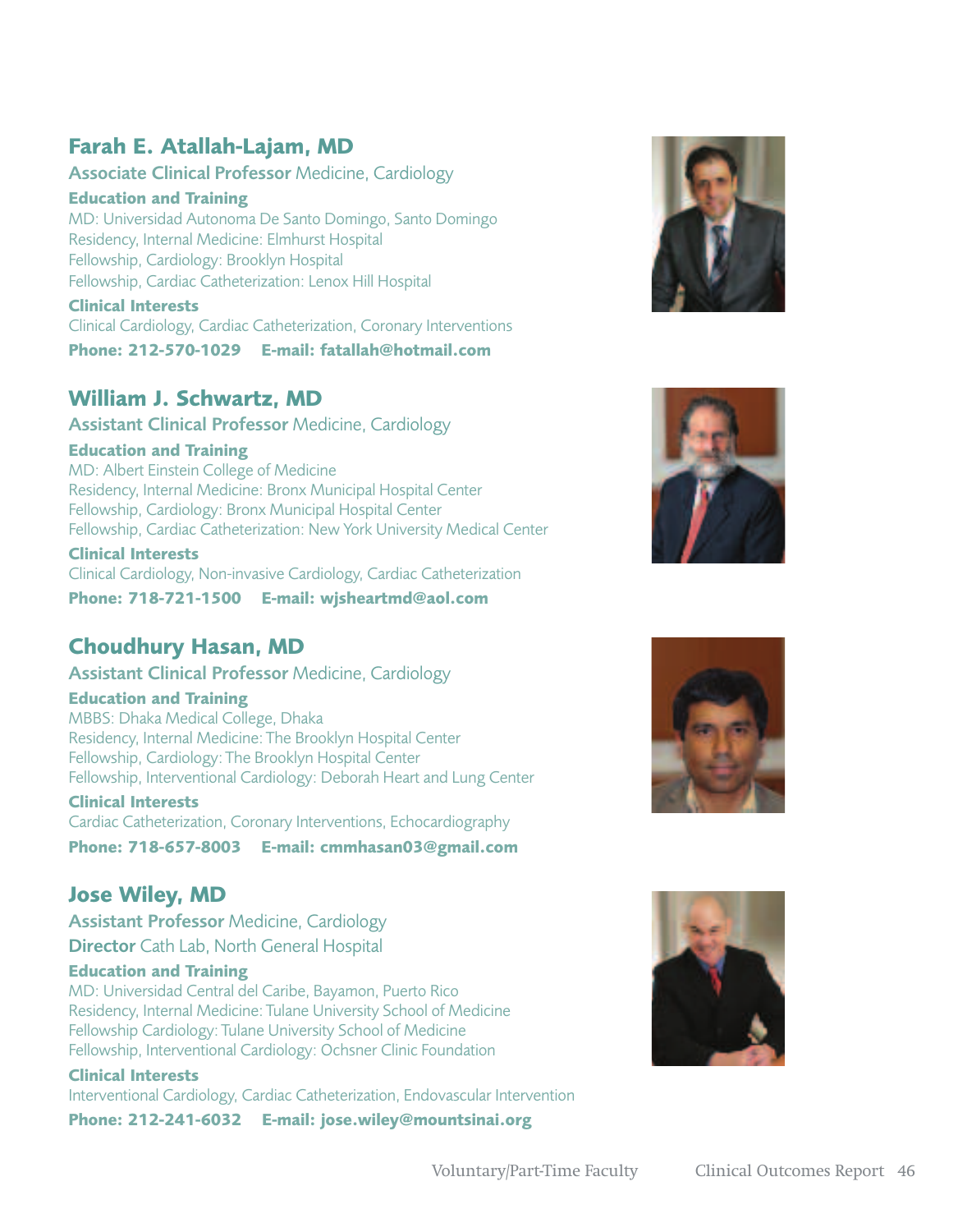## Farah E. Atallah-Lajam, MD

**Associate Clinical Professor** Medicine, Cardiology

**Education and Training**

MD: Universidad Autonoma De Santo Domingo, Santo Domingo
Residency, Internal Medicine: Elmhurst Hospital
Fellowship, Cardiology: Brooklyn Hospital
Fellowship, Cardiac Catheterization: Lenox Hill Hospital

**Clinical Interests**

Clinical Cardiology, Cardiac Catheterization, Coronary Interventions

**Phone: 212-570-1029 E-mail: fatallah@hotmail.com**

## William J. Schwartz, MD

**Assistant Clinical Professor** Medicine, Cardiology

**Education and Training**

MD: Albert Einstein College of Medicine
Residency, Internal Medicine: Bronx Municipal Hospital Center
Fellowship, Cardiology: Bronx Municipal Hospital Center
Fellowship, Cardiac Catheterization: New York University Medical Center

**Clinical Interests**

Clinical Cardiology, Non-invasive Cardiology, Cardiac Catheterization

**Phone: 718-721-1500 E-mail: wjsheartmd@aol.com**

## Choudhury Hasan, MD

**Assistant Clinical Professor** Medicine, Cardiology

**Education and Training**

MBBS: Dhaka Medical College, Dhaka
Residency, Internal Medicine: The Brooklyn Hospital Center
Fellowship, Cardiology: The Brooklyn Hospital Center
Fellowship, Interventional Cardiology: Deborah Heart and Lung Center

**Clinical Interests**

Cardiac Catheterization, Coronary Interventions, Echocardiography

**Phone: 718-657-8003 E-mail: cmmhasan03@gmail.com**

## Jose Wiley, MD

**Assistant Professor** Medicine, Cardiology
**Director** Cath Lab, North General Hospital

**Education and Training**

MD: Universidad Central del Caribe, Bayamon, Puerto Rico
Residency, Internal Medicine: Tulane University School of Medicine
Fellowship Cardiology: Tulane University School of Medicine
Fellowship, Interventional Cardiology: Ochsner Clinic Foundation

**Clinical Interests**

Interventional Cardiology, Cardiac Catheterization, Endovascular Intervention

**Phone: 212-241-6032 E-mail: jose.wiley@mountsinai.org**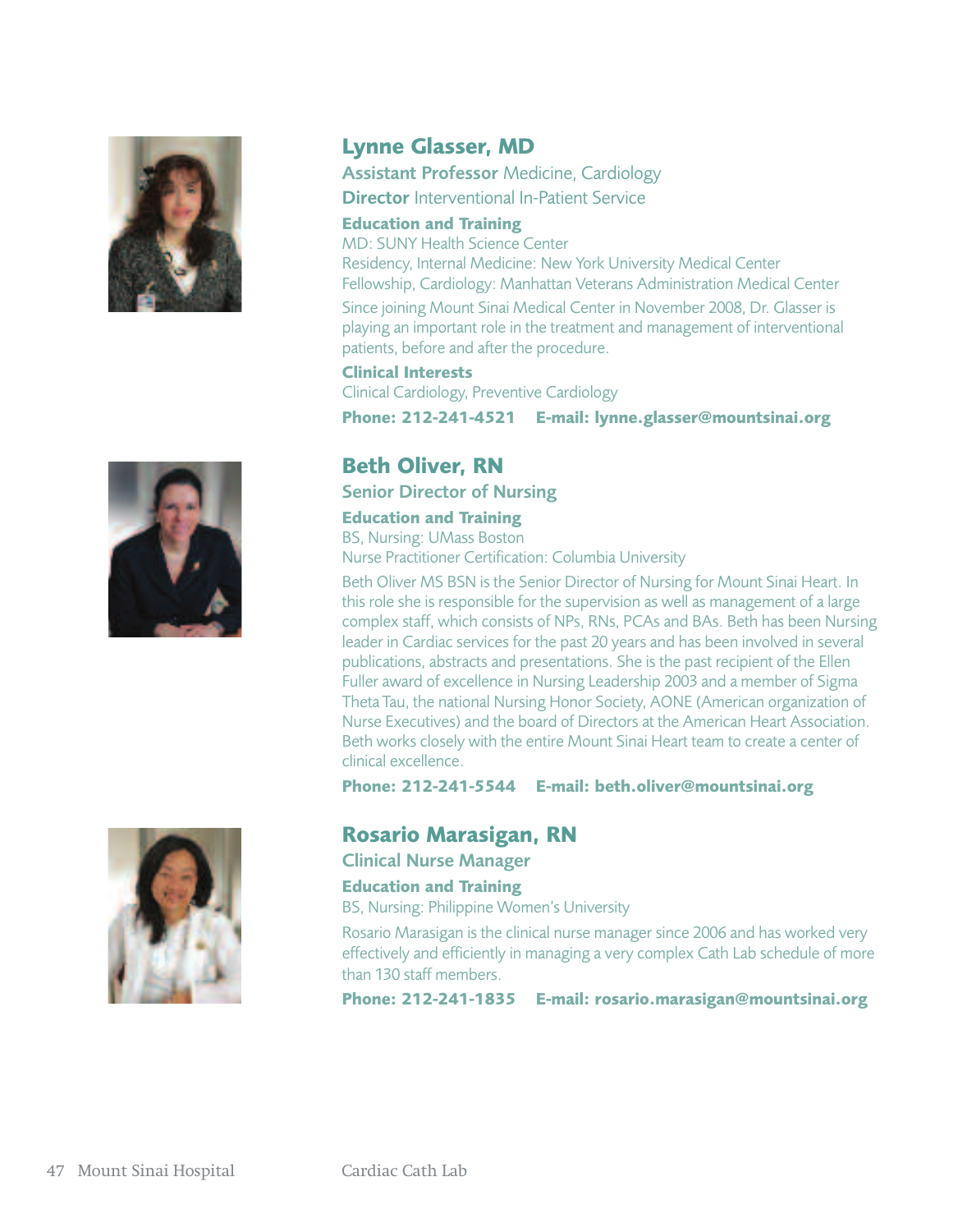## Lynne Glasser, MD

**Assistant Professor** Medicine, Cardiology
**Director** Interventional In-Patient Service

**Education and Training**
MD: SUNY Health Science Center
Residency, Internal Medicine: New York University Medical Center
Fellowship, Cardiology: Manhattan Veterans Administration Medical Center

Since joining Mount Sinai Medical Center in November 2008, Dr. Glasser is playing an important role in the treatment and management of interventional patients, before and after the procedure.

**Clinical Interests**
Clinical Cardiology, Preventive Cardiology

**Phone: 212-241-4521 E-mail: lynne.glasser@mountsinai.org**

## Beth Oliver, RN

**Senior Director of Nursing**

**Education and Training**
BS, Nursing: UMass Boston
Nurse Practitioner Certification: Columbia University

Beth Oliver MS BSN is the Senior Director of Nursing for Mount Sinai Heart. In this role she is responsible for the supervision as well as management of a large complex staff, which consists of NPs, RNs, PCAs and BAs. Beth has been Nursing leader in Cardiac services for the past 20 years and has been involved in several publications, abstracts and presentations. She is the past recipient of the Ellen Fuller award of excellence in Nursing Leadership 2003 and a member of Sigma Theta Tau, the national Nursing Honor Society, AONE (American organization of Nurse Executives) and the board of Directors at the American Heart Association. Beth works closely with the entire Mount Sinai Heart team to create a center of clinical excellence.

**Phone: 212-241-5544 E-mail: beth.oliver@mountsinai.org**

## Rosario Marasigan, RN

**Clinical Nurse Manager**

**Education and Training**
BS, Nursing: Philippine Women's University

Rosario Marasigan is the clinical nurse manager since 2006 and has worked very effectively and efficiently in managing a very complex Cath Lab schedule of more than 130 staff members.

**Phone: 212-241-1835 E-mail: rosario.marasigan@mountsinai.org**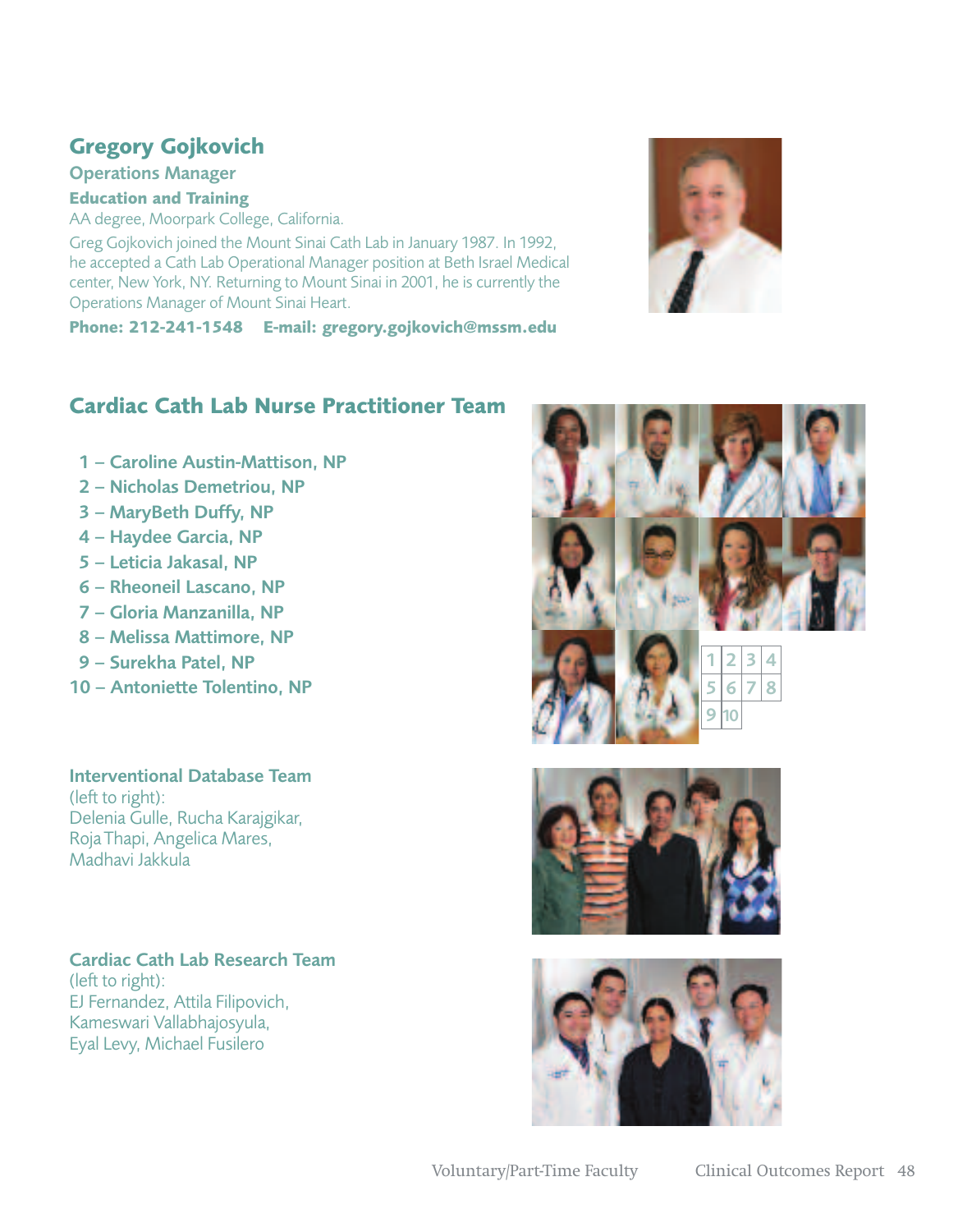## Gregory Gojkovich

**Operations Manager**

**Education and Training**

AA degree, Moorpark College, California.

Greg Gojkovich joined the Mount Sinai Cath Lab in January 1987. In 1992, he accepted a Cath Lab Operational Manager position at Beth Israel Medical center, New York, NY. Returning to Mount Sinai in 2001, he is currently the Operations Manager of Mount Sinai Heart.

**Phone: 212-241-1548 E-mail: gregory.gojkovich@mssm.edu**

## Cardiac Cath Lab Nurse Practitioner Team

1 – Caroline Austin-Mattison, NP
2 – Nicholas Demetriou, NP
3 – MaryBeth Duffy, NP
4 – Haydee Garcia, NP
5 – Leticia Jakasal, NP
6 – Rheoneil Lascano, NP
7 – Gloria Manzanilla, NP
8 – Melissa Mattimore, NP
9 – Surekha Patel, NP
10 – Antoniette Tolentino, NP

| | | | |
|---|---|---|---|
| 1 | 2 | 3 | 4 |
| 5 | 6 | 7 | 8 |
| 9 | 10 | | |

### Interventional Database Team

(left to right):
Delenia Gulle, Rucha Karajgikar, Roja Thapi, Angelica Mares, Madhavi Jakkula

### Cardiac Cath Lab Research Team

(left to right):
EJ Fernandez, Attila Filipovich, Kameswari Vallabhajosyula, Eyal Levy, Michael Fusilero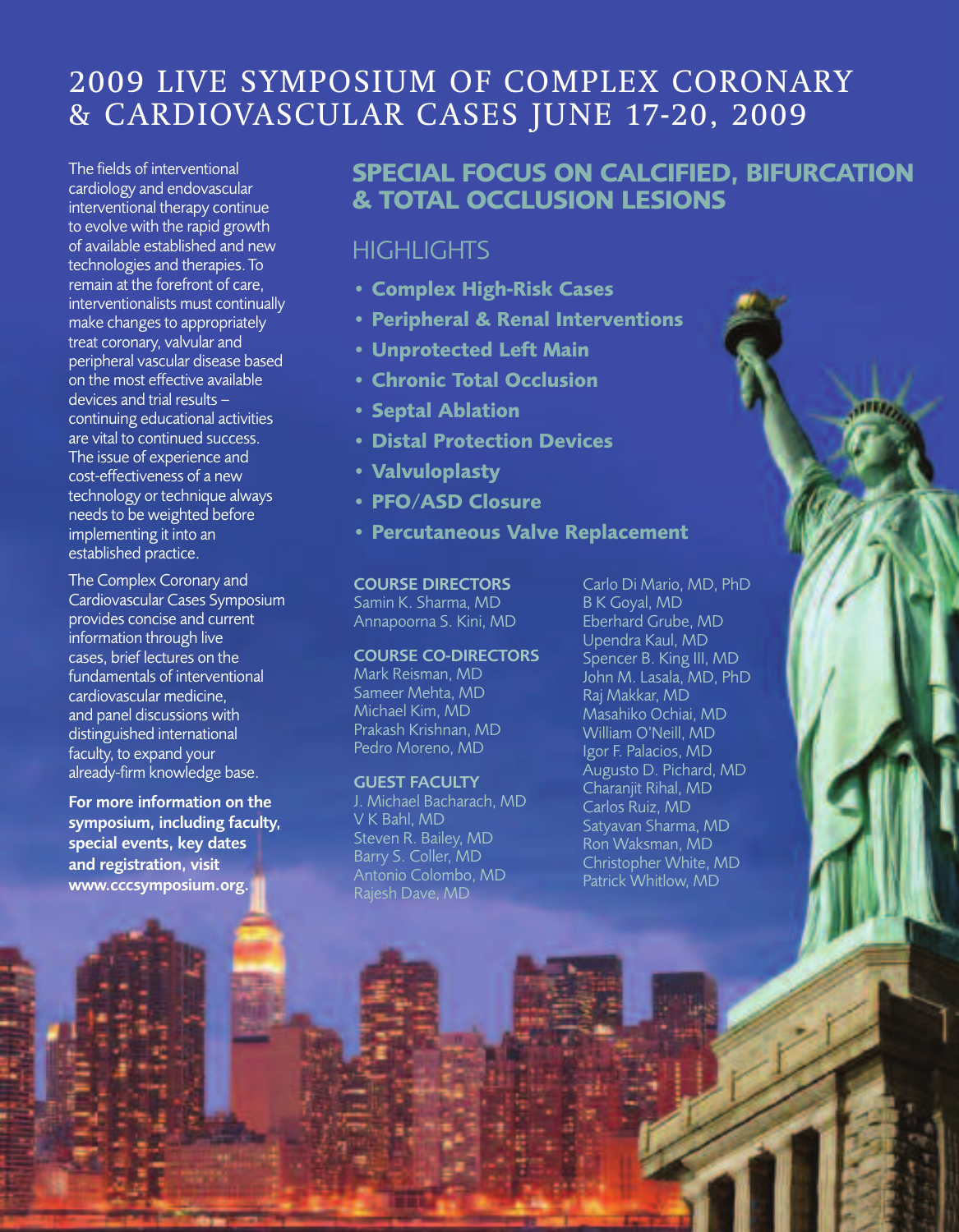# 2009 LIVE SYMPOSIUM OF COMPLEX CORONARY & CARDIOVASCULAR CASES JUNE 17-20, 2009

The fields of interventional cardiology and endovascular interventional therapy continue to evolve with the rapid growth of available established and new technologies and therapies. To remain at the forefront of care, interventionalists must continually make changes to appropriately treat coronary, valvular and peripheral vascular disease based on the most effective available devices and trial results – continuing educational activities are vital to continued success. The issue of experience and cost-effectiveness of a new technology or technique always needs to be weighted before implementing it into an established practice.

The Complex Coronary and Cardiovascular Cases Symposium provides concise and current information through live cases, brief lectures on the fundamentals of interventional cardiovascular medicine, and panel discussions with distinguished international faculty, to expand your already-firm knowledge base.

**For more information on the symposium, including faculty, special events, key dates and registration, visit www.cccsymposium.org.**

## SPECIAL FOCUS ON CALCIFIED, BIFURCATION & TOTAL OCCLUSION LESIONS

### HIGHLIGHTS

- **Complex High-Risk Cases**
- **Peripheral & Renal Interventions**
- **Unprotected Left Main**
- **Chronic Total Occlusion**
- **Septal Ablation**
- **Distal Protection Devices**
- **Valvuloplasty**
- **PFO/ASD Closure**
- **Percutaneous Valve Replacement**

**COURSE DIRECTORS**
Samin K. Sharma, MD
Annapoorna S. Kini, MD

**COURSE CO-DIRECTORS**
Mark Reisman, MD
Sameer Mehta, MD
Michael Kim, MD
Prakash Krishnan, MD
Pedro Moreno, MD

**GUEST FACULTY**
J. Michael Bacharach, MD
V K Bahl, MD
Steven R. Bailey, MD
Barry S. Coller, MD
Antonio Colombo, MD
Rajesh Dave, MD
Carlo Di Mario, MD, PhD
B K Goyal, MD
Eberhard Grube, MD
Upendra Kaul, MD
Spencer B. King III, MD
John M. Lasala, MD, PhD
Raj Makkar, MD
Masahiko Ochiai, MD
William O'Neill, MD
Igor F. Palacios, MD
Augusto D. Pichard, MD
Charanjit Rihal, MD
Carlos Ruiz, MD
Satyavan Sharma, MD
Ron Waksman, MD
Christopher White, MD
Patrick Whitlow, MD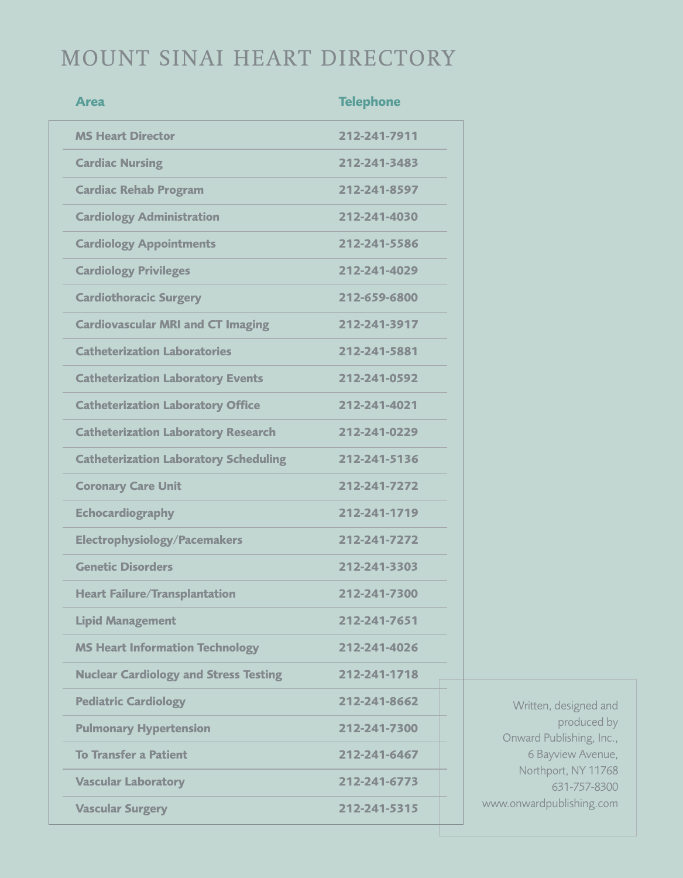# MOUNT SINAI HEART DIRECTORY

| Area | Telephone |
|---|---|
| MS Heart Director | 212-241-7911 |
| Cardiac Nursing | 212-241-3483 |
| Cardiac Rehab Program | 212-241-8597 |
| Cardiology Administration | 212-241-4030 |
| Cardiology Appointments | 212-241-5586 |
| Cardiology Privileges | 212-241-4029 |
| Cardiothoracic Surgery | 212-659-6800 |
| Cardiovascular MRI and CT Imaging | 212-241-3917 |
| Catheterization Laboratories | 212-241-5881 |
| Catheterization Laboratory Events | 212-241-0592 |
| Catheterization Laboratory Office | 212-241-4021 |
| Catheterization Laboratory Research | 212-241-0229 |
| Catheterization Laboratory Scheduling | 212-241-5136 |
| Coronary Care Unit | 212-241-7272 |
| Echocardiography | 212-241-1719 |
| Electrophysiology/Pacemakers | 212-241-7272 |
| Genetic Disorders | 212-241-3303 |
| Heart Failure/Transplantation | 212-241-7300 |
| Lipid Management | 212-241-7651 |
| MS Heart Information Technology | 212-241-4026 |
| Nuclear Cardiology and Stress Testing | 212-241-1718 |
| Pediatric Cardiology | 212-241-8662 |
| Pulmonary Hypertension | 212-241-7300 |
| To Transfer a Patient | 212-241-6467 |
| Vascular Laboratory | 212-241-6773 |
| Vascular Surgery | 212-241-5315 |

Written, designed and produced by
Onward Publishing, Inc.,
6 Bayview Avenue,
Northport, NY 11768
631-757-8300
www.onwardpublishing.com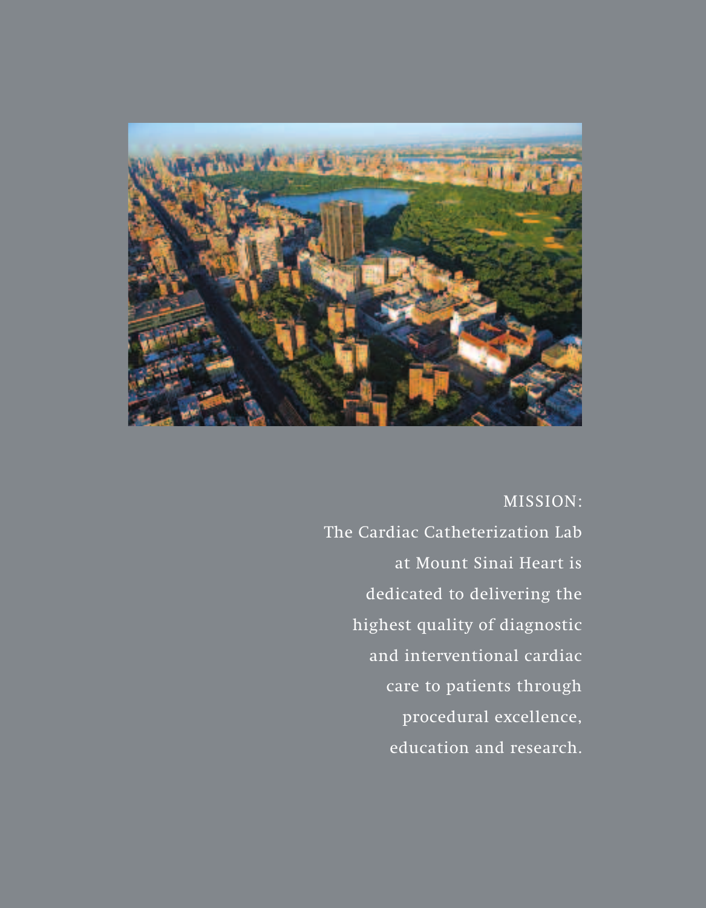MISSION:

The Cardiac Catheterization Lab at Mount Sinai Heart is dedicated to delivering the highest quality of diagnostic and interventional cardiac care to patients through procedural excellence, education and research.